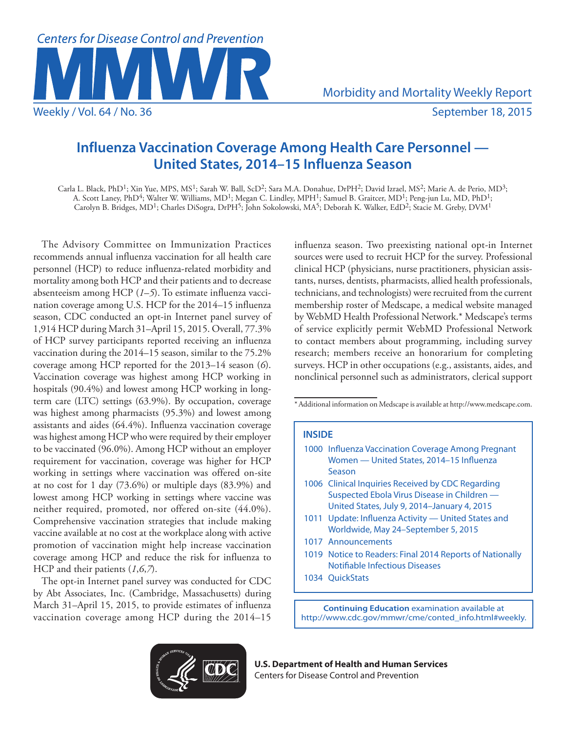# Influenza Vaccination Coverage Among Health Care Personnel — United States, 2014–15 Influenza Season

Carla L. Black, PhD[1]; Xin Yue, MPS, MS[1]; Sarah W. Ball, ScD[2]; Sara M.A. Donahue, DrPH[2]; David Izrael, MS[2]; Marie A. de Perio, MD[3]; A. Scott Laney, PhD[4]; Walter W. Williams, MD[1]; Megan C. Lindley, MPH[1]; Samuel B. Graitcer, MD[1]; Peng-jun Lu, MD, PhD[1]; Carolyn B. Bridges, MD[1]; Charles DiSogra, DrPH[5]; John Sokolowski, MA[5]; Deborah K. Walker, EdD[2]; Stacie M. Greby, DVM[1]

The Advisory Committee on Immunization Practices recommends annual influenza vaccination for all health care personnel (HCP) to reduce influenza-related morbidity and mortality among both HCP and their patients and to decrease absenteeism among HCP (*1–5*). To estimate influenza vaccination coverage among U.S. HCP for the 2014–15 influenza season, CDC conducted an opt-in Internet panel survey of 1,914 HCP during March 31–April 15, 2015. Overall, 77.3% of HCP survey participants reported receiving an influenza vaccination during the 2014–15 season, similar to the 75.2% coverage among HCP reported for the 2013–14 season (*6*). Vaccination coverage was highest among HCP working in hospitals (90.4%) and lowest among HCP working in long-term care (LTC) settings (63.9%). By occupation, coverage was highest among pharmacists (95.3%) and lowest among assistants and aides (64.4%). Influenza vaccination coverage was highest among HCP who were required by their employer to be vaccinated (96.0%). Among HCP without an employer requirement for vaccination, coverage was higher for HCP working in settings where vaccination was offered on-site at no cost for 1 day (73.6%) or multiple days (83.9%) and lowest among HCP working in settings where vaccine was neither required, promoted, nor offered on-site (44.0%). Comprehensive vaccination strategies that include making vaccine available at no cost at the workplace along with active promotion of vaccination might help increase vaccination coverage among HCP and reduce the risk for influenza to HCP and their patients (*1*,*6*,*7*).

The opt-in Internet panel survey was conducted for CDC by Abt Associates, Inc. (Cambridge, Massachusetts) during March 31–April 15, 2015, to provide estimates of influenza vaccination coverage among HCP during the 2014–15 influenza season. Two preexisting national opt-in Internet sources were used to recruit HCP for the survey. Professional clinical HCP (physicians, nurse practitioners, physician assistants, nurses, dentists, pharmacists, allied health professionals, technicians, and technologists) were recruited from the current membership roster of Medscape, a medical website managed by WebMD Health Professional Network.* Medscape's terms of service explicitly permit WebMD Professional Network to contact members about programming, including survey research; members receive an honorarium for completing surveys. HCP in other occupations (e.g., assistants, aides, and nonclinical personnel such as administrators, clerical support

\* Additional information on Medscape is available at http://www.medscape.com.

**INSIDE**

- 1000 Influenza Vaccination Coverage Among Pregnant Women — United States, 2014–15 Influenza Season
- 1006 Clinical Inquiries Received by CDC Regarding Suspected Ebola Virus Disease in Children — United States, July 9, 2014–January 4, 2015
- 1011 Update: Influenza Activity — United States and Worldwide, May 24–September 5, 2015
- 1017 Announcements
- 1019 Notice to Readers: Final 2014 Reports of Nationally Notifiable Infectious Diseases
- 1034 QuickStats

**Continuing Education** examination available at http://www.cdc.gov/mmwr/cme/conted_info.html#weekly.

**U.S. Department of Health and Human Services**
Centers for Disease Control and Prevention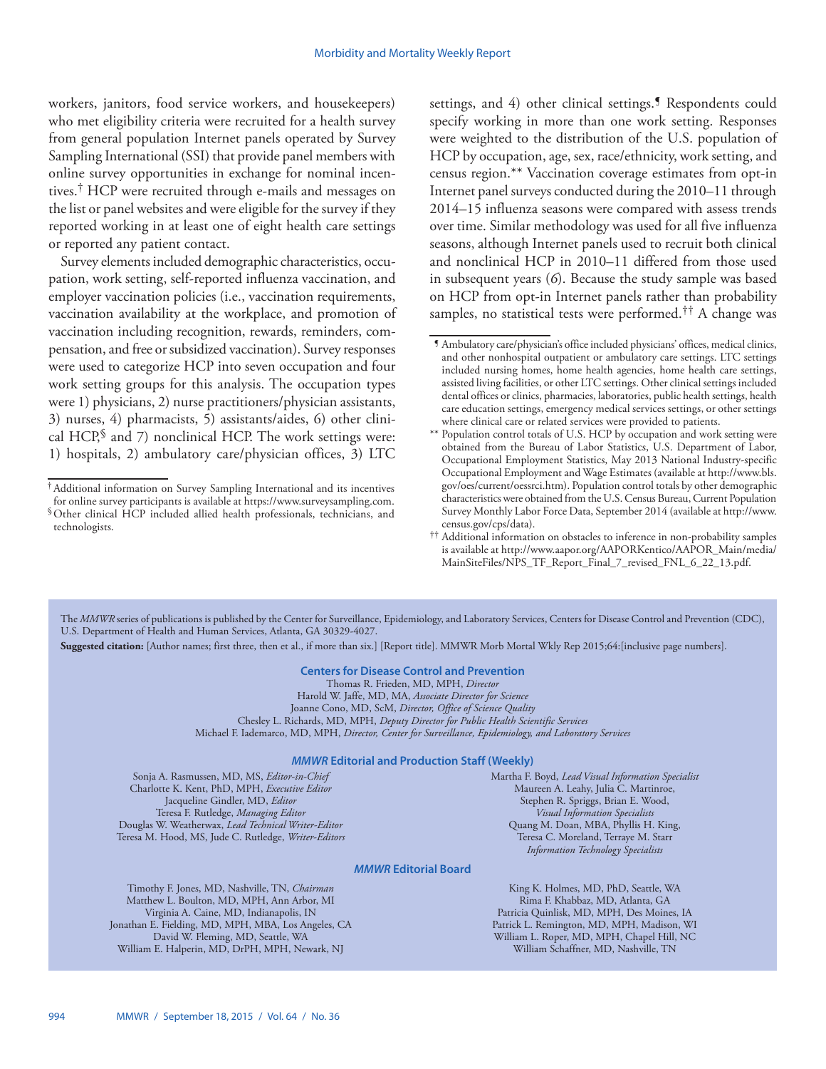workers, janitors, food service workers, and housekeepers) who met eligibility criteria were recruited for a health survey from general population Internet panels operated by Survey Sampling International (SSI) that provide panel members with online survey opportunities in exchange for nominal incentives.[†] HCP were recruited through e-mails and messages on the list or panel websites and were eligible for the survey if they reported working in at least one of eight health care settings or reported any patient contact.

Survey elements included demographic characteristics, occupation, work setting, self-reported influenza vaccination, and employer vaccination policies (i.e., vaccination requirements, vaccination availability at the workplace, and promotion of vaccination including recognition, rewards, reminders, compensation, and free or subsidized vaccination). Survey responses were used to categorize HCP into seven occupation and four work setting groups for this analysis. The occupation types were 1) physicians, 2) nurse practitioners/physician assistants, 3) nurses, 4) pharmacists, 5) assistants/aides, 6) other clinical HCP,[§] and 7) nonclinical HCP. The work settings were: 1) hospitals, 2) ambulatory care/physician offices, 3) LTC settings, and 4) other clinical settings.[¶] Respondents could specify working in more than one work setting. Responses were weighted to the distribution of the U.S. population of HCP by occupation, age, sex, race/ethnicity, work setting, and census region.[**] Vaccination coverage estimates from opt-in Internet panel surveys conducted during the 2010–11 through 2014–15 influenza seasons were compared with assess trends over time. Similar methodology was used for all five influenza seasons, although Internet panels used to recruit both clinical and nonclinical HCP in 2010–11 differed from those used in subsequent years (*6*). Because the study sample was based on HCP from opt-in Internet panels rather than probability samples, no statistical tests were performed.[††] A change was

[†] Additional information on Survey Sampling International and its incentives for online survey participants is available at https://www.surveysampling.com.

[§] Other clinical HCP included allied health professionals, technicians, and technologists.

[¶] Ambulatory care/physician's office included physicians' offices, medical clinics, and other nonhospital outpatient or ambulatory care settings. LTC settings included nursing homes, home health agencies, home health care settings, assisted living facilities, or other LTC settings. Other clinical settings included dental offices or clinics, pharmacies, laboratories, public health settings, health care education settings, emergency medical services settings, or other settings where clinical care or related services were provided to patients.

[**] Population control totals of U.S. HCP by occupation and work setting were obtained from the Bureau of Labor Statistics, U.S. Department of Labor, Occupational Employment Statistics, May 2013 National Industry-specific Occupational Employment and Wage Estimates (available at http://www.bls.gov/oes/current/oessrci.htm). Population control totals by other demographic characteristics were obtained from the U.S. Census Bureau, Current Population Survey Monthly Labor Force Data, September 2014 (available at http://www.census.gov/cps/data).

[††] Additional information on obstacles to inference in non-probability samples is available at http://www.aapor.org/AAPORKentico/AAPOR_Main/media/MainSiteFiles/NPS_TF_Report_Final_7_revised_FNL_6_22_13.pdf.

The *MMWR* series of publications is published by the Center for Surveillance, Epidemiology, and Laboratory Services, Centers for Disease Control and Prevention (CDC), U.S. Department of Health and Human Services, Atlanta, GA 30329-4027.

**Suggested citation:** [Author names; first three, then et al., if more than six.] [Report title]. MMWR Morb Mortal Wkly Rep 2015;64:[inclusive page numbers].

**Centers for Disease Control and Prevention**

Thomas R. Frieden, MD, MPH, *Director*
Harold W. Jaffe, MD, MA, *Associate Director for Science*
Joanne Cono, MD, ScM, *Director, Office of Science Quality*
Chesley L. Richards, MD, MPH, *Deputy Director for Public Health Scientific Services*
Michael F. Iademarco, MD, MPH, *Director, Center for Surveillance, Epidemiology, and Laboratory Services*

***MMWR* Editorial and Production Staff (Weekly)**

Sonja A. Rasmussen, MD, MS, *Editor-in-Chief*
Charlotte K. Kent, PhD, MPH, *Executive Editor*
Jacqueline Gindler, MD, *Editor*
Teresa F. Rutledge, *Managing Editor*
Douglas W. Weatherwax, *Lead Technical Writer-Editor*
Teresa M. Hood, MS, Jude C. Rutledge, *Writer-Editors*

Martha F. Boyd, *Lead Visual Information Specialist*
Maureen A. Leahy, Julia C. Martinroe,
Stephen R. Spriggs, Brian E. Wood,
*Visual Information Specialists*
Quang M. Doan, MBA, Phyllis H. King,
Teresa C. Moreland, Terraye M. Starr
*Information Technology Specialists*

***MMWR* Editorial Board**

Timothy F. Jones, MD, Nashville, TN, *Chairman*
Matthew L. Boulton, MD, MPH, Ann Arbor, MI
Virginia A. Caine, MD, Indianapolis, IN
Jonathan E. Fielding, MD, MPH, MBA, Los Angeles, CA
David W. Fleming, MD, Seattle, WA
William E. Halperin, MD, DrPH, MPH, Newark, NJ

King K. Holmes, MD, PhD, Seattle, WA
Rima F. Khabbaz, MD, Atlanta, GA
Patricia Quinlisk, MD, MPH, Des Moines, IA
Patrick L. Remington, MD, MPH, Madison, WI
William L. Roper, MD, MPH, Chapel Hill, NC
William Schaffner, MD, Nashville, TN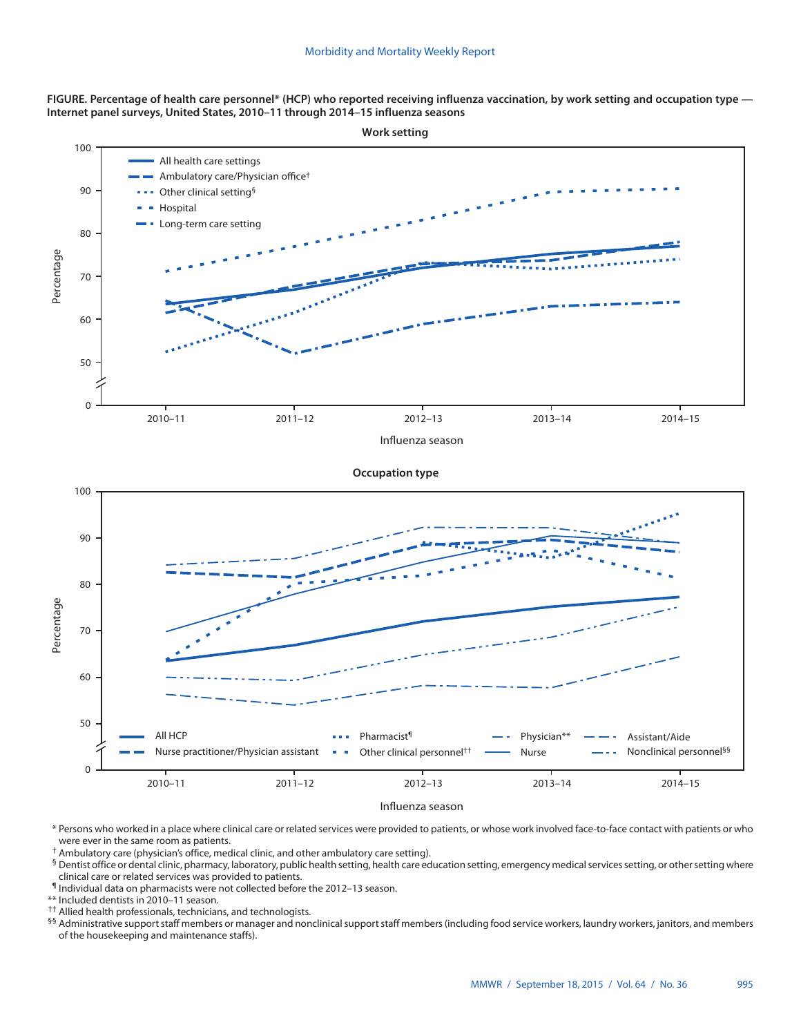**FIGURE. Percentage of health care personnel* (HCP) who reported receiving influenza vaccination, by work setting and occupation type — Internet panel surveys, United States, 2010–11 through 2014–15 influenza seasons**

\* Persons who worked in a place where clinical care or related services were provided to patients, or whose work involved face-to-face contact with patients or who were ever in the same room as patients.

† Ambulatory care (physician's office, medical clinic, and other ambulatory care setting).

§ Dentist office or dental clinic, pharmacy, laboratory, public health setting, health care education setting, emergency medical services setting, or other setting where clinical care or related services was provided to patients.

¶ Individual data on pharmacists were not collected before the 2012–13 season.

** Included dentists in 2010–11 season.

†† Allied health professionals, technicians, and technologists.

§§ Administrative support staff members or manager and nonclinical support staff members (including food service workers, laundry workers, janitors, and members of the housekeeping and maintenance staffs).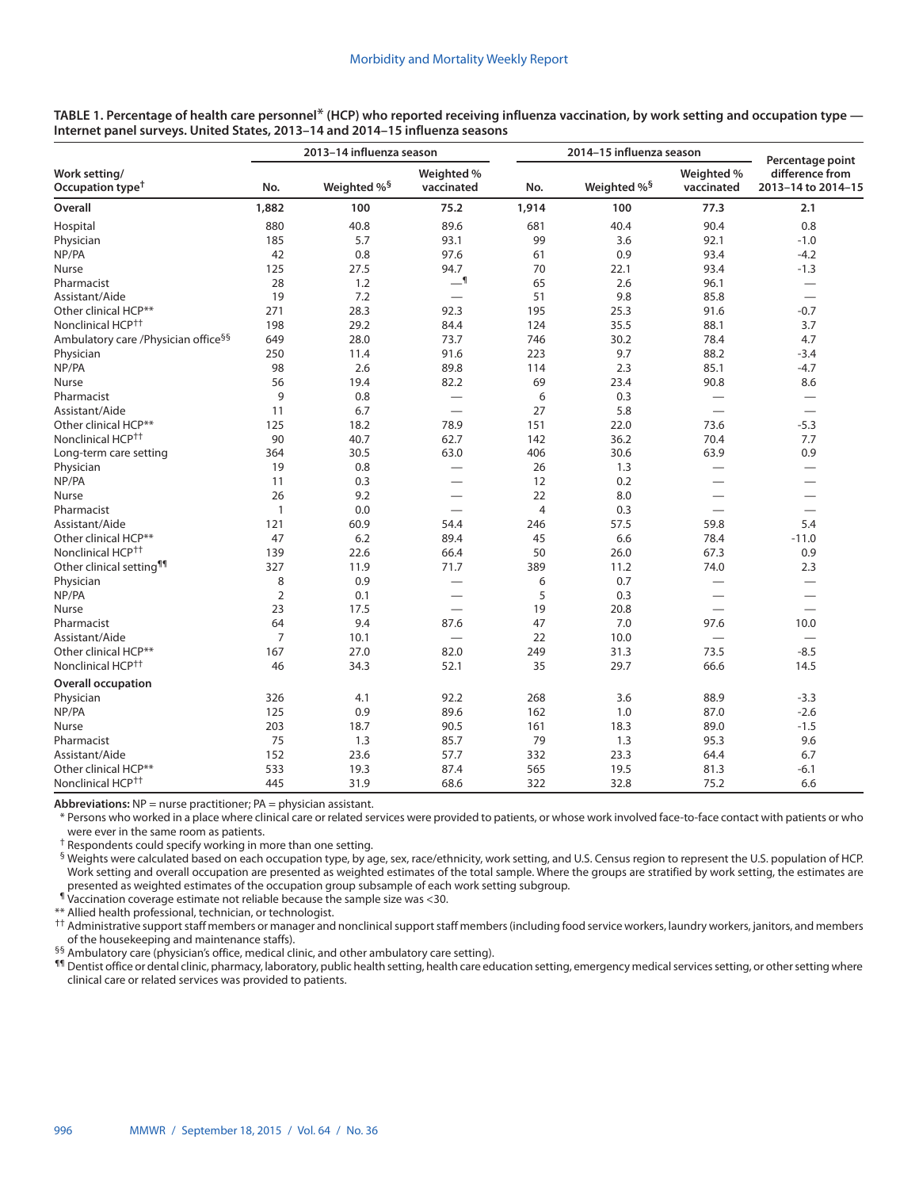**TABLE 1. Percentage of health care personnel* (HCP) who reported receiving influenza vaccination, by work setting and occupation type — Internet panel surveys. United States, 2013–14 and 2014–15 influenza seasons**

| Work setting/ Occupation type† | 2013–14 influenza season | | | 2014–15 influenza season | | | Percentage point difference from 2013–14 to 2014–15 |
|---|---|---|---|---|---|---|---|
| | No. | Weighted %§ | Weighted % vaccinated | No. | Weighted %§ | Weighted % vaccinated | |
| **Overall** | **1,882** | **100** | **75.2** | **1,914** | **100** | **77.3** | **2.1** |
| Hospital | 880 | 40.8 | 89.6 | 681 | 40.4 | 90.4 | 0.8 |
| Physician | 185 | 5.7 | 93.1 | 99 | 3.6 | 92.1 | -1.0 |
| NP/PA | 42 | 0.8 | 97.6 | 61 | 0.9 | 93.4 | -4.2 |
| Nurse | 125 | 27.5 | 94.7 | 70 | 22.1 | 93.4 | -1.3 |
| Pharmacist | 28 | 1.2 | —¶ | 65 | 2.6 | 96.1 | — |
| Assistant/Aide | 19 | 7.2 | — | 51 | 9.8 | 85.8 | — |
| Other clinical HCP** | 271 | 28.3 | 92.3 | 195 | 25.3 | 91.6 | -0.7 |
| Nonclinical HCP†† | 198 | 29.2 | 84.4 | 124 | 35.5 | 88.1 | 3.7 |
| Ambulatory care /Physician office§§ | 649 | 28.0 | 73.7 | 746 | 30.2 | 78.4 | 4.7 |
| Physician | 250 | 11.4 | 91.6 | 223 | 9.7 | 88.2 | -3.4 |
| NP/PA | 98 | 2.6 | 89.8 | 114 | 2.3 | 85.1 | -4.7 |
| Nurse | 56 | 19.4 | 82.2 | 69 | 23.4 | 90.8 | 8.6 |
| Pharmacist | 9 | 0.8 | — | 6 | 0.3 | — | — |
| Assistant/Aide | 11 | 6.7 | — | 27 | 5.8 | — | — |
| Other clinical HCP** | 125 | 18.2 | 78.9 | 151 | 22.0 | 73.6 | -5.3 |
| Nonclinical HCP†† | 90 | 40.7 | 62.7 | 142 | 36.2 | 70.4 | 7.7 |
| Long-term care setting | 364 | 30.5 | 63.0 | 406 | 30.6 | 63.9 | 0.9 |
| Physician | 19 | 0.8 | — | 26 | 1.3 | — | — |
| NP/PA | 11 | 0.3 | — | 12 | 0.2 | — | — |
| Nurse | 26 | 9.2 | — | 22 | 8.0 | — | — |
| Pharmacist | 1 | 0.0 | — | 4 | 0.3 | — | — |
| Assistant/Aide | 121 | 60.9 | 54.4 | 246 | 57.5 | 59.8 | 5.4 |
| Other clinical HCP** | 47 | 6.2 | 89.4 | 45 | 6.6 | 78.4 | -11.0 |
| Nonclinical HCP†† | 139 | 22.6 | 66.4 | 50 | 26.0 | 67.3 | 0.9 |
| Other clinical setting¶¶ | 327 | 11.9 | 71.7 | 389 | 11.2 | 74.0 | 2.3 |
| Physician | 8 | 0.9 | — | 6 | 0.7 | — | — |
| NP/PA | 2 | 0.1 | — | 5 | 0.3 | — | — |
| Nurse | 23 | 17.5 | — | 19 | 20.8 | — | — |
| Pharmacist | 64 | 9.4 | 87.6 | 47 | 7.0 | 97.6 | 10.0 |
| Assistant/Aide | 7 | 10.1 | — | 22 | 10.0 | — | — |
| Other clinical HCP** | 167 | 27.0 | 82.0 | 249 | 31.3 | 73.5 | -8.5 |
| Nonclinical HCP†† | 46 | 34.3 | 52.1 | 35 | 29.7 | 66.6 | 14.5 |
| **Overall occupation** | | | | | | | |
| Physician | 326 | 4.1 | 92.2 | 268 | 3.6 | 88.9 | -3.3 |
| NP/PA | 125 | 0.9 | 89.6 | 162 | 1.0 | 87.0 | -2.6 |
| Nurse | 203 | 18.7 | 90.5 | 161 | 18.3 | 89.0 | -1.5 |
| Pharmacist | 75 | 1.3 | 85.7 | 79 | 1.3 | 95.3 | 9.6 |
| Assistant/Aide | 152 | 23.6 | 57.7 | 332 | 23.3 | 64.4 | 6.7 |
| Other clinical HCP** | 533 | 19.3 | 87.4 | 565 | 19.5 | 81.3 | -6.1 |
| Nonclinical HCP†† | 445 | 31.9 | 68.6 | 322 | 32.8 | 75.2 | 6.6 |

**Abbreviations:** NP = nurse practitioner; PA = physician assistant.

\* Persons who worked in a place where clinical care or related services were provided to patients, or whose work involved face-to-face contact with patients or who were ever in the same room as patients.

† Respondents could specify working in more than one setting.

§ Weights were calculated based on each occupation type, by age, sex, race/ethnicity, work setting, and U.S. Census region to represent the U.S. population of HCP. Work setting and overall occupation are presented as weighted estimates of the total sample. Where the groups are stratified by work setting, the estimates are presented as weighted estimates of the occupation group subsample of each work setting subgroup.

¶ Vaccination coverage estimate not reliable because the sample size was <30.

** Allied health professional, technician, or technologist.

†† Administrative support staff members or manager and nonclinical support staff members (including food service workers, laundry workers, janitors, and members of the housekeeping and maintenance staffs).

§§ Ambulatory care (physician's office, medical clinic, and other ambulatory care setting).

¶¶ Dentist office or dental clinic, pharmacy, laboratory, public health setting, health care education setting, emergency medical services setting, or other setting where clinical care or related services was provided to patients.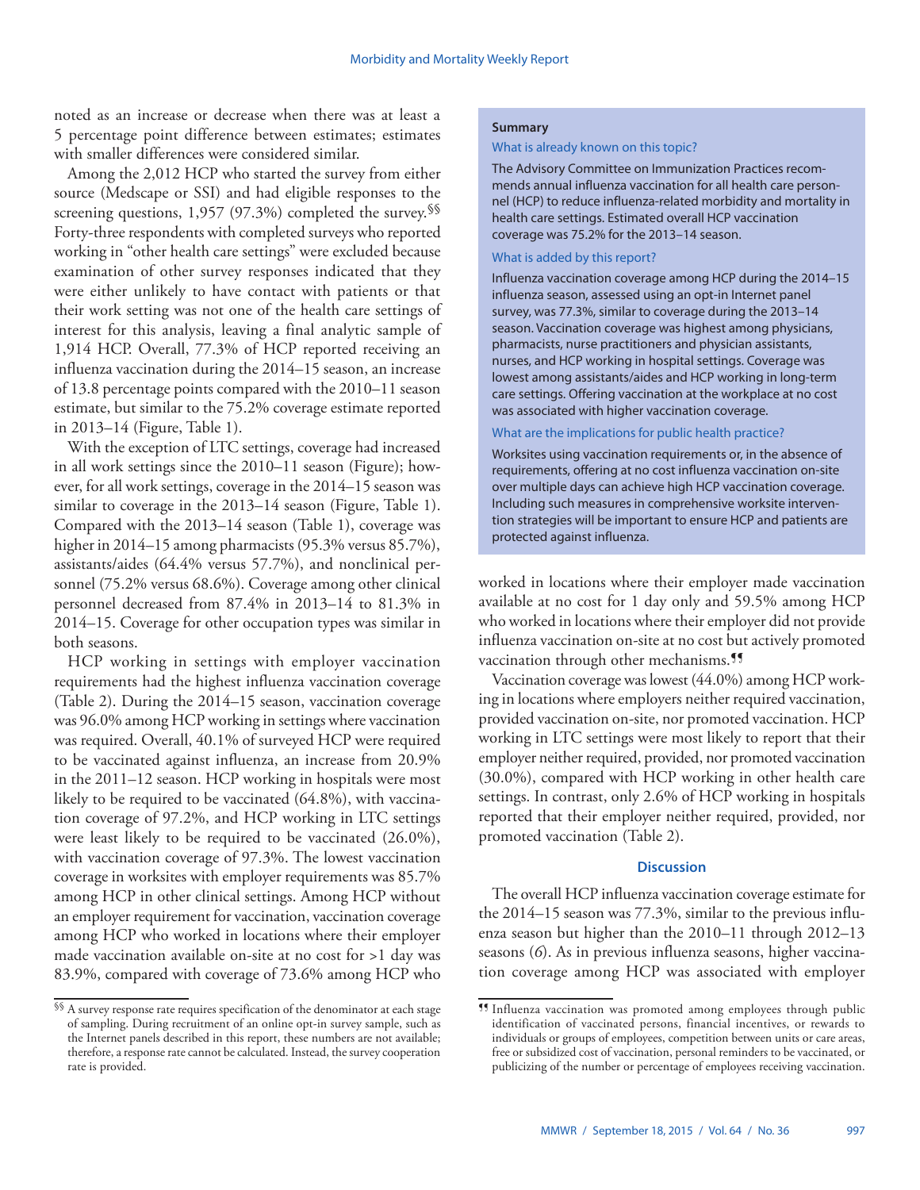noted as an increase or decrease when there was at least a 5 percentage point difference between estimates; estimates with smaller differences were considered similar.

Among the 2,012 HCP who started the survey from either source (Medscape or SSI) and had eligible responses to the screening questions, 1,957 (97.3%) completed the survey.[§§] Forty-three respondents with completed surveys who reported working in "other health care settings" were excluded because examination of other survey responses indicated that they were either unlikely to have contact with patients or that their work setting was not one of the health care settings of interest for this analysis, leaving a final analytic sample of 1,914 HCP. Overall, 77.3% of HCP reported receiving an influenza vaccination during the 2014–15 season, an increase of 13.8 percentage points compared with the 2010–11 season estimate, but similar to the 75.2% coverage estimate reported in 2013–14 (Figure, Table 1).

With the exception of LTC settings, coverage had increased in all work settings since the 2010–11 season (Figure); however, for all work settings, coverage in the 2014–15 season was similar to coverage in the 2013–14 season (Figure, Table 1). Compared with the 2013–14 season (Table 1), coverage was higher in 2014–15 among pharmacists (95.3% versus 85.7%), assistants/aides (64.4% versus 57.7%), and nonclinical personnel (75.2% versus 68.6%). Coverage among other clinical personnel decreased from 87.4% in 2013–14 to 81.3% in 2014–15. Coverage for other occupation types was similar in both seasons.

HCP working in settings with employer vaccination requirements had the highest influenza vaccination coverage (Table 2). During the 2014–15 season, vaccination coverage was 96.0% among HCP working in settings where vaccination was required. Overall, 40.1% of surveyed HCP were required to be vaccinated against influenza, an increase from 20.9% in the 2011–12 season. HCP working in hospitals were most likely to be required to be vaccinated (64.8%), with vaccination coverage of 97.2%, and HCP working in LTC settings were least likely to be required to be vaccinated (26.0%), with vaccination coverage of 97.3%. The lowest vaccination coverage in worksites with employer requirements was 85.7% among HCP in other clinical settings. Among HCP without an employer requirement for vaccination, vaccination coverage among HCP who worked in locations where their employer made vaccination available on-site at no cost for >1 day was 83.9%, compared with coverage of 73.6% among HCP who worked in locations where their employer made vaccination available at no cost for 1 day only and 59.5% among HCP who worked in locations where their employer did not provide influenza vaccination on-site at no cost but actively promoted vaccination through other mechanisms.[¶¶]

Vaccination coverage was lowest (44.0%) among HCP working in locations where employers neither required vaccination, provided vaccination on-site, nor promoted vaccination. HCP working in LTC settings were most likely to report that their employer neither required, provided, nor promoted vaccination (30.0%), compared with HCP working in other health care settings. In contrast, only 2.6% of HCP working in hospitals reported that their employer neither required, provided, nor promoted vaccination (Table 2).

**Summary**

What is already known on this topic?

The Advisory Committee on Immunization Practices recommends annual influenza vaccination for all health care personnel (HCP) to reduce influenza-related morbidity and mortality in health care settings. Estimated overall HCP vaccination coverage was 75.2% for the 2013–14 season.

What is added by this report?

Influenza vaccination coverage among HCP during the 2014–15 influenza season, assessed using an opt-in Internet panel survey, was 77.3%, similar to coverage during the 2013–14 season. Vaccination coverage was highest among physicians, pharmacists, nurse practitioners and physician assistants, nurses, and HCP working in hospital settings. Coverage was lowest among assistants/aides and HCP working in long-term care settings. Offering vaccination at the workplace at no cost was associated with higher vaccination coverage.

What are the implications for public health practice?

Worksites using vaccination requirements or, in the absence of requirements, offering at no cost influenza vaccination on-site over multiple days can achieve high HCP vaccination coverage. Including such measures in comprehensive worksite intervention strategies will be important to ensure HCP and patients are protected against influenza.

## Discussion

The overall HCP influenza vaccination coverage estimate for the 2014–15 season was 77.3%, similar to the previous influenza season but higher than the 2010–11 through 2012–13 seasons (*6*). As in previous influenza seasons, higher vaccination coverage among HCP was associated with employer

---

[§§] A survey response rate requires specification of the denominator at each stage of sampling. During recruitment of an online opt-in survey sample, such as the Internet panels described in this report, these numbers are not available; therefore, a response rate cannot be calculated. Instead, the survey cooperation rate is provided.

[¶¶] Influenza vaccination was promoted among employees through public identification of vaccinated persons, financial incentives, or rewards to individuals or groups of employees, competition between units or care areas, free or subsidized cost of vaccination, personal reminders to be vaccinated, or publicizing of the number or percentage of employees receiving vaccination.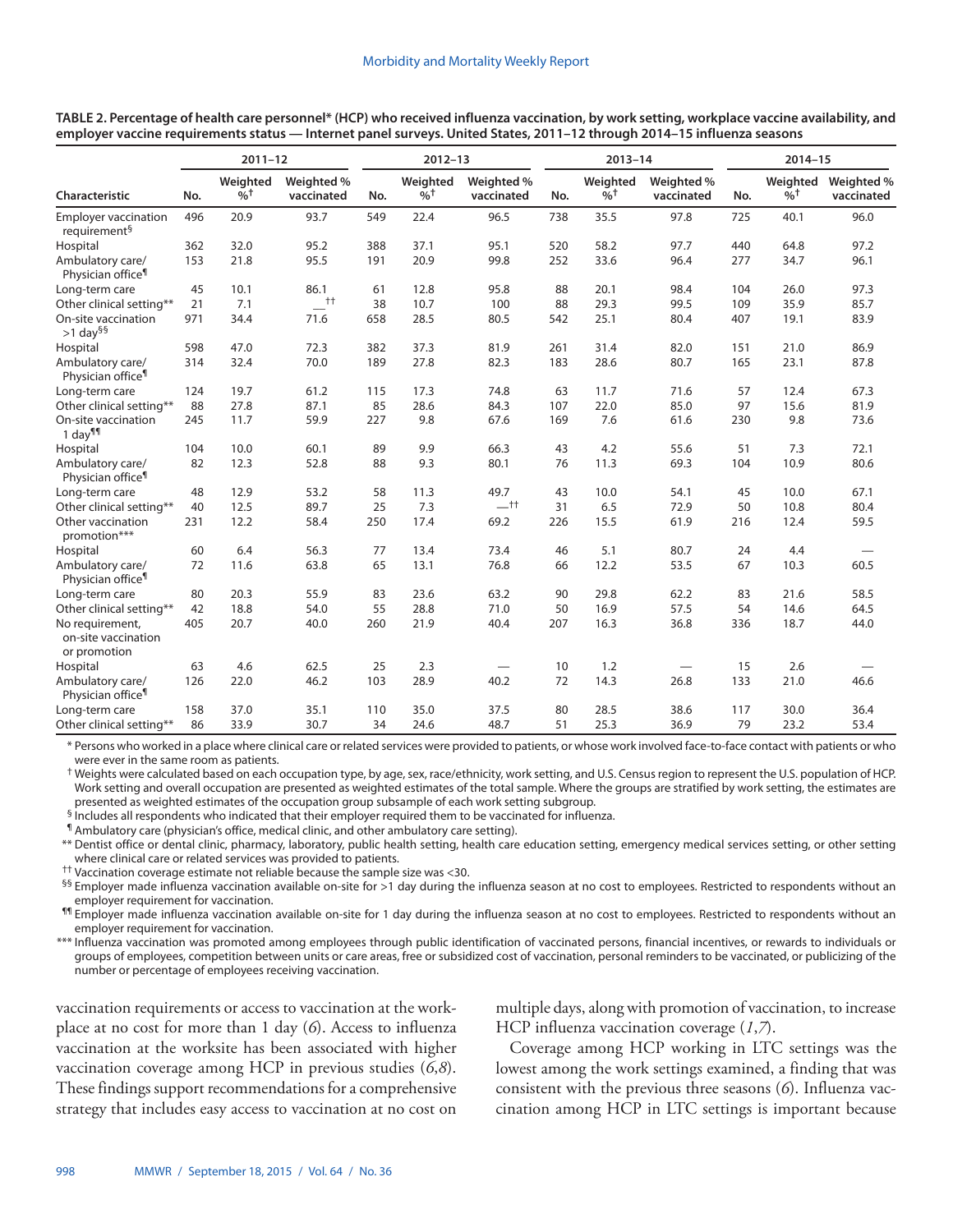**TABLE 2. Percentage of health care personnel* (HCP) who received influenza vaccination, by work setting, workplace vaccine availability, and employer vaccine requirements status — Internet panel surveys. United States, 2011–12 through 2014–15 influenza seasons**

| Characteristic | 2011–12 | | | 2012–13 | | | 2013–14 | | | 2014–15 | | |
|---|---|---|---|---|---|---|---|---|---|---|---|---|
| | No. | Weighted %† | Weighted % vaccinated | No. | Weighted %† | Weighted % vaccinated | No. | Weighted %† | Weighted % vaccinated | No. | Weighted %† | Weighted % vaccinated |
| Employer vaccination requirement§ | 496 | 20.9 | 93.7 | 549 | 22.4 | 96.5 | 738 | 35.5 | 97.8 | 725 | 40.1 | 96.0 |
| Hospital | 362 | 32.0 | 95.2 | 388 | 37.1 | 95.1 | 520 | 58.2 | 97.7 | 440 | 64.8 | 97.2 |
| Ambulatory care/ Physician office¶ | 153 | 21.8 | 95.5 | 191 | 20.9 | 99.8 | 252 | 33.6 | 96.4 | 277 | 34.7 | 96.1 |
| Long-term care | 45 | 10.1 | 86.1 | 61 | 12.8 | 95.8 | 88 | 20.1 | 98.4 | 104 | 26.0 | 97.3 |
| Other clinical setting** | 21 | 7.1 | —†† | 38 | 10.7 | 100 | 88 | 29.3 | 99.5 | 109 | 35.9 | 85.7 |
| On-site vaccination >1 day§§ | 971 | 34.4 | 71.6 | 658 | 28.5 | 80.5 | 542 | 25.1 | 80.4 | 407 | 19.1 | 83.9 |
| Hospital | 598 | 47.0 | 72.3 | 382 | 37.3 | 81.9 | 261 | 31.4 | 82.0 | 151 | 21.0 | 86.9 |
| Ambulatory care/ Physician office¶ | 314 | 32.4 | 70.0 | 189 | 27.8 | 82.3 | 183 | 28.6 | 80.7 | 165 | 23.1 | 87.8 |
| Long-term care | 124 | 19.7 | 61.2 | 115 | 17.3 | 74.8 | 63 | 11.7 | 71.6 | 57 | 12.4 | 67.3 |
| Other clinical setting** | 88 | 27.8 | 87.1 | 85 | 28.6 | 84.3 | 107 | 22.0 | 85.0 | 97 | 15.6 | 81.9 |
| On-site vaccination 1 day¶¶ | 245 | 11.7 | 59.9 | 227 | 9.8 | 67.6 | 169 | 7.6 | 61.6 | 230 | 9.8 | 73.6 |
| Hospital | 104 | 10.0 | 60.1 | 89 | 9.9 | 66.3 | 43 | 4.2 | 55.6 | 51 | 7.3 | 72.1 |
| Ambulatory care/ Physician office¶ | 82 | 12.3 | 52.8 | 88 | 9.3 | 80.1 | 76 | 11.3 | 69.3 | 104 | 10.9 | 80.6 |
| Long-term care | 48 | 12.9 | 53.2 | 58 | 11.3 | 49.7 | 43 | 10.0 | 54.1 | 45 | 10.0 | 67.1 |
| Other clinical setting** | 40 | 12.5 | 89.7 | 25 | 7.3 | —†† | 31 | 6.5 | 72.9 | 50 | 10.8 | 80.4 |
| Other vaccination promotion*** | 231 | 12.2 | 58.4 | 250 | 17.4 | 69.2 | 226 | 15.5 | 61.9 | 216 | 12.4 | 59.5 |
| Hospital | 60 | 6.4 | 56.3 | 77 | 13.4 | 73.4 | 46 | 5.1 | 80.7 | 24 | 4.4 | — |
| Ambulatory care/ Physician office¶ | 72 | 11.6 | 63.8 | 65 | 13.1 | 76.8 | 66 | 12.2 | 53.5 | 67 | 10.3 | 60.5 |
| Long-term care | 80 | 20.3 | 55.9 | 83 | 23.6 | 63.2 | 90 | 29.8 | 62.2 | 83 | 21.6 | 58.5 |
| Other clinical setting** | 42 | 18.8 | 54.0 | 55 | 28.8 | 71.0 | 50 | 16.9 | 57.5 | 54 | 14.6 | 64.5 |
| No requirement, on-site vaccination or promotion | 405 | 20.7 | 40.0 | 260 | 21.9 | 40.4 | 207 | 16.3 | 36.8 | 336 | 18.7 | 44.0 |
| Hospital | 63 | 4.6 | 62.5 | 25 | 2.3 | — | 10 | 1.2 | — | 15 | 2.6 | — |
| Ambulatory care/ Physician office¶ | 126 | 22.0 | 46.2 | 103 | 28.9 | 40.2 | 72 | 14.3 | 26.8 | 133 | 21.0 | 46.6 |
| Long-term care | 158 | 37.0 | 35.1 | 110 | 35.0 | 37.5 | 80 | 28.5 | 38.6 | 117 | 30.0 | 36.4 |
| Other clinical setting** | 86 | 33.9 | 30.7 | 34 | 24.6 | 48.7 | 51 | 25.3 | 36.9 | 79 | 23.2 | 53.4 |

\* Persons who worked in a place where clinical care or related services were provided to patients, or whose work involved face-to-face contact with patients or who were ever in the same room as patients.

† Weights were calculated based on each occupation type, by age, sex, race/ethnicity, work setting, and U.S. Census region to represent the U.S. population of HCP. Work setting and overall occupation are presented as weighted estimates of the total sample. Where the groups are stratified by work setting, the estimates are presented as weighted estimates of the occupation group subsample of each work setting subgroup.

§ Includes all respondents who indicated that their employer required them to be vaccinated for influenza.

¶ Ambulatory care (physician's office, medical clinic, and other ambulatory care setting).

** Dentist office or dental clinic, pharmacy, laboratory, public health setting, health care education setting, emergency medical services setting, or other setting where clinical care or related services was provided to patients.

†† Vaccination coverage estimate not reliable because the sample size was <30.

§§ Employer made influenza vaccination available on-site for >1 day during the influenza season at no cost to employees. Restricted to respondents without an employer requirement for vaccination.

¶¶ Employer made influenza vaccination available on-site for 1 day during the influenza season at no cost to employees. Restricted to respondents without an employer requirement for vaccination.

*** Influenza vaccination was promoted among employees through public identification of vaccinated persons, financial incentives, or rewards to individuals or groups of employees, competition between units or care areas, free or subsidized cost of vaccination, personal reminders to be vaccinated, or publicizing of the number or percentage of employees receiving vaccination.

vaccination requirements or access to vaccination at the workplace at no cost for more than 1 day (*6*). Access to influenza vaccination at the worksite has been associated with higher vaccination coverage among HCP in previous studies (*6*,*8*). These findings support recommendations for a comprehensive strategy that includes easy access to vaccination at no cost on multiple days, along with promotion of vaccination, to increase HCP influenza vaccination coverage (*1*,*7*).

Coverage among HCP working in LTC settings was the lowest among the work settings examined, a finding that was consistent with the previous three seasons (*6*). Influenza vaccination among HCP in LTC settings is important because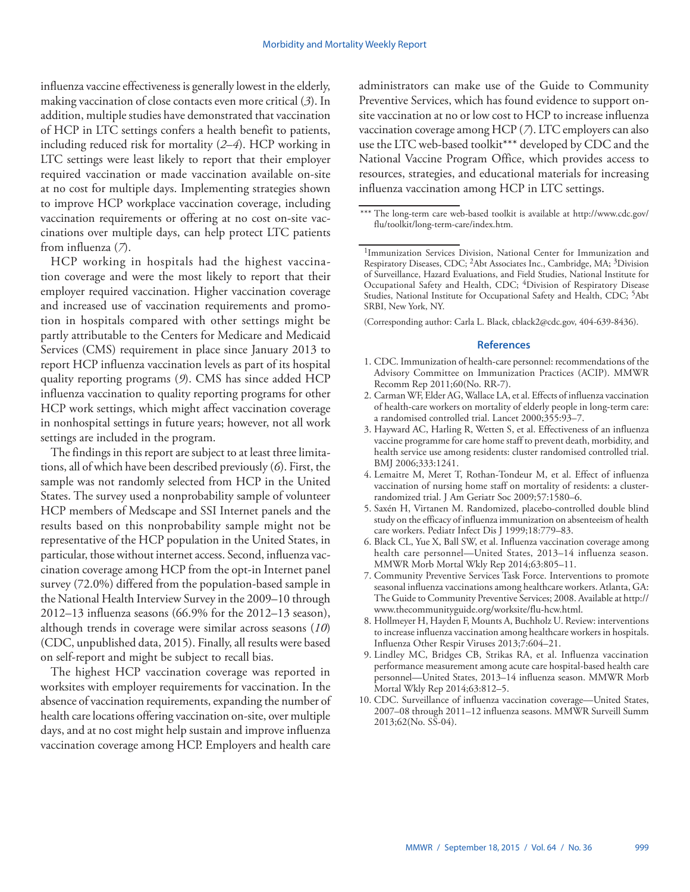influenza vaccine effectiveness is generally lowest in the elderly, making vaccination of close contacts even more critical (*3*). In addition, multiple studies have demonstrated that vaccination of HCP in LTC settings confers a health benefit to patients, including reduced risk for mortality (*2*–*4*). HCP working in LTC settings were least likely to report that their employer required vaccination or made vaccination available on-site at no cost for multiple days. Implementing strategies shown to improve HCP workplace vaccination coverage, including vaccination requirements or offering at no cost on-site vaccinations over multiple days, can help protect LTC patients from influenza (*7*).

HCP working in hospitals had the highest vaccination coverage and were the most likely to report that their employer required vaccination. Higher vaccination coverage and increased use of vaccination requirements and promotion in hospitals compared with other settings might be partly attributable to the Centers for Medicare and Medicaid Services (CMS) requirement in place since January 2013 to report HCP influenza vaccination levels as part of its hospital quality reporting programs (*9*). CMS has since added HCP influenza vaccination to quality reporting programs for other HCP work settings, which might affect vaccination coverage in nonhospital settings in future years; however, not all work settings are included in the program.

The findings in this report are subject to at least three limitations, all of which have been described previously (*6*). First, the sample was not randomly selected from HCP in the United States. The survey used a nonprobability sample of volunteer HCP members of Medscape and SSI Internet panels and the results based on this nonprobability sample might not be representative of the HCP population in the United States, in particular, those without internet access. Second, influenza vaccination coverage among HCP from the opt-in Internet panel survey (72.0%) differed from the population-based sample in the National Health Interview Survey in the 2009–10 through 2012–13 influenza seasons (66.9% for the 2012–13 season), although trends in coverage were similar across seasons (*10*) (CDC, unpublished data, 2015). Finally, all results were based on self-report and might be subject to recall bias.

The highest HCP vaccination coverage was reported in worksites with employer requirements for vaccination. In the absence of vaccination requirements, expanding the number of health care locations offering vaccination on-site, over multiple days, and at no cost might help sustain and improve influenza vaccination coverage among HCP. Employers and health care administrators can make use of the Guide to Community Preventive Services, which has found evidence to support on-site vaccination at no or low cost to HCP to increase influenza vaccination coverage among HCP (*7*). LTC employers can also use the LTC web-based toolkit*** developed by CDC and the National Vaccine Program Office, which provides access to resources, strategies, and educational materials for increasing influenza vaccination among HCP in LTC settings.

*** The long-term care web-based toolkit is available at http://www.cdc.gov/flu/toolkit/long-term-care/index.htm.

[1]Immunization Services Division, National Center for Immunization and Respiratory Diseases, CDC; [2]Abt Associates Inc., Cambridge, MA; [3]Division of Surveillance, Hazard Evaluations, and Field Studies, National Institute for Occupational Safety and Health, CDC; [4]Division of Respiratory Disease Studies, National Institute for Occupational Safety and Health, CDC; [5]Abt SRBI, New York, NY.

(Corresponding author: Carla L. Black, cblack2@cdc.gov, 404-639-8436).

## References

1. CDC. Immunization of health-care personnel: recommendations of the Advisory Committee on Immunization Practices (ACIP). MMWR Recomm Rep 2011;60(No. RR-7).
2. Carman WF, Elder AG, Wallace LA, et al. Effects of influenza vaccination of health-care workers on mortality of elderly people in long-term care: a randomised controlled trial. Lancet 2000;355:93–7.
3. Hayward AC, Harling R, Wetten S, et al. Effectiveness of an influenza vaccine programme for care home staff to prevent death, morbidity, and health service use among residents: cluster randomised controlled trial. BMJ 2006;333:1241.
4. Lemaitre M, Meret T, Rothan-Tondeur M, et al. Effect of influenza vaccination of nursing home staff on mortality of residents: a cluster-randomized trial. J Am Geriatr Soc 2009;57:1580–6.
5. Saxén H, Virtanen M. Randomized, placebo-controlled double blind study on the efficacy of influenza immunization on absenteeism of health care workers. Pediatr Infect Dis J 1999;18:779–83.
6. Black CL, Yue X, Ball SW, et al. Influenza vaccination coverage among health care personnel—United States, 2013–14 influenza season. MMWR Morb Mortal Wkly Rep 2014;63:805–11.
7. Community Preventive Services Task Force. Interventions to promote seasonal influenza vaccinations among healthcare workers. Atlanta, GA: The Guide to Community Preventive Services; 2008. Available at http://www.thecommunityguide.org/worksite/flu-hcw.html.
8. Hollmeyer H, Hayden F, Mounts A, Buchholz U. Review: interventions to increase influenza vaccination among healthcare workers in hospitals. Influenza Other Respir Viruses 2013;7:604–21.
9. Lindley MC, Bridges CB, Strikas RA, et al. Influenza vaccination performance measurement among acute care hospital-based health care personnel—United States, 2013–14 influenza season. MMWR Morb Mortal Wkly Rep 2014;63:812–5.
10. CDC. Surveillance of influenza vaccination coverage—United States, 2007–08 through 2011–12 influenza seasons. MMWR Surveill Summ 2013;62(No. SS-04).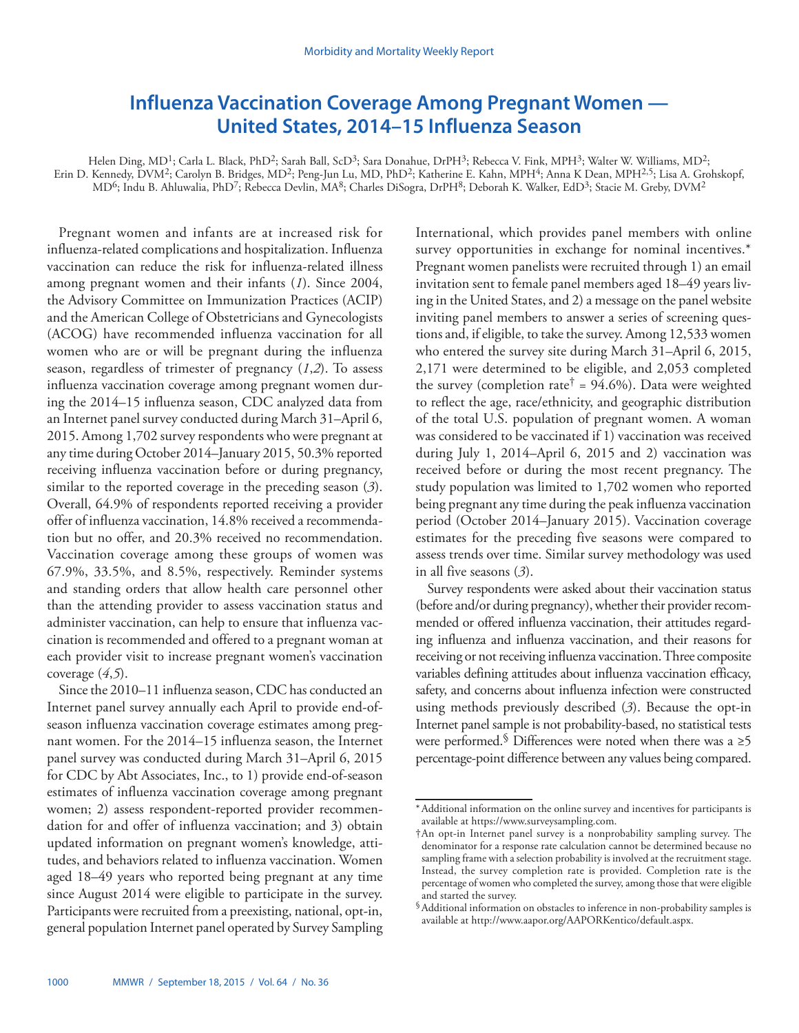# Influenza Vaccination Coverage Among Pregnant Women — United States, 2014–15 Influenza Season

Helen Ding, MD[1]; Carla L. Black, PhD[2]; Sarah Ball, ScD[3]; Sara Donahue, DrPH[3]; Rebecca V. Fink, MPH[3]; Walter W. Williams, MD[2]; Erin D. Kennedy, DVM[2]; Carolyn B. Bridges, MD[2]; Peng-Jun Lu, MD, PhD[2]; Katherine E. Kahn, MPH[4]; Anna K Dean, MPH[2,5]; Lisa A. Grohskopf, MD[6]; Indu B. Ahluwalia, PhD[7]; Rebecca Devlin, MA[8]; Charles DiSogra, DrPH[8]; Deborah K. Walker, EdD[3]; Stacie M. Greby, DVM[2]

Pregnant women and infants are at increased risk for influenza-related complications and hospitalization. Influenza vaccination can reduce the risk for influenza-related illness among pregnant women and their infants (*1*). Since 2004, the Advisory Committee on Immunization Practices (ACIP) and the American College of Obstetricians and Gynecologists (ACOG) have recommended influenza vaccination for all women who are or will be pregnant during the influenza season, regardless of trimester of pregnancy (*1*,*2*). To assess influenza vaccination coverage among pregnant women during the 2014–15 influenza season, CDC analyzed data from an Internet panel survey conducted during March 31–April 6, 2015. Among 1,702 survey respondents who were pregnant at any time during October 2014–January 2015, 50.3% reported receiving influenza vaccination before or during pregnancy, similar to the reported coverage in the preceding season (*3*). Overall, 64.9% of respondents reported receiving a provider offer of influenza vaccination, 14.8% received a recommendation but no offer, and 20.3% received no recommendation. Vaccination coverage among these groups of women was 67.9%, 33.5%, and 8.5%, respectively. Reminder systems and standing orders that allow health care personnel other than the attending provider to assess vaccination status and administer vaccination, can help to ensure that influenza vaccination is recommended and offered to a pregnant woman at each provider visit to increase pregnant women's vaccination coverage (*4*,*5*).

Since the 2010–11 influenza season, CDC has conducted an Internet panel survey annually each April to provide end-of-season influenza vaccination coverage estimates among pregnant women. For the 2014–15 influenza season, the Internet panel survey was conducted during March 31–April 6, 2015 for CDC by Abt Associates, Inc., to 1) provide end-of-season estimates of influenza vaccination coverage among pregnant women; 2) assess respondent-reported provider recommendation for and offer of influenza vaccination; and 3) obtain updated information on pregnant women's knowledge, attitudes, and behaviors related to influenza vaccination. Women aged 18–49 years who reported being pregnant at any time since August 2014 were eligible to participate in the survey. Participants were recruited from a preexisting, national, opt-in, general population Internet panel operated by Survey Sampling International, which provides panel members with online survey opportunities in exchange for nominal incentives.* Pregnant women panelists were recruited through 1) an email invitation sent to female panel members aged 18–49 years living in the United States, and 2) a message on the panel website inviting panel members to answer a series of screening questions and, if eligible, to take the survey. Among 12,533 women who entered the survey site during March 31–April 6, 2015, 2,171 were determined to be eligible, and 2,053 completed the survey (completion rate† = 94.6%). Data were weighted to reflect the age, race/ethnicity, and geographic distribution of the total U.S. population of pregnant women. A woman was considered to be vaccinated if 1) vaccination was received during July 1, 2014–April 6, 2015 and 2) vaccination was received before or during the most recent pregnancy. The study population was limited to 1,702 women who reported being pregnant any time during the peak influenza vaccination period (October 2014–January 2015). Vaccination coverage estimates for the preceding five seasons were compared to assess trends over time. Similar survey methodology was used in all five seasons (*3*).

Survey respondents were asked about their vaccination status (before and/or during pregnancy), whether their provider recommended or offered influenza vaccination, their attitudes regarding influenza and influenza vaccination, and their reasons for receiving or not receiving influenza vaccination. Three composite variables defining attitudes about influenza vaccination efficacy, safety, and concerns about influenza infection were constructed using methods previously described (*3*). Because the opt-in Internet panel sample is not probability-based, no statistical tests were performed.§ Differences were noted when there was a ≥5 percentage-point difference between any values being compared.

\* Additional information on the online survey and incentives for participants is available at https://www.surveysampling.com.

† An opt-in Internet panel survey is a nonprobability sampling survey. The denominator for a response rate calculation cannot be determined because no sampling frame with a selection probability is involved at the recruitment stage. Instead, the survey completion rate is provided. Completion rate is the percentage of women who completed the survey, among those that were eligible and started the survey.

§ Additional information on obstacles to inference in non-probability samples is available at http://www.aapor.org/AAPORKentico/default.aspx.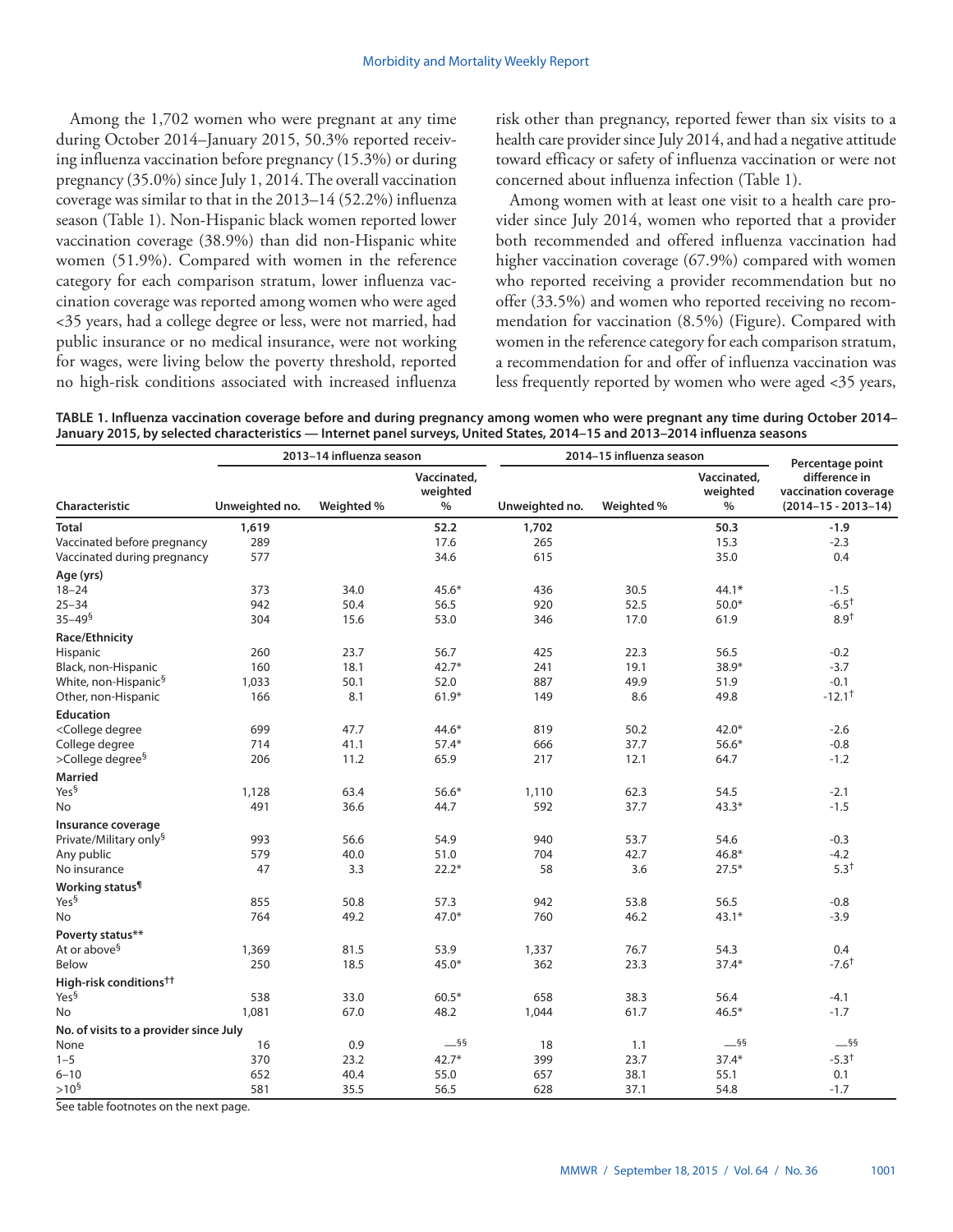Among the 1,702 women who were pregnant at any time during October 2014–January 2015, 50.3% reported receiving influenza vaccination before pregnancy (15.3%) or during pregnancy (35.0%) since July 1, 2014. The overall vaccination coverage was similar to that in the 2013–14 (52.2%) influenza season (Table 1). Non-Hispanic black women reported lower vaccination coverage (38.9%) than did non-Hispanic white women (51.9%). Compared with women in the reference category for each comparison stratum, lower influenza vaccination coverage was reported among women who were aged <35 years, had a college degree or less, were not married, had public insurance or no medical insurance, were not working for wages, were living below the poverty threshold, reported no high-risk conditions associated with increased influenza risk other than pregnancy, reported fewer than six visits to a health care provider since July 2014, and had a negative attitude toward efficacy or safety of influenza vaccination or were not concerned about influenza infection (Table 1).

Among women with at least one visit to a health care provider since July 2014, women who reported that a provider both recommended and offered influenza vaccination had higher vaccination coverage (67.9%) compared with women who reported receiving a provider recommendation but no offer (33.5%) and women who reported receiving no recommendation for vaccination (8.5%) (Figure). Compared with women in the reference category for each comparison stratum, a recommendation for and offer of influenza vaccination was less frequently reported by women who were aged <35 years,

**TABLE 1. Influenza vaccination coverage before and during pregnancy among women who were pregnant any time during October 2014–January 2015, by selected characteristics — Internet panel surveys, United States, 2014–15 and 2013–2014 influenza seasons**

| | 2013–14 influenza season | | | 2014–15 influenza season | | | Percentage point difference in vaccination coverage |
|---|---|---|---|---|---|---|---|
| Characteristic | Unweighted no. | Weighted % | Vaccinated, weighted % | Unweighted no. | Weighted % | Vaccinated, weighted % | (2014–15 - 2013–14) |
| **Total** | **1,619** | | **52.2** | **1,702** | | **50.3** | **-1.9** |
| Vaccinated before pregnancy | 289 | | 17.6 | 265 | | 15.3 | -2.3 |
| Vaccinated during pregnancy | 577 | | 34.6 | 615 | | 35.0 | 0.4 |
| **Age (yrs)** | | | | | | | |
| 18–24 | 373 | 34.0 | 45.6* | 436 | 30.5 | 44.1* | -1.5 |
| 25–34 | 942 | 50.4 | 56.5 | 920 | 52.5 | 50.0* | -6.5† |
| 35–49§ | 304 | 15.6 | 53.0 | 346 | 17.0 | 61.9 | 8.9† |
| **Race/Ethnicity** | | | | | | | |
| Hispanic | 260 | 23.7 | 56.7 | 425 | 22.3 | 56.5 | -0.2 |
| Black, non-Hispanic | 160 | 18.1 | 42.7* | 241 | 19.1 | 38.9* | -3.7 |
| White, non-Hispanic§ | 1,033 | 50.1 | 52.0 | 887 | 49.9 | 51.9 | -0.1 |
| Other, non-Hispanic | 166 | 8.1 | 61.9* | 149 | 8.6 | 49.8 | -12.1† |
| **Education** | | | | | | | |
| <College degree | 699 | 47.7 | 44.6* | 819 | 50.2 | 42.0* | -2.6 |
| College degree | 714 | 41.1 | 57.4* | 666 | 37.7 | 56.6* | -0.8 |
| >College degree§ | 206 | 11.2 | 65.9 | 217 | 12.1 | 64.7 | -1.2 |
| **Married** | | | | | | | |
| Yes§ | 1,128 | 63.4 | 56.6* | 1,110 | 62.3 | 54.5 | -2.1 |
| No | 491 | 36.6 | 44.7 | 592 | 37.7 | 43.3* | -1.5 |
| **Insurance coverage** | | | | | | | |
| Private/Military only§ | 993 | 56.6 | 54.9 | 940 | 53.7 | 54.6 | -0.3 |
| Any public | 579 | 40.0 | 51.0 | 704 | 42.7 | 46.8* | -4.2 |
| No insurance | 47 | 3.3 | 22.2* | 58 | 3.6 | 27.5* | 5.3† |
| **Working status¶** | | | | | | | |
| Yes§ | 855 | 50.8 | 57.3 | 942 | 53.8 | 56.5 | -0.8 |
| No | 764 | 49.2 | 47.0* | 760 | 46.2 | 43.1* | -3.9 |
| **Poverty status**** | | | | | | | |
| At or above§ | 1,369 | 81.5 | 53.9 | 1,337 | 76.7 | 54.3 | 0.4 |
| Below | 250 | 18.5 | 45.0* | 362 | 23.3 | 37.4* | -7.6† |
| **High-risk conditions††** | | | | | | | |
| Yes§ | 538 | 33.0 | 60.5* | 658 | 38.3 | 56.4 | -4.1 |
| No | 1,081 | 67.0 | 48.2 | 1,044 | 61.7 | 46.5* | -1.7 |
| **No. of visits to a provider since July** | | | | | | | |
| None | 16 | 0.9 | —§§ | 18 | 1.1 | —§§ | —§§ |
| 1–5 | 370 | 23.2 | 42.7* | 399 | 23.7 | 37.4* | -5.3† |
| 6–10 | 652 | 40.4 | 55.0 | 657 | 38.1 | 55.1 | 0.1 |
| >10§ | 581 | 35.5 | 56.5 | 628 | 37.1 | 54.8 | -1.7 |

See table footnotes on the next page.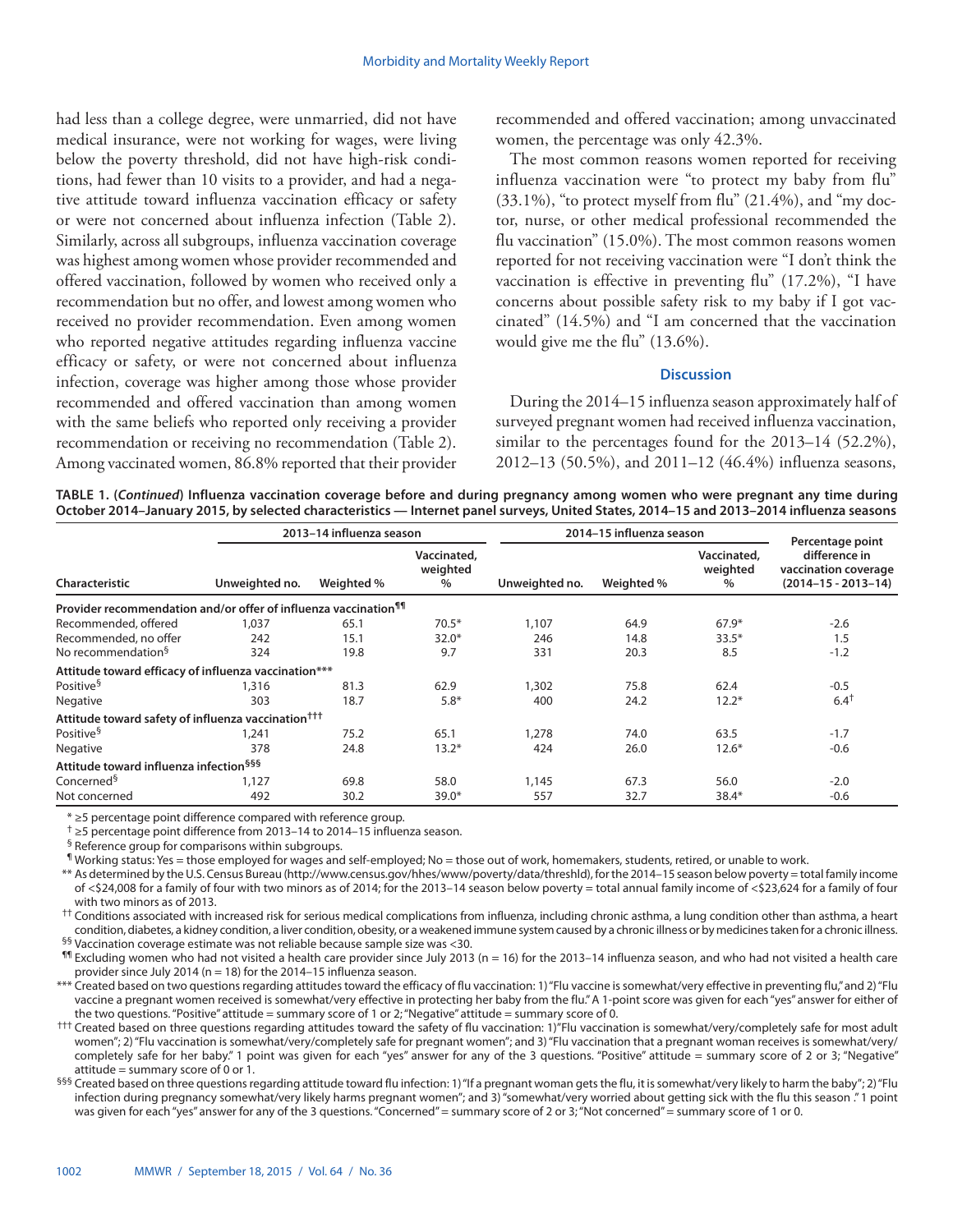had less than a college degree, were unmarried, did not have medical insurance, were not working for wages, were living below the poverty threshold, did not have high-risk conditions, had fewer than 10 visits to a provider, and had a negative attitude toward influenza vaccination efficacy or safety or were not concerned about influenza infection (Table 2). Similarly, across all subgroups, influenza vaccination coverage was highest among women whose provider recommended and offered vaccination, followed by women who received only a recommendation but no offer, and lowest among women who received no provider recommendation. Even among women who reported negative attitudes regarding influenza vaccine efficacy or safety, or were not concerned about influenza infection, coverage was higher among those whose provider recommended and offered vaccination than among women with the same beliefs who reported only receiving a provider recommendation or receiving no recommendation (Table 2). Among vaccinated women, 86.8% reported that their provider recommended and offered vaccination; among unvaccinated women, the percentage was only 42.3%.

The most common reasons women reported for receiving influenza vaccination were "to protect my baby from flu" (33.1%), "to protect myself from flu" (21.4%), and "my doctor, nurse, or other medical professional recommended the flu vaccination" (15.0%). The most common reasons women reported for not receiving vaccination were "I don't think the vaccination is effective in preventing flu" (17.2%), "I have concerns about possible safety risk to my baby if I got vaccinated" (14.5%) and "I am concerned that the vaccination would give me the flu" (13.6%).

## Discussion

During the 2014–15 influenza season approximately half of surveyed pregnant women had received influenza vaccination, similar to the percentages found for the 2013–14 (52.2%), 2012–13 (50.5%), and 2011–12 (46.4%) influenza seasons,

**TABLE 1. (*Continued*) Influenza vaccination coverage before and during pregnancy among women who were pregnant any time during October 2014–January 2015, by selected characteristics — Internet panel surveys, United States, 2014–15 and 2013–2014 influenza seasons**

| Characteristic | 2013–14 influenza season | | | 2014–15 influenza season | | | Percentage point difference in vaccination coverage (2014–15 - 2013–14) |
|---|---|---|---|---|---|---|---|
| | Unweighted no. | Weighted % | Vaccinated, weighted % | Unweighted no. | Weighted % | Vaccinated, weighted % | |
| **Provider recommendation and/or offer of influenza vaccination¶¶** | | | | | | | |
| Recommended, offered | 1,037 | 65.1 | 70.5* | 1,107 | 64.9 | 67.9* | -2.6 |
| Recommended, no offer | 242 | 15.1 | 32.0* | 246 | 14.8 | 33.5* | 1.5 |
| No recommendation§ | 324 | 19.8 | 9.7 | 331 | 20.3 | 8.5 | -1.2 |
| **Attitude toward efficacy of influenza vaccination*** ** | | | | | | | |
| Positive§ | 1,316 | 81.3 | 62.9 | 1,302 | 75.8 | 62.4 | -0.5 |
| Negative | 303 | 18.7 | 5.8* | 400 | 24.2 | 12.2* | 6.4† |
| **Attitude toward safety of influenza vaccination†††** | | | | | | | |
| Positive§ | 1,241 | 75.2 | 65.1 | 1,278 | 74.0 | 63.5 | -1.7 |
| Negative | 378 | 24.8 | 13.2* | 424 | 26.0 | 12.6* | -0.6 |
| **Attitude toward influenza infection§§§** | | | | | | | |
| Concerned§ | 1,127 | 69.8 | 58.0 | 1,145 | 67.3 | 56.0 | -2.0 |
| Not concerned | 492 | 30.2 | 39.0* | 557 | 32.7 | 38.4* | -0.6 |

\* ≥5 percentage point difference compared with reference group.

† ≥5 percentage point difference from 2013–14 to 2014–15 influenza season.

§ Reference group for comparisons within subgroups.

¶ Working status: Yes = those employed for wages and self-employed; No = those out of work, homemakers, students, retired, or unable to work.

** As determined by the U.S. Census Bureau (http://www.census.gov/hhes/www/poverty/data/threshld), for the 2014–15 season below poverty = total family income of <$24,008 for a family of four with two minors as of 2014; for the 2013–14 season below poverty = total annual family income of <$23,624 for a family of four with two minors as of 2013.

†† Conditions associated with increased risk for serious medical complications from influenza, including chronic asthma, a lung condition other than asthma, a heart condition, diabetes, a kidney condition, a liver condition, obesity, or a weakened immune system caused by a chronic illness or by medicines taken for a chronic illness.

§§ Vaccination coverage estimate was not reliable because sample size was <30.

¶¶ Excluding women who had not visited a health care provider since July 2013 (n = 16) for the 2013–14 influenza season, and who had not visited a health care provider since July 2014 (n = 18) for the 2014–15 influenza season.

*** Created based on two questions regarding attitudes toward the efficacy of flu vaccination: 1) "Flu vaccine is somewhat/very effective in preventing flu," and 2) "Flu vaccine a pregnant women received is somewhat/very effective in protecting her baby from the flu." A 1-point score was given for each "yes" answer for either of the two questions. "Positive" attitude = summary score of 1 or 2; "Negative" attitude = summary score of 0.

††† Created based on three questions regarding attitudes toward the safety of flu vaccination: 1) "Flu vaccination is somewhat/very/completely safe for most adult women"; 2) "Flu vaccination is somewhat/very/completely safe for pregnant women"; and 3) "Flu vaccination that a pregnant woman receives is somewhat/very/completely safe for her baby." 1 point was given for each "yes" answer for any of the 3 questions. "Positive" attitude = summary score of 2 or 3; "Negative" attitude = summary score of 0 or 1.

§§§ Created based on three questions regarding attitude toward flu infection: 1) "If a pregnant woman gets the flu, it is somewhat/very likely to harm the baby"; 2) "Flu infection during pregnancy somewhat/very likely harms pregnant women"; and 3) "somewhat/very worried about getting sick with the flu this season." 1 point was given for each "yes" answer for any of the 3 questions. "Concerned" = summary score of 2 or 3; "Not concerned" = summary score of 1 or 0.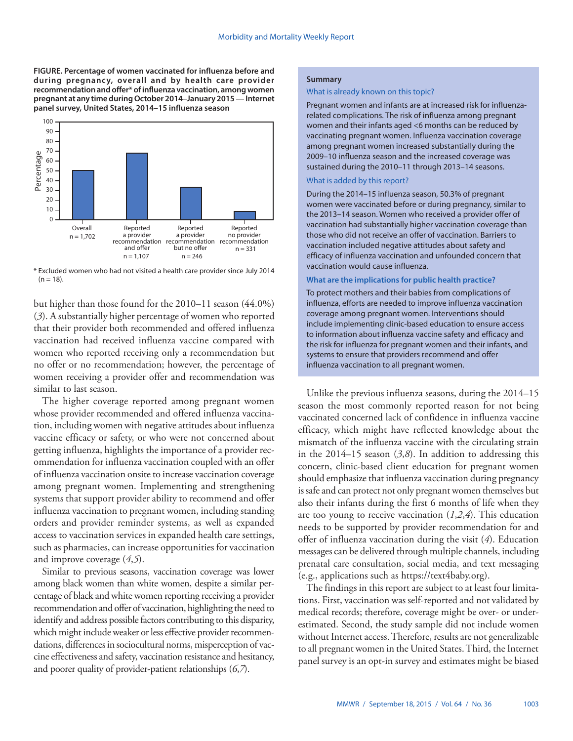**FIGURE. Percentage of women vaccinated for influenza before and during pregnancy, overall and by health care provider recommendation and offer* of influenza vaccination, among women pregnant at any time during October 2014–January 2015 — Internet panel survey, United States, 2014–15 influenza season**

\* Excluded women who had not visited a health care provider since July 2014 (n = 18).

but higher than those found for the 2010–11 season (44.0%) (*3*). A substantially higher percentage of women who reported that their provider both recommended and offered influenza vaccination had received influenza vaccine compared with women who reported receiving only a recommendation but no offer or no recommendation; however, the percentage of women receiving a provider offer and recommendation was similar to last season.

The higher coverage reported among pregnant women whose provider recommended and offered influenza vaccination, including women with negative attitudes about influenza vaccine efficacy or safety, or who were not concerned about getting influenza, highlights the importance of a provider recommendation for influenza vaccination coupled with an offer of influenza vaccination onsite to increase vaccination coverage among pregnant women. Implementing and strengthening systems that support provider ability to recommend and offer influenza vaccination to pregnant women, including standing orders and provider reminder systems, as well as expanded access to vaccination services in expanded health care settings, such as pharmacies, can increase opportunities for vaccination and improve coverage (*4*,*5*).

Similar to previous seasons, vaccination coverage was lower among black women than white women, despite a similar percentage of black and white women reporting receiving a provider recommendation and offer of vaccination, highlighting the need to identify and address possible factors contributing to this disparity, which might include weaker or less effective provider recommendations, differences in sociocultural norms, misperception of vaccine effectiveness and safety, vaccination resistance and hesitancy, and poorer quality of provider-patient relationships (*6*,*7*).

**Summary**

What is already known on this topic?

Pregnant women and infants are at increased risk for influenza-related complications. The risk of influenza among pregnant women and their infants aged <6 months can be reduced by vaccinating pregnant women. Influenza vaccination coverage among pregnant women increased substantially during the 2009–10 influenza season and the increased coverage was sustained during the 2010–11 through 2013–14 seasons.

What is added by this report?

During the 2014–15 influenza season, 50.3% of pregnant women were vaccinated before or during pregnancy, similar to the 2013–14 season. Women who received a provider offer of vaccination had substantially higher vaccination coverage than those who did not receive an offer of vaccination. Barriers to vaccination included negative attitudes about safety and efficacy of influenza vaccination and unfounded concern that vaccination would cause influenza.

What are the implications for public health practice?

To protect mothers and their babies from complications of influenza, efforts are needed to improve influenza vaccination coverage among pregnant women. Interventions should include implementing clinic-based education to ensure access to information about influenza vaccine safety and efficacy and the risk for influenza for pregnant women and their infants, and systems to ensure that providers recommend and offer influenza vaccination to all pregnant women.

Unlike the previous influenza seasons, during the 2014–15 season the most commonly reported reason for not being vaccinated concerned lack of confidence in influenza vaccine efficacy, which might have reflected knowledge about the mismatch of the influenza vaccine with the circulating strain in the 2014–15 season (*3*,*8*). In addition to addressing this concern, clinic-based client education for pregnant women should emphasize that influenza vaccination during pregnancy is safe and can protect not only pregnant women themselves but also their infants during the first 6 months of life when they are too young to receive vaccination (*1*,*2*,*4*). This education needs to be supported by provider recommendation for and offer of influenza vaccination during the visit (*4*). Education messages can be delivered through multiple channels, including prenatal care consultation, social media, and text messaging (e.g., applications such as https://text4baby.org).

The findings in this report are subject to at least four limitations. First, vaccination was self-reported and not validated by medical records; therefore, coverage might be over- or underestimated. Second, the study sample did not include women without Internet access. Therefore, results are not generalizable to all pregnant women in the United States. Third, the Internet panel survey is an opt-in survey and estimates might be biased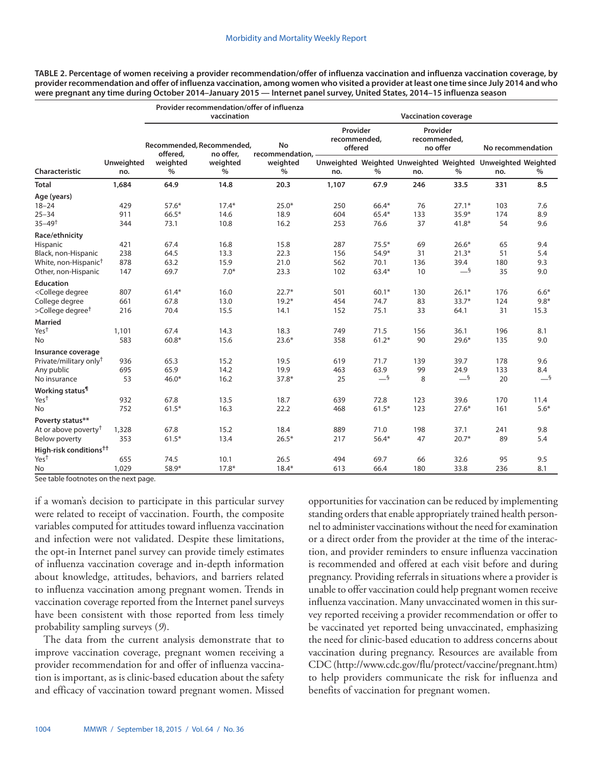**TABLE 2. Percentage of women receiving a provider recommendation/offer of influenza vaccination and influenza vaccination coverage, by provider recommendation and offer of influenza vaccination, among women who visited a provider at least one time since July 2014 and who were pregnant any time during October 2014–January 2015 — Internet panel survey, United States, 2014–15 influenza season**

| Characteristic | Unweighted no. | Provider recommendation/offer of influenza vaccination | | | Vaccination coverage | | | | | |
|---|---|---|---|---|---|---|---|---|---|---|
| | | Recommended, offered, weighted % | Recommended, no offer, weighted % | No recommendation, weighted % | Provider recommended, offered | | Provider recommended, no offer | | No recommendation | |
| | | | | | Unweighted no. | Weighted % | Unweighted no. | Weighted % | Unweighted no. | Weighted % |
| **Total** | **1,684** | **64.9** | **14.8** | **20.3** | **1,107** | **67.9** | **246** | **33.5** | **331** | **8.5** |
| **Age (years)** | | | | | | | | | | |
| 18–24 | 429 | 57.6* | 17.4* | 25.0* | 250 | 66.4* | 76 | 27.1* | 103 | 7.6 |
| 25–34 | 911 | 66.5* | 14.6 | 18.9 | 604 | 65.4* | 133 | 35.9* | 174 | 8.9 |
| 35–49† | 344 | 73.1 | 10.8 | 16.2 | 253 | 76.6 | 37 | 41.8* | 54 | 9.6 |
| **Race/ethnicity** | | | | | | | | | | |
| Hispanic | 421 | 67.4 | 16.8 | 15.8 | 287 | 75.5* | 69 | 26.6* | 65 | 9.4 |
| Black, non-Hispanic | 238 | 64.5 | 13.3 | 22.3 | 156 | 54.9* | 31 | 21.3* | 51 | 5.4 |
| White, non-Hispanic† | 878 | 63.2 | 15.9 | 21.0 | 562 | 70.1 | 136 | 39.4 | 180 | 9.3 |
| Other, non-Hispanic | 147 | 69.7 | 7.0* | 23.3 | 102 | 63.4* | 10 | —§ | 35 | 9.0 |
| **Education** | | | | | | | | | | |
| <College degree | 807 | 61.4* | 16.0 | 22.7* | 501 | 60.1* | 130 | 26.1* | 176 | 6.6* |
| College degree | 661 | 67.8 | 13.0 | 19.2* | 454 | 74.7 | 83 | 33.7* | 124 | 9.8* |
| >College degree† | 216 | 70.4 | 15.5 | 14.1 | 152 | 75.1 | 33 | 64.1 | 31 | 15.3 |
| **Married** | | | | | | | | | | |
| Yes† | 1,101 | 67.4 | 14.3 | 18.3 | 749 | 71.5 | 156 | 36.1 | 196 | 8.1 |
| No | 583 | 60.8* | 15.6 | 23.6* | 358 | 61.2* | 90 | 29.6* | 135 | 9.0 |
| **Insurance coverage** | | | | | | | | | | |
| Private/military only† | 936 | 65.3 | 15.2 | 19.5 | 619 | 71.7 | 139 | 39.7 | 178 | 9.6 |
| Any public | 695 | 65.9 | 14.2 | 19.9 | 463 | 63.9 | 99 | 24.9 | 133 | 8.4 |
| No insurance | 53 | 46.0* | 16.2 | 37.8* | 25 | —§ | 8 | —§ | 20 | —§ |
| **Working status¶** | | | | | | | | | | |
| Yes† | 932 | 67.8 | 13.5 | 18.7 | 639 | 72.8 | 123 | 39.6 | 170 | 11.4 |
| No | 752 | 61.5* | 16.3 | 22.2 | 468 | 61.5* | 123 | 27.6* | 161 | 5.6* |
| **Poverty status**** | | | | | | | | | | |
| At or above poverty† | 1,328 | 67.8 | 15.2 | 18.4 | 889 | 71.0 | 198 | 37.1 | 241 | 9.8 |
| Below poverty | 353 | 61.5* | 13.4 | 26.5* | 217 | 56.4* | 47 | 20.7* | 89 | 5.4 |
| **High-risk conditions††** | | | | | | | | | | |
| Yes† | 655 | 74.5 | 10.1 | 26.5 | 494 | 69.7 | 66 | 32.6 | 95 | 9.5 |
| No | 1,029 | 58.9* | 17.8* | 18.4* | 613 | 66.4 | 180 | 33.8 | 236 | 8.1 |

See table footnotes on the next page.

if a woman's decision to participate in this particular survey were related to receipt of vaccination. Fourth, the composite variables computed for attitudes toward influenza vaccination and infection were not validated. Despite these limitations, the opt-in Internet panel survey can provide timely estimates of influenza vaccination coverage and in-depth information about knowledge, attitudes, behaviors, and barriers related to influenza vaccination among pregnant women. Trends in vaccination coverage reported from the Internet panel surveys have been consistent with those reported from less timely probability sampling surveys (*9*).

The data from the current analysis demonstrate that to improve vaccination coverage, pregnant women receiving a provider recommendation for and offer of influenza vaccination is important, as is clinic-based education about the safety and efficacy of vaccination toward pregnant women. Missed opportunities for vaccination can be reduced by implementing standing orders that enable appropriately trained health personnel to administer vaccinations without the need for examination or a direct order from the provider at the time of the interaction, and provider reminders to ensure influenza vaccination is recommended and offered at each visit before and during pregnancy. Providing referrals in situations where a provider is unable to offer vaccination could help pregnant women receive influenza vaccination. Many unvaccinated women in this survey reported receiving a provider recommendation or offer to be vaccinated yet reported being unvaccinated, emphasizing the need for clinic-based education to address concerns about vaccination during pregnancy. Resources are available from CDC (http://www.cdc.gov/flu/protect/vaccine/pregnant.htm) to help providers communicate the risk for influenza and benefits of vaccination for pregnant women.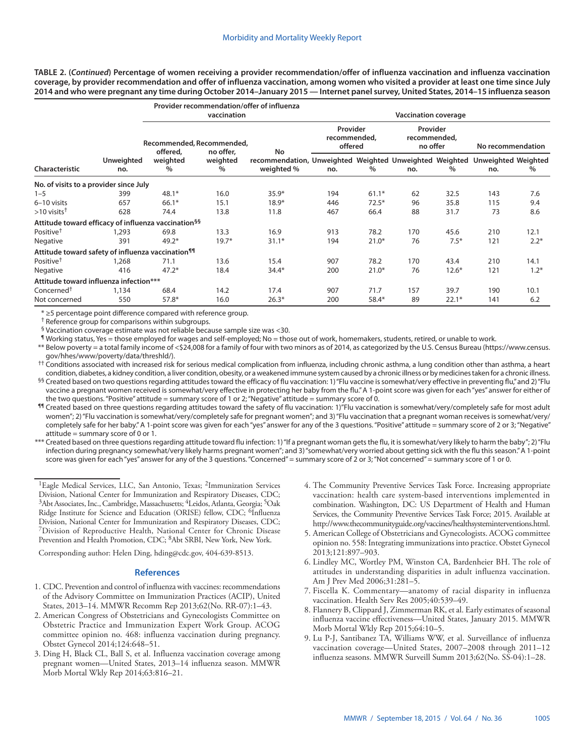**TABLE 2. (*Continued*) Percentage of women receiving a provider recommendation/offer of influenza vaccination and influenza vaccination coverage, by provider recommendation and offer of influenza vaccination, among women who visited a provider at least one time since July 2014 and who were pregnant any time during October 2014–January 2015 — Internet panel survey, United States, 2014–15 influenza season**

| Characteristic | Unweighted no. | Provider recommendation/offer of influenza vaccination | | | Vaccination coverage | | | | | |
|---|---|---|---|---|---|---|---|---|---|---|
| | | Recommended, offered, weighted % | Recommended, no offer, weighted % | No recommendation, weighted % | Provider recommended, offered | | Provider recommended, no offer | | No recommendation | |
| | | | | | Unweighted no. | Weighted % | Unweighted no. | Weighted % | Unweighted no. | Weighted % |
| **No. of visits to a provider since July** | | | | | | | | | | |
| 1–5 | 399 | 48.1* | 16.0 | 35.9* | 194 | 61.1* | 62 | 32.5 | 143 | 7.6 |
| 6–10 visits | 657 | 66.1* | 15.1 | 18.9* | 446 | 72.5* | 96 | 35.8 | 115 | 9.4 |
| >10 visits† | 628 | 74.4 | 13.8 | 11.8 | 467 | 66.4 | 88 | 31.7 | 73 | 8.6 |
| **Attitude toward efficacy of influenza vaccination§§** | | | | | | | | | | |
| Positive† | 1,293 | 69.8 | 13.3 | 16.9 | 913 | 78.2 | 170 | 45.6 | 210 | 12.1 |
| Negative | 391 | 49.2* | 19.7* | 31.1* | 194 | 21.0* | 76 | 7.5* | 121 | 2.2* |
| **Attitude toward safety of influenza vaccination¶¶** | | | | | | | | | | |
| Positive† | 1,268 | 71.1 | 13.6 | 15.4 | 907 | 78.2 | 170 | 43.4 | 210 | 14.1 |
| Negative | 416 | 47.2* | 18.4 | 34.4* | 200 | 21.0* | 76 | 12.6* | 121 | 1.2* |
| **Attitude toward influenza infection***** | | | | | | | | | | |
| Concerned† | 1,134 | 68.4 | 14.2 | 17.4 | 907 | 71.7 | 157 | 39.7 | 190 | 10.1 |
| Not concerned | 550 | 57.8* | 16.0 | 26.3* | 200 | 58.4* | 89 | 22.1* | 141 | 6.2 |

\* ≥5 percentage point difference compared with reference group.

† Reference group for comparisons within subgroups.

§ Vaccination coverage estimate was not reliable because sample size was <30.

¶ Working status, Yes = those employed for wages and self-employed; No = those out of work, homemakers, students, retired, or unable to work.

** Below poverty = a total family income of <$24,008 for a family of four with two minors as of 2014, as categorized by the U.S. Census Bureau (https://www.census.gov/hhes/www/poverty/data/threshld/).

†† Conditions associated with increased risk for serious medical complication from influenza, including chronic asthma, a lung condition other than asthma, a heart condition, diabetes, a kidney condition, a liver condition, obesity, or a weakened immune system caused by a chronic illness or by medicines taken for a chronic illness.

§§ Created based on two questions regarding attitudes toward the efficacy of flu vaccination: 1) "Flu vaccine is somewhat/very effective in preventing flu," and 2) "Flu vaccine a pregnant women received is somewhat/very effective in protecting her baby from the flu." A 1-point score was given for each "yes" answer for either of the two questions. "Positive" attitude = summary score of 1 or 2; "Negative" attitude = summary score of 0.

¶¶ Created based on three questions regarding attitudes toward the safety of flu vaccination: 1) "Flu vaccination is somewhat/very/completely safe for most adult women"; 2) "Flu vaccination is somewhat/very/completely safe for pregnant women"; and 3) "Flu vaccination that a pregnant woman receives is somewhat/very/completely safe for her baby." A 1-point score was given for each "yes" answer for any of the 3 questions. "Positive" attitude = summary score of 2 or 3; "Negative" attitude = summary score of 0 or 1.

*** Created based on three questions regarding attitude toward flu infection: 1) "If a pregnant woman gets the flu, it is somewhat/very likely to harm the baby"; 2) "Flu infection during pregnancy somewhat/very likely harms pregnant women"; and 3) "somewhat/very worried about getting sick with the flu this season." A 1-point score was given for each "yes" answer for any of the 3 questions. "Concerned" = summary score of 2 or 3; "Not concerned" = summary score of 1 or 0.

[1]Eagle Medical Services, LLC, San Antonio, Texas; [2]Immunization Services Division, National Center for Immunization and Respiratory Diseases, CDC; [3]Abt Associates, Inc., Cambridge, Massachusetts; [4]Leidos, Atlanta, Georgia; [5]Oak Ridge Institute for Science and Education (ORISE) fellow, CDC; [6]Influenza Division, National Center for Immunization and Respiratory Diseases, CDC; [7]Division of Reproductive Health, National Center for Chronic Disease Prevention and Health Promotion, CDC; [8]Abt SRBI, New York, New York.

Corresponding author: Helen Ding, hding@cdc.gov, 404-639-8513.

## References

1. CDC. Prevention and control of influenza with vaccines: recommendations of the Advisory Committee on Immunization Practices (ACIP), United States, 2013–14. MMWR Recomm Rep 2013;62(No. RR-07):1–43.
2. American Congress of Obstetricians and Gynecologists Committee on Obstetric Practice and Immunization Expert Work Group. ACOG committee opinion no. 468: influenza vaccination during pregnancy. Obstet Gynecol 2014;124:648–51.
3. Ding H, Black CL, Ball S, et al. Influenza vaccination coverage among pregnant women—United States, 2013–14 influenza season. MMWR Morb Mortal Wkly Rep 2014;63:816–21.
4. The Community Preventive Services Task Force. Increasing appropriate vaccination: health care system-based interventions implemented in combination. Washington, DC: US Department of Health and Human Services, the Community Preventive Services Task Force; 2015. Available at http://www.thecommunityguide.org/vaccines/healthsysteminterventions.html.
5. American College of Obstetricians and Gynecologists. ACOG committee opinion no. 558: Integrating immunizations into practice. Obstet Gynecol 2013;121:897–903.
6. Lindley MC, Wortley PM, Winston CA, Bardenheier BH. The role of attitudes in understanding disparities in adult influenza vaccination. Am J Prev Med 2006;31:281–5.
7. Fiscella K. Commentary—anatomy of racial disparity in influenza vaccination. Health Serv Res 2005;40:539–49.
8. Flannery B, Clippard J, Zimmerman RK, et al. Early estimates of seasonal influenza vaccine effectiveness—United States, January 2015. MMWR Morb Mortal Wkly Rep 2015;64:10–5.
9. Lu P-J, Santibanez TA, Williams WW, et al. Surveillance of influenza vaccination coverage—United States, 2007–2008 through 2011–12 influenza seasons. MMWR Surveill Summ 2013;62(No. SS-04):1–28.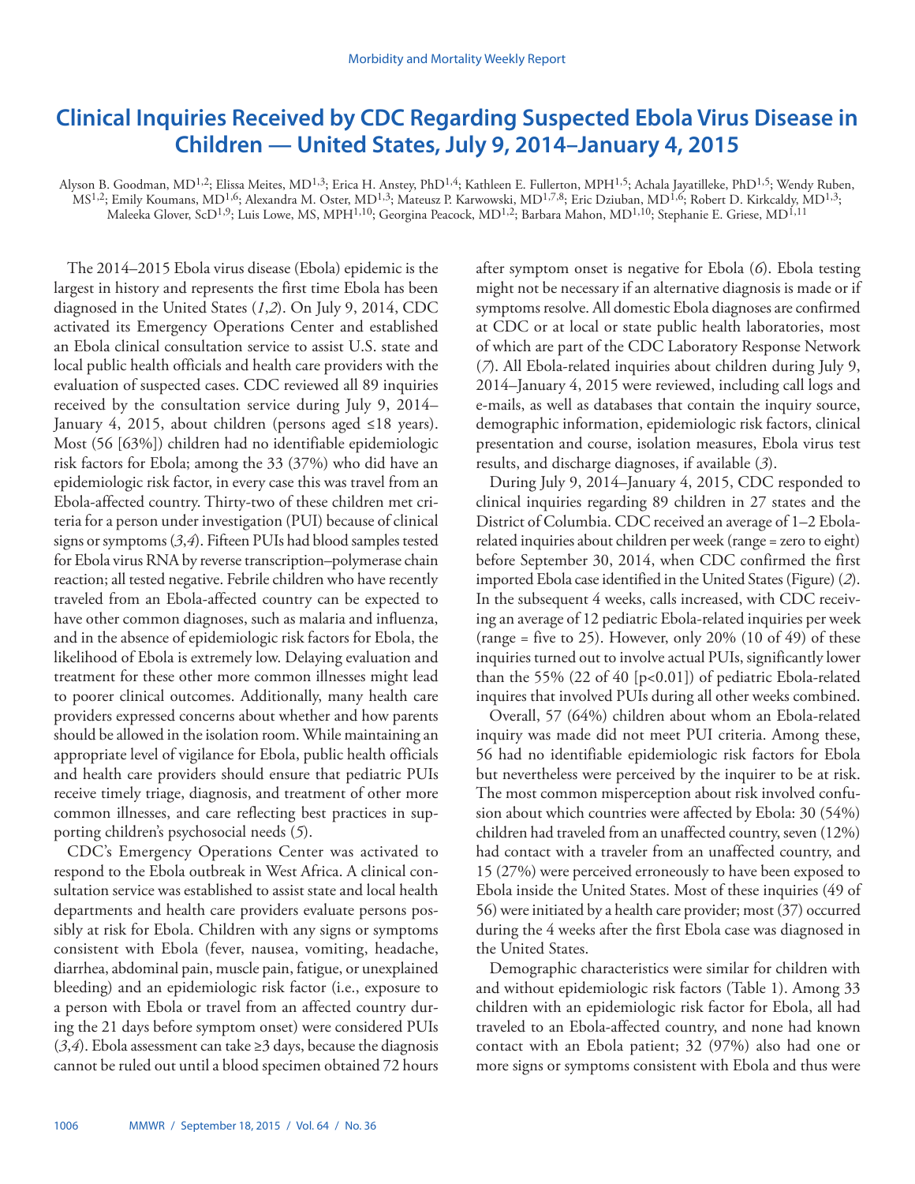# Clinical Inquiries Received by CDC Regarding Suspected Ebola Virus Disease in Children — United States, July 9, 2014–January 4, 2015

Alyson B. Goodman, MD[1,2]; Elissa Meites, MD[1,3]; Erica H. Anstey, PhD[1,4]; Kathleen E. Fullerton, MPH[1,5]; Achala Jayatilleke, PhD[1,5]; Wendy Ruben, MS[1,2]; Emily Koumans, MD[1,6]; Alexandra M. Oster, MD[1,3]; Mateusz P. Karwowski, MD[1,7,8]; Eric Dziuban, MD[1,6]; Robert D. Kirkcaldy, MD[1,3]; Maleeka Glover, ScD[1,9]; Luis Lowe, MS, MPH[1,10]; Georgina Peacock, MD[1,2]; Barbara Mahon, MD[1,10]; Stephanie E. Griese, MD[1,11]

The 2014–2015 Ebola virus disease (Ebola) epidemic is the largest in history and represents the first time Ebola has been diagnosed in the United States (*1*,*2*). On July 9, 2014, CDC activated its Emergency Operations Center and established an Ebola clinical consultation service to assist U.S. state and local public health officials and health care providers with the evaluation of suspected cases. CDC reviewed all 89 inquiries received by the consultation service during July 9, 2014–January 4, 2015, about children (persons aged ≤18 years). Most (56 [63%]) children had no identifiable epidemiologic risk factors for Ebola; among the 33 (37%) who did have an epidemiologic risk factor, in every case this was travel from an Ebola-affected country. Thirty-two of these children met criteria for a person under investigation (PUI) because of clinical signs or symptoms (*3*,*4*). Fifteen PUIs had blood samples tested for Ebola virus RNA by reverse transcription–polymerase chain reaction; all tested negative. Febrile children who have recently traveled from an Ebola-affected country can be expected to have other common diagnoses, such as malaria and influenza, and in the absence of epidemiologic risk factors for Ebola, the likelihood of Ebola is extremely low. Delaying evaluation and treatment for these other more common illnesses might lead to poorer clinical outcomes. Additionally, many health care providers expressed concerns about whether and how parents should be allowed in the isolation room. While maintaining an appropriate level of vigilance for Ebola, public health officials and health care providers should ensure that pediatric PUIs receive timely triage, diagnosis, and treatment of other more common illnesses, and care reflecting best practices in supporting children's psychosocial needs (*5*).

CDC's Emergency Operations Center was activated to respond to the Ebola outbreak in West Africa. A clinical consultation service was established to assist state and local health departments and health care providers evaluate persons possibly at risk for Ebola. Children with any signs or symptoms consistent with Ebola (fever, nausea, vomiting, headache, diarrhea, abdominal pain, muscle pain, fatigue, or unexplained bleeding) and an epidemiologic risk factor (i.e., exposure to a person with Ebola or travel from an affected country during the 21 days before symptom onset) were considered PUIs (*3*,*4*). Ebola assessment can take ≥3 days, because the diagnosis cannot be ruled out until a blood specimen obtained 72 hours after symptom onset is negative for Ebola (*6*). Ebola testing might not be necessary if an alternative diagnosis is made or if symptoms resolve. All domestic Ebola diagnoses are confirmed at CDC or at local or state public health laboratories, most of which are part of the CDC Laboratory Response Network (*7*). All Ebola-related inquiries about children during July 9, 2014–January 4, 2015 were reviewed, including call logs and e-mails, as well as databases that contain the inquiry source, demographic information, epidemiologic risk factors, clinical presentation and course, isolation measures, Ebola virus test results, and discharge diagnoses, if available (*3*).

During July 9, 2014–January 4, 2015, CDC responded to clinical inquiries regarding 89 children in 27 states and the District of Columbia. CDC received an average of 1–2 Ebola-related inquiries about children per week (range = zero to eight) before September 30, 2014, when CDC confirmed the first imported Ebola case identified in the United States (Figure) (*2*). In the subsequent 4 weeks, calls increased, with CDC receiving an average of 12 pediatric Ebola-related inquiries per week (range = five to 25). However, only 20% (10 of 49) of these inquiries turned out to involve actual PUIs, significantly lower than the 55% (22 of 40 [$p<0.01$]) of pediatric Ebola-related inquires that involved PUIs during all other weeks combined.

Overall, 57 (64%) children about whom an Ebola-related inquiry was made did not meet PUI criteria. Among these, 56 had no identifiable epidemiologic risk factors for Ebola but nevertheless were perceived by the inquirer to be at risk. The most common misperception about risk involved confusion about which countries were affected by Ebola: 30 (54%) children had traveled from an unaffected country, seven (12%) had contact with a traveler from an unaffected country, and 15 (27%) were perceived erroneously to have been exposed to Ebola inside the United States. Most of these inquiries (49 of 56) were initiated by a health care provider; most (37) occurred during the 4 weeks after the first Ebola case was diagnosed in the United States.

Demographic characteristics were similar for children with and without epidemiologic risk factors (Table 1). Among 33 children with an epidemiologic risk factor for Ebola, all had traveled to an Ebola-affected country, and none had known contact with an Ebola patient; 32 (97%) also had one or more signs or symptoms consistent with Ebola and thus were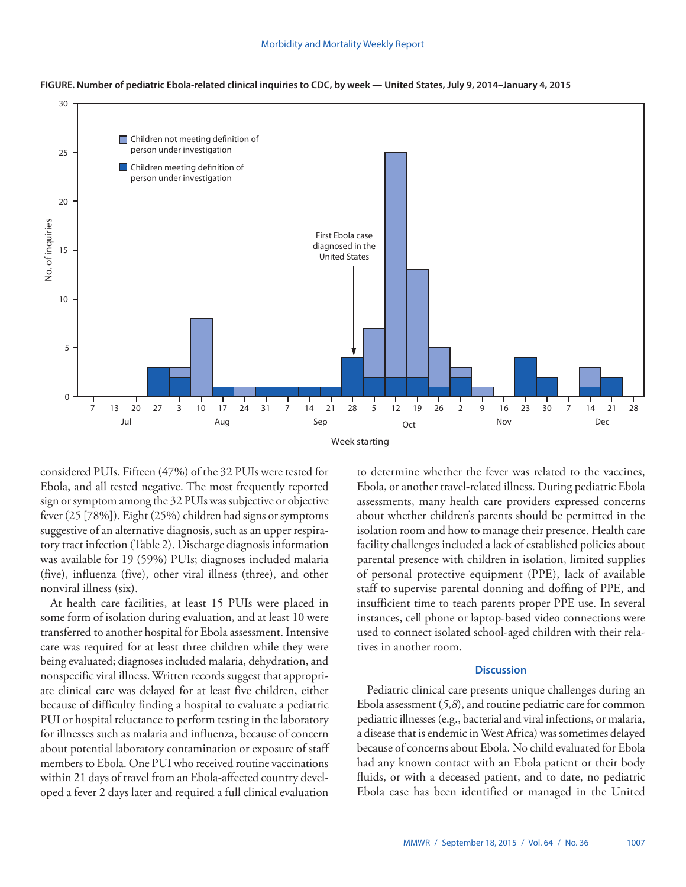**FIGURE. Number of pediatric Ebola-related clinical inquiries to CDC, by week — United States, July 9, 2014–January 4, 2015**

considered PUIs. Fifteen (47%) of the 32 PUIs were tested for Ebola, and all tested negative. The most frequently reported sign or symptom among the 32 PUIs was subjective or objective fever (25 [78%]). Eight (25%) children had signs or symptoms suggestive of an alternative diagnosis, such as an upper respiratory tract infection (Table 2). Discharge diagnosis information was available for 19 (59%) PUIs; diagnoses included malaria (five), influenza (five), other viral illness (three), and other nonviral illness (six).

At health care facilities, at least 15 PUIs were placed in some form of isolation during evaluation, and at least 10 were transferred to another hospital for Ebola assessment. Intensive care was required for at least three children while they were being evaluated; diagnoses included malaria, dehydration, and nonspecific viral illness. Written records suggest that appropriate clinical care was delayed for at least five children, either because of difficulty finding a hospital to evaluate a pediatric PUI or hospital reluctance to perform testing in the laboratory for illnesses such as malaria and influenza, because of concern about potential laboratory contamination or exposure of staff members to Ebola. One PUI who received routine vaccinations within 21 days of travel from an Ebola-affected country developed a fever 2 days later and required a full clinical evaluation to determine whether the fever was related to the vaccines, Ebola, or another travel-related illness. During pediatric Ebola assessments, many health care providers expressed concerns about whether children's parents should be permitted in the isolation room and how to manage their presence. Health care facility challenges included a lack of established policies about parental presence with children in isolation, limited supplies of personal protective equipment (PPE), lack of available staff to supervise parental donning and doffing of PPE, and insufficient time to teach parents proper PPE use. In several instances, cell phone or laptop-based video connections were used to connect isolated school-aged children with their relatives in another room.

## Discussion

Pediatric clinical care presents unique challenges during an Ebola assessment (*5*,*8*), and routine pediatric care for common pediatric illnesses (e.g., bacterial and viral infections, or malaria, a disease that is endemic in West Africa) was sometimes delayed because of concerns about Ebola. No child evaluated for Ebola had any known contact with an Ebola patient or their body fluids, or with a deceased patient, and to date, no pediatric Ebola case has been identified or managed in the United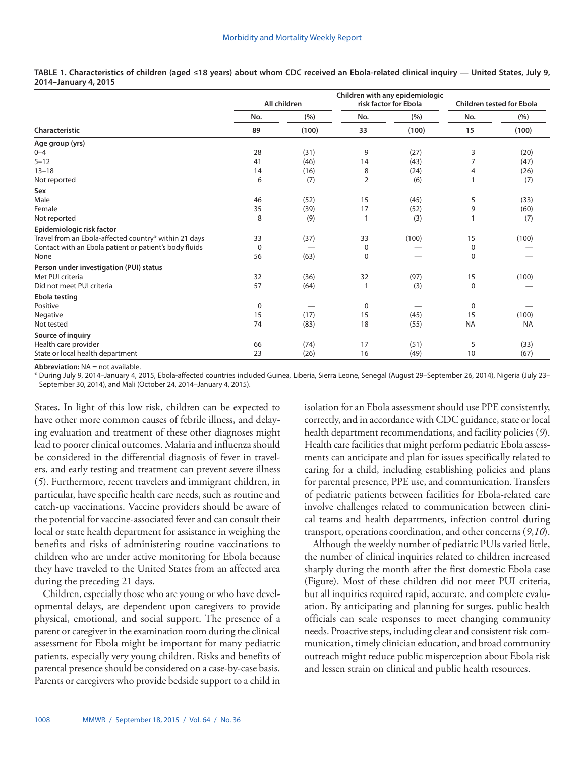**TABLE 1. Characteristics of children (aged ≤18 years) about whom CDC received an Ebola-related clinical inquiry — United States, July 9, 2014–January 4, 2015**

| Characteristic | All children | | Children with any epidemiologic risk factor for Ebola | | Children tested for Ebola | |
|---|---|---|---|---|---|---|
| | No. | (%) | No. | (%) | No. | (%) |
| | 89 | (100) | 33 | (100) | 15 | (100) |
| **Age group (yrs)** | | | | | | |
| 0–4 | 28 | (31) | 9 | (27) | 3 | (20) |
| 5–12 | 41 | (46) | 14 | (43) | 7 | (47) |
| 13–18 | 14 | (16) | 8 | (24) | 4 | (26) |
| Not reported | 6 | (7) | 2 | (6) | 1 | (7) |
| **Sex** | | | | | | |
| Male | 46 | (52) | 15 | (45) | 5 | (33) |
| Female | 35 | (39) | 17 | (52) | 9 | (60) |
| Not reported | 8 | (9) | 1 | (3) | 1 | (7) |
| **Epidemiologic risk factor** | | | | | | |
| Travel from an Ebola-affected country* within 21 days | 33 | (37) | 33 | (100) | 15 | (100) |
| Contact with an Ebola patient or patient's body fluids | 0 | — | 0 | — | 0 | — |
| None | 56 | (63) | 0 | — | 0 | — |
| **Person under investigation (PUI) status** | | | | | | |
| Met PUI criteria | 32 | (36) | 32 | (97) | 15 | (100) |
| Did not meet PUI criteria | 57 | (64) | 1 | (3) | 0 | — |
| **Ebola testing** | | | | | | |
| Positive | 0 | — | 0 | — | 0 | — |
| Negative | 15 | (17) | 15 | (45) | 15 | (100) |
| Not tested | 74 | (83) | 18 | (55) | NA | NA |
| **Source of inquiry** | | | | | | |
| Health care provider | 66 | (74) | 17 | (51) | 5 | (33) |
| State or local health department | 23 | (26) | 16 | (49) | 10 | (67) |

**Abbreviation:** NA = not available.

\* During July 9, 2014–January 4, 2015, Ebola-affected countries included Guinea, Liberia, Sierra Leone, Senegal (August 29–September 26, 2014), Nigeria (July 23–September 30, 2014), and Mali (October 24, 2014–January 4, 2015).

States. In light of this low risk, children can be expected to have other more common causes of febrile illness, and delaying evaluation and treatment of these other diagnoses might lead to poorer clinical outcomes. Malaria and influenza should be considered in the differential diagnosis of fever in travelers, and early testing and treatment can prevent severe illness (*5*). Furthermore, recent travelers and immigrant children, in particular, have specific health care needs, such as routine and catch-up vaccinations. Vaccine providers should be aware of the potential for vaccine-associated fever and can consult their local or state health department for assistance in weighing the benefits and risks of administering routine vaccinations to children who are under active monitoring for Ebola because they have traveled to the United States from an affected area during the preceding 21 days.

Children, especially those who are young or who have developmental delays, are dependent upon caregivers to provide physical, emotional, and social support. The presence of a parent or caregiver in the examination room during the clinical assessment for Ebola might be important for many pediatric patients, especially very young children. Risks and benefits of parental presence should be considered on a case-by-case basis. Parents or caregivers who provide bedside support to a child in isolation for an Ebola assessment should use PPE consistently, correctly, and in accordance with CDC guidance, state or local health department recommendations, and facility policies (*9*). Health care facilities that might perform pediatric Ebola assessments can anticipate and plan for issues specifically related to caring for a child, including establishing policies and plans for parental presence, PPE use, and communication. Transfers of pediatric patients between facilities for Ebola-related care involve challenges related to communication between clinical teams and health departments, infection control during transport, operations coordination, and other concerns (*9*,*10*).

Although the weekly number of pediatric PUIs varied little, the number of clinical inquiries related to children increased sharply during the month after the first domestic Ebola case (Figure). Most of these children did not meet PUI criteria, but all inquiries required rapid, accurate, and complete evaluation. By anticipating and planning for surges, public health officials can scale responses to meet changing community needs. Proactive steps, including clear and consistent risk communication, timely clinician education, and broad community outreach might reduce public misperception about Ebola risk and lessen strain on clinical and public health resources.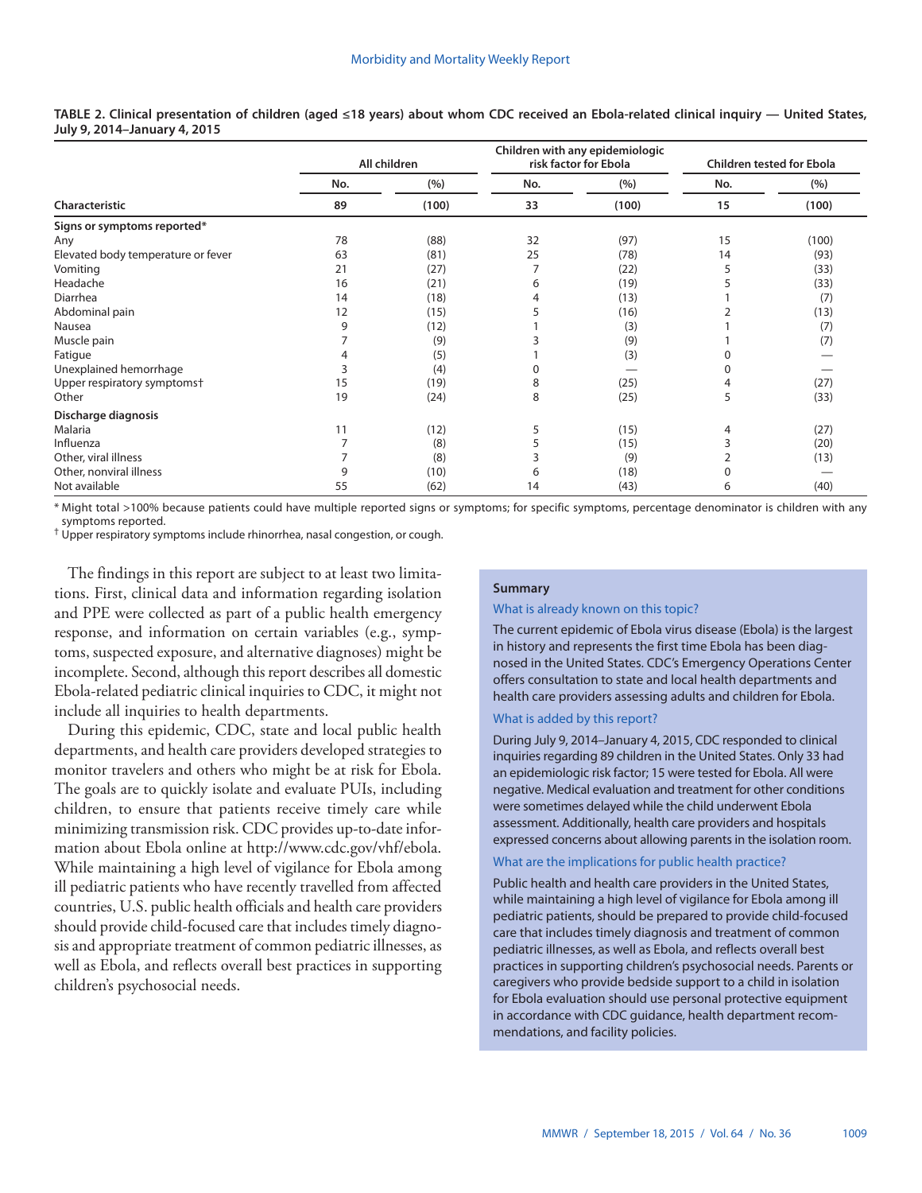**TABLE 2. Clinical presentation of children (aged ≤18 years) about whom CDC received an Ebola-related clinical inquiry — United States, July 9, 2014–January 4, 2015**

| Characteristic | All children | | Children with any epidemiologic risk factor for Ebola | | Children tested for Ebola | |
|---|---|---|---|---|---|---|
| | No. | (%) | No. | (%) | No. | (%) |
| | 89 | (100) | 33 | (100) | 15 | (100) |
| **Signs or symptoms reported*** | | | | | | |
| Any | 78 | (88) | 32 | (97) | 15 | (100) |
| Elevated body temperature or fever | 63 | (81) | 25 | (78) | 14 | (93) |
| Vomiting | 21 | (27) | 7 | (22) | 5 | (33) |
| Headache | 16 | (21) | 6 | (19) | 5 | (33) |
| Diarrhea | 14 | (18) | 4 | (13) | 1 | (7) |
| Abdominal pain | 12 | (15) | 5 | (16) | 2 | (13) |
| Nausea | 9 | (12) | 1 | (3) | 1 | (7) |
| Muscle pain | 7 | (9) | 3 | (9) | 1 | (7) |
| Fatigue | 4 | (5) | 1 | (3) | 0 | — |
| Unexplained hemorrhage | 3 | (4) | 0 | — | 0 | — |
| Upper respiratory symptoms† | 15 | (19) | 8 | (25) | 4 | (27) |
| Other | 19 | (24) | 8 | (25) | 5 | (33) |
| **Discharge diagnosis** | | | | | | |
| Malaria | 11 | (12) | 5 | (15) | 4 | (27) |
| Influenza | 7 | (8) | 5 | (15) | 3 | (20) |
| Other, viral illness | 7 | (8) | 3 | (9) | 2 | (13) |
| Other, nonviral illness | 9 | (10) | 6 | (18) | 0 | — |
| Not available | 55 | (62) | 14 | (43) | 6 | (40) |

\* Might total >100% because patients could have multiple reported signs or symptoms; for specific symptoms, percentage denominator is children with any symptoms reported.
† Upper respiratory symptoms include rhinorrhea, nasal congestion, or cough.

The findings in this report are subject to at least two limitations. First, clinical data and information regarding isolation and PPE were collected as part of a public health emergency response, and information on certain variables (e.g., symptoms, suspected exposure, and alternative diagnoses) might be incomplete. Second, although this report describes all domestic Ebola-related pediatric clinical inquiries to CDC, it might not include all inquiries to health departments.

During this epidemic, CDC, state and local public health departments, and health care providers developed strategies to monitor travelers and others who might be at risk for Ebola. The goals are to quickly isolate and evaluate PUIs, including children, to ensure that patients receive timely care while minimizing transmission risk. CDC provides up-to-date information about Ebola online at http://www.cdc.gov/vhf/ebola. While maintaining a high level of vigilance for Ebola among ill pediatric patients who have recently travelled from affected countries, U.S. public health officials and health care providers should provide child-focused care that includes timely diagnosis and appropriate treatment of common pediatric illnesses, as well as Ebola, and reflects overall best practices in supporting children's psychosocial needs.

**Summary**

What is already known on this topic?

The current epidemic of Ebola virus disease (Ebola) is the largest in history and represents the first time Ebola has been diagnosed in the United States. CDC's Emergency Operations Center offers consultation to state and local health departments and health care providers assessing adults and children for Ebola.

What is added by this report?

During July 9, 2014–January 4, 2015, CDC responded to clinical inquiries regarding 89 children in the United States. Only 33 had an epidemiologic risk factor; 15 were tested for Ebola. All were negative. Medical evaluation and treatment for other conditions were sometimes delayed while the child underwent Ebola assessment. Additionally, health care providers and hospitals expressed concerns about allowing parents in the isolation room.

What are the implications for public health practice?

Public health and health care providers in the United States, while maintaining a high level of vigilance for Ebola among ill pediatric patients, should be prepared to provide child-focused care that includes timely diagnosis and treatment of common pediatric illnesses, as well as Ebola, and reflects overall best practices in supporting children's psychosocial needs. Parents or caregivers who provide bedside support to a child in isolation for Ebola evaluation should use personal protective equipment in accordance with CDC guidance, health department recommendations, and facility policies.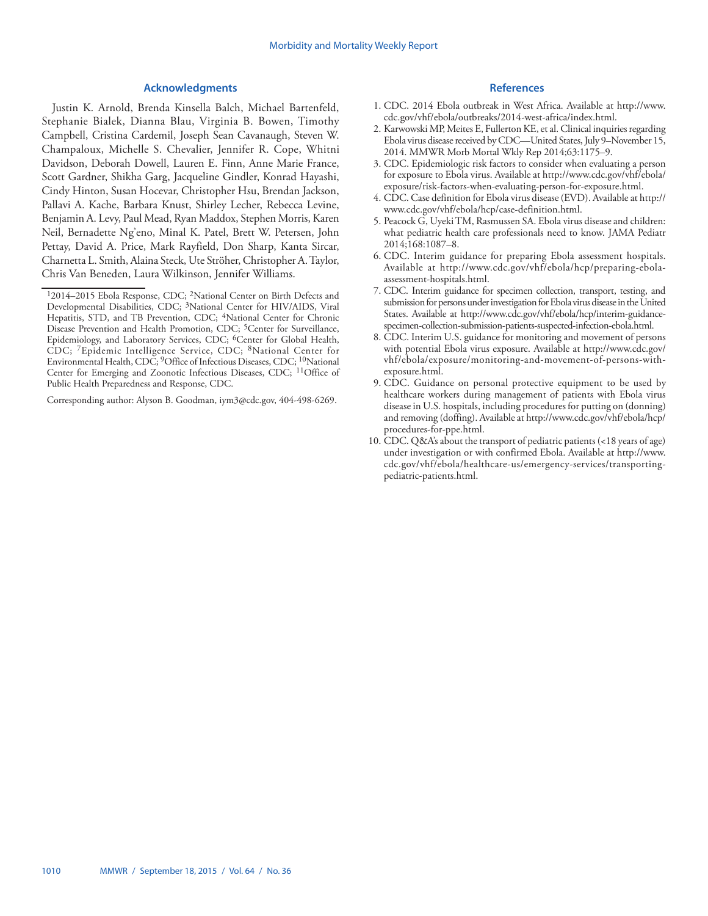## Acknowledgments

Justin K. Arnold, Brenda Kinsella Balch, Michael Bartenfeld, Stephanie Bialek, Dianna Blau, Virginia B. Bowen, Timothy Campbell, Cristina Cardemil, Joseph Sean Cavanaugh, Steven W. Champaloux, Michelle S. Chevalier, Jennifer R. Cope, Whitni Davidson, Deborah Dowell, Lauren E. Finn, Anne Marie France, Scott Gardner, Shikha Garg, Jacqueline Gindler, Konrad Hayashi, Cindy Hinton, Susan Hocevar, Christopher Hsu, Brendan Jackson, Pallavi A. Kache, Barbara Knust, Shirley Lecher, Rebecca Levine, Benjamin A. Levy, Paul Mead, Ryan Maddox, Stephen Morris, Karen Neil, Bernadette Ng'eno, Minal K. Patel, Brett W. Petersen, John Pettay, David A. Price, Mark Rayfield, Don Sharp, Kanta Sircar, Charnetta L. Smith, Alaina Steck, Ute Ströher, Christopher A. Taylor, Chris Van Beneden, Laura Wilkinson, Jennifer Williams.

---

[1]2014–2015 Ebola Response, CDC; [2]National Center on Birth Defects and Developmental Disabilities, CDC; [3]National Center for HIV/AIDS, Viral Hepatitis, STD, and TB Prevention, CDC; [4]National Center for Chronic Disease Prevention and Health Promotion, CDC; [5]Center for Surveillance, Epidemiology, and Laboratory Services, CDC; [6]Center for Global Health, CDC; [7]Epidemic Intelligence Service, CDC; [8]National Center for Environmental Health, CDC; [9]Office of Infectious Diseases, CDC; [10]National Center for Emerging and Zoonotic Infectious Diseases, CDC; [11]Office of Public Health Preparedness and Response, CDC.

Corresponding author: Alyson B. Goodman, iym3@cdc.gov, 404-498-6269.

## References

1. CDC. 2014 Ebola outbreak in West Africa. Available at http://www.cdc.gov/vhf/ebola/outbreaks/2014-west-africa/index.html.
2. Karwowski MP, Meites E, Fullerton KE, et al. Clinical inquiries regarding Ebola virus disease received by CDC—United States, July 9–November 15, 2014. MMWR Morb Mortal Wkly Rep 2014;63:1175–9.
3. CDC. Epidemiologic risk factors to consider when evaluating a person for exposure to Ebola virus. Available at http://www.cdc.gov/vhf/ebola/exposure/risk-factors-when-evaluating-person-for-exposure.html.
4. CDC. Case definition for Ebola virus disease (EVD). Available at http://www.cdc.gov/vhf/ebola/hcp/case-definition.html.
5. Peacock G, Uyeki TM, Rasmussen SA. Ebola virus disease and children: what pediatric health care professionals need to know. JAMA Pediatr 2014;168:1087–8.
6. CDC. Interim guidance for preparing Ebola assessment hospitals. Available at http://www.cdc.gov/vhf/ebola/hcp/preparing-ebola-assessment-hospitals.html.
7. CDC. Interim guidance for specimen collection, transport, testing, and submission for persons under investigation for Ebola virus disease in the United States. Available at http://www.cdc.gov/vhf/ebola/hcp/interim-guidance-specimen-collection-submission-patients-suspected-infection-ebola.html.
8. CDC. Interim U.S. guidance for monitoring and movement of persons with potential Ebola virus exposure. Available at http://www.cdc.gov/vhf/ebola/exposure/monitoring-and-movement-of-persons-with-exposure.html.
9. CDC. Guidance on personal protective equipment to be used by healthcare workers during management of patients with Ebola virus disease in U.S. hospitals, including procedures for putting on (donning) and removing (doffing). Available at http://www.cdc.gov/vhf/ebola/hcp/procedures-for-ppe.html.
10. CDC. Q&A's about the transport of pediatric patients (<18 years of age) under investigation or with confirmed Ebola. Available at http://www.cdc.gov/vhf/ebola/healthcare-us/emergency-services/transporting-pediatric-patients.html.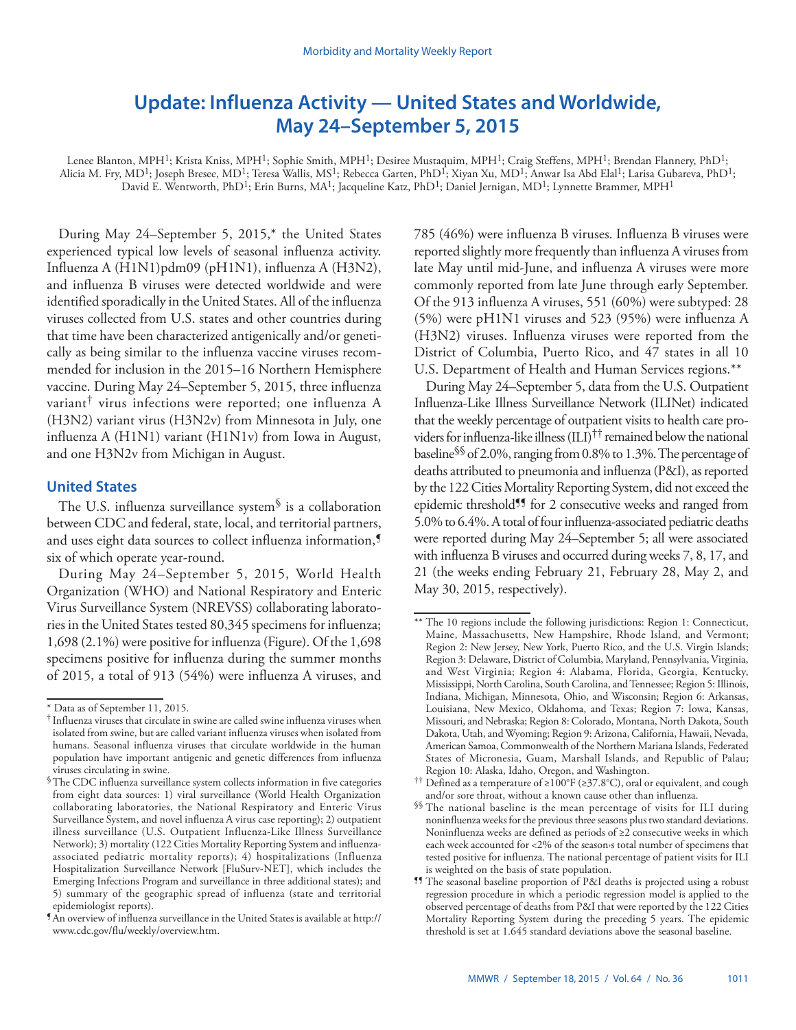# Update: Influenza Activity — United States and Worldwide, May 24–September 5, 2015

Lenee Blanton, MPH[1]; Krista Kniss, MPH[1]; Sophie Smith, MPH[1]; Desiree Mustaquim, MPH[1]; Craig Steffens, MPH[1]; Brendan Flannery, PhD[1]; Alicia M. Fry, MD[1]; Joseph Bresee, MD[1]; Teresa Wallis, MS[1]; Rebecca Garten, PhD[1]; Xiyan Xu, MD[1]; Anwar Isa Abd Elal[1]; Larisa Gubareva, PhD[1]; David E. Wentworth, PhD[1]; Erin Burns, MA[1]; Jacqueline Katz, PhD[1]; Daniel Jernigan, MD[1]; Lynnette Brammer, MPH[1]

During May 24–September 5, 2015,* the United States experienced typical low levels of seasonal influenza activity. Influenza A (H1N1)pdm09 (pH1N1), influenza A (H3N2), and influenza B viruses were detected worldwide and were identified sporadically in the United States. All of the influenza viruses collected from U.S. states and other countries during that time have been characterized antigenically and/or genetically as being similar to the influenza vaccine viruses recommended for inclusion in the 2015–16 Northern Hemisphere vaccine. During May 24–September 5, 2015, three influenza variant† virus infections were reported; one influenza A (H3N2) variant virus (H3N2v) from Minnesota in July, one influenza A (H1N1) variant (H1N1v) from Iowa in August, and one H3N2v from Michigan in August.

## United States

The U.S. influenza surveillance system§ is a collaboration between CDC and federal, state, local, and territorial partners, and uses eight data sources to collect influenza information,¶ six of which operate year-round.

During May 24–September 5, 2015, World Health Organization (WHO) and National Respiratory and Enteric Virus Surveillance System (NREVSS) collaborating laboratories in the United States tested 80,345 specimens for influenza; 1,698 (2.1%) were positive for influenza (Figure). Of the 1,698 specimens positive for influenza during the summer months of 2015, a total of 913 (54%) were influenza A viruses, and 785 (46%) were influenza B viruses. Influenza B viruses were reported slightly more frequently than influenza A viruses from late May until mid-June, and influenza A viruses were more commonly reported from late June through early September. Of the 913 influenza A viruses, 551 (60%) were subtyped: 28 (5%) were pH1N1 viruses and 523 (95%) were influenza A (H3N2) viruses. Influenza viruses were reported from the District of Columbia, Puerto Rico, and 47 states in all 10 U.S. Department of Health and Human Services regions.**

During May 24–September 5, data from the U.S. Outpatient Influenza-Like Illness Surveillance Network (ILINet) indicated that the weekly percentage of outpatient visits to health care providers for influenza-like illness (ILI)†† remained below the national baseline§§ of 2.0%, ranging from 0.8% to 1.3%. The percentage of deaths attributed to pneumonia and influenza (P&I), as reported by the 122 Cities Mortality Reporting System, did not exceed the epidemic threshold¶¶ for 2 consecutive weeks and ranged from 5.0% to 6.4%. A total of four influenza-associated pediatric deaths were reported during May 24–September 5; all were associated with influenza B viruses and occurred during weeks 7, 8, 17, and 21 (the weeks ending February 21, February 28, May 2, and May 30, 2015, respectively).

---

\* Data as of September 11, 2015.

† Influenza viruses that circulate in swine are called swine influenza viruses when isolated from swine, but are called variant influenza viruses when isolated from humans. Seasonal influenza viruses that circulate worldwide in the human population have important antigenic and genetic differences from influenza viruses circulating in swine.

§ The CDC influenza surveillance system collects information in five categories from eight data sources: 1) viral surveillance (World Health Organization collaborating laboratories, the National Respiratory and Enteric Virus Surveillance System, and novel influenza A virus case reporting); 2) outpatient illness surveillance (U.S. Outpatient Influenza-Like Illness Surveillance Network); 3) mortality (122 Cities Mortality Reporting System and influenza-associated pediatric mortality reports); 4) hospitalizations (Influenza Hospitalization Surveillance Network [FluSurv-NET], which includes the Emerging Infections Program and surveillance in three additional states); and 5) summary of the geographic spread of influenza (state and territorial epidemiologist reports).

¶ An overview of influenza surveillance in the United States is available at http://www.cdc.gov/flu/weekly/overview.htm.

** The 10 regions include the following jurisdictions: Region 1: Connecticut, Maine, Massachusetts, New Hampshire, Rhode Island, and Vermont; Region 2: New Jersey, New York, Puerto Rico, and the U.S. Virgin Islands; Region 3: Delaware, District of Columbia, Maryland, Pennsylvania, Virginia, and West Virginia; Region 4: Alabama, Florida, Georgia, Kentucky, Mississippi, North Carolina, South Carolina, and Tennessee; Region 5: Illinois, Indiana, Michigan, Minnesota, Ohio, and Wisconsin; Region 6: Arkansas, Louisiana, New Mexico, Oklahoma, and Texas; Region 7: Iowa, Kansas, Missouri, and Nebraska; Region 8: Colorado, Montana, North Dakota, South Dakota, Utah, and Wyoming; Region 9: Arizona, California, Hawaii, Nevada, American Samoa, Commonwealth of the Northern Mariana Islands, Federated States of Micronesia, Guam, Marshall Islands, and Republic of Palau; Region 10: Alaska, Idaho, Oregon, and Washington.

†† Defined as a temperature of ≥100°F (≥37.8°C), oral or equivalent, and cough and/or sore throat, without a known cause other than influenza.

§§ The national baseline is the mean percentage of visits for ILI during noninfluenza weeks for the previous three seasons plus two standard deviations. Noninfluenza weeks are defined as periods of ≥2 consecutive weeks in which each week accounted for <2% of the season's total number of specimens that tested positive for influenza. The national percentage of patient visits for ILI is weighted on the basis of state population.

¶¶ The seasonal baseline proportion of P&I deaths is projected using a robust regression procedure in which a periodic regression model is applied to the observed percentage of deaths from P&I that were reported by the 122 Cities Mortality Reporting System during the preceding 5 years. The epidemic threshold is set at 1.645 standard deviations above the seasonal baseline.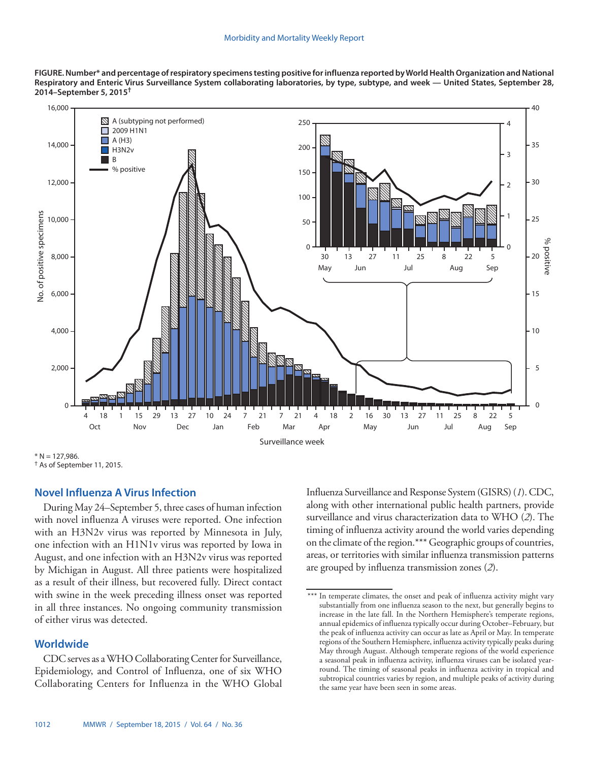**FIGURE. Number* and percentage of respiratory specimens testing positive for influenza reported by World Health Organization and National Respiratory and Enteric Virus Surveillance System collaborating laboratories, by type, subtype, and week — United States, September 28, 2014–September 5, 2015†**

\* N = 127,986.

† As of September 11, 2015.

## Novel Influenza A Virus Infection

During May 24–September 5, three cases of human infection with novel influenza A viruses were reported. One infection with an H3N2v virus was reported by Minnesota in July, one infection with an H1N1v virus was reported by Iowa in August, and one infection with an H3N2v virus was reported by Michigan in August. All three patients were hospitalized as a result of their illness, but recovered fully. Direct contact with swine in the week preceding illness onset was reported in all three instances. No ongoing community transmission of either virus was detected.

## Worldwide

CDC serves as a WHO Collaborating Center for Surveillance, Epidemiology, and Control of Influenza, one of six WHO Collaborating Centers for Influenza in the WHO Global Influenza Surveillance and Response System (GISRS) (*1*). CDC, along with other international public health partners, provide surveillance and virus characterization data to WHO (*2*). The timing of influenza activity around the world varies depending on the climate of the region.*** Geographic groups of countries, areas, or territories with similar influenza transmission patterns are grouped by influenza transmission zones (*2*).

\*\*\* In temperate climates, the onset and peak of influenza activity might vary substantially from one influenza season to the next, but generally begins to increase in the late fall. In the Northern Hemisphere's temperate regions, annual epidemics of influenza typically occur during October–February, but the peak of influenza activity can occur as late as April or May. In temperate regions of the Southern Hemisphere, influenza activity typically peaks during May through August. Although temperate regions of the world experience a seasonal peak in influenza activity, influenza viruses can be isolated year-round. The timing of seasonal peaks in influenza activity in tropical and subtropical countries varies by region, and multiple peaks of activity during the same year have been seen in some areas.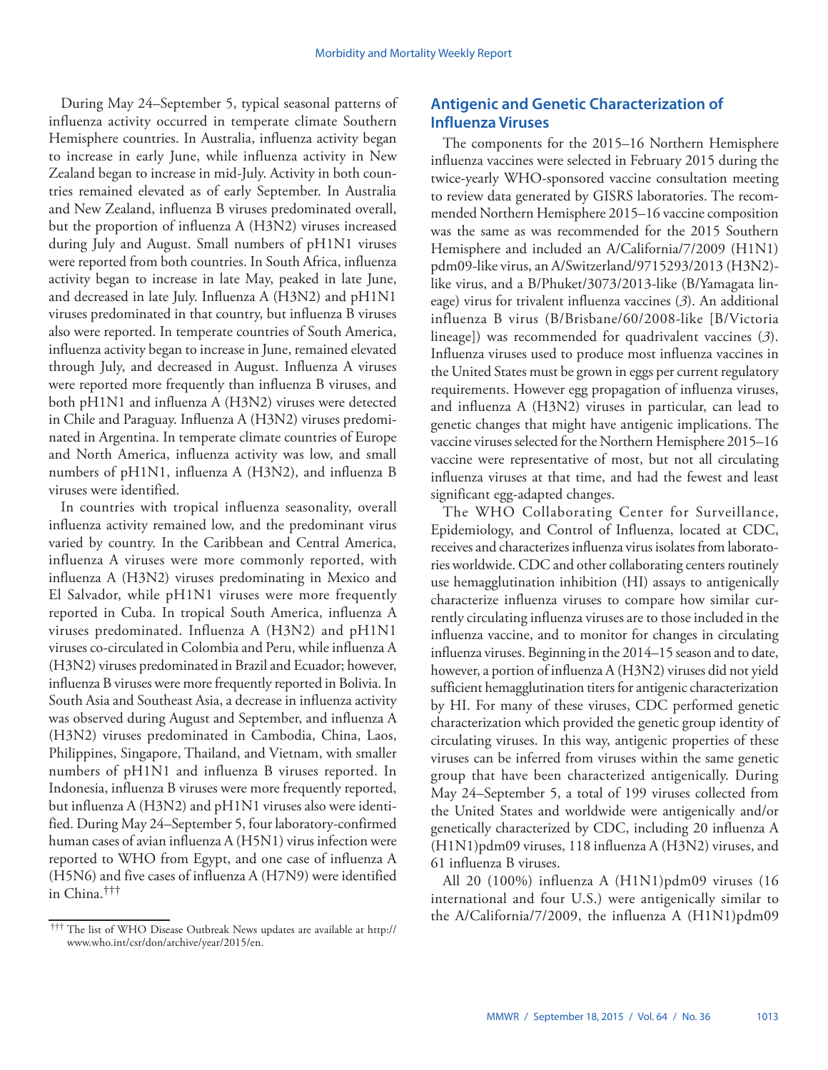During May 24–September 5, typical seasonal patterns of influenza activity occurred in temperate climate Southern Hemisphere countries. In Australia, influenza activity began to increase in early June, while influenza activity in New Zealand began to increase in mid-July. Activity in both countries remained elevated as of early September. In Australia and New Zealand, influenza B viruses predominated overall, but the proportion of influenza A (H3N2) viruses increased during July and August. Small numbers of pH1N1 viruses were reported from both countries. In South Africa, influenza activity began to increase in late May, peaked in late June, and decreased in late July. Influenza A (H3N2) and pH1N1 viruses predominated in that country, but influenza B viruses also were reported. In temperate countries of South America, influenza activity began to increase in June, remained elevated through July, and decreased in August. Influenza A viruses were reported more frequently than influenza B viruses, and both pH1N1 and influenza A (H3N2) viruses were detected in Chile and Paraguay. Influenza A (H3N2) viruses predominated in Argentina. In temperate climate countries of Europe and North America, influenza activity was low, and small numbers of pH1N1, influenza A (H3N2), and influenza B viruses were identified.

In countries with tropical influenza seasonality, overall influenza activity remained low, and the predominant virus varied by country. In the Caribbean and Central America, influenza A viruses were more commonly reported, with influenza A (H3N2) viruses predominating in Mexico and El Salvador, while pH1N1 viruses were more frequently reported in Cuba. In tropical South America, influenza A viruses predominated. Influenza A (H3N2) and pH1N1 viruses co-circulated in Colombia and Peru, while influenza A (H3N2) viruses predominated in Brazil and Ecuador; however, influenza B viruses were more frequently reported in Bolivia. In South Asia and Southeast Asia, a decrease in influenza activity was observed during August and September, and influenza A (H3N2) viruses predominated in Cambodia, China, Laos, Philippines, Singapore, Thailand, and Vietnam, with smaller numbers of pH1N1 and influenza B viruses reported. In Indonesia, influenza B viruses were more frequently reported, but influenza A (H3N2) and pH1N1 viruses also were identified. During May 24–September 5, four laboratory-confirmed human cases of avian influenza A (H5N1) virus infection were reported to WHO from Egypt, and one case of influenza A (H5N6) and five cases of influenza A (H7N9) were identified in China.[†††]

[†††] The list of WHO Disease Outbreak News updates are available at http://www.who.int/csr/don/archive/year/2015/en.

## Antigenic and Genetic Characterization of Influenza Viruses

The components for the 2015–16 Northern Hemisphere influenza vaccines were selected in February 2015 during the twice-yearly WHO-sponsored vaccine consultation meeting to review data generated by GISRS laboratories. The recommended Northern Hemisphere 2015–16 vaccine composition was the same as was recommended for the 2015 Southern Hemisphere and included an A/California/7/2009 (H1N1) pdm09-like virus, an A/Switzerland/9715293/2013 (H3N2)-like virus, and a B/Phuket/3073/2013-like (B/Yamagata lineage) virus for trivalent influenza vaccines (*3*). An additional influenza B virus (B/Brisbane/60/2008-like [B/Victoria lineage]) was recommended for quadrivalent vaccines (*3*). Influenza viruses used to produce most influenza vaccines in the United States must be grown in eggs per current regulatory requirements. However egg propagation of influenza viruses, and influenza A (H3N2) viruses in particular, can lead to genetic changes that might have antigenic implications. The vaccine viruses selected for the Northern Hemisphere 2015–16 vaccine were representative of most, but not all circulating influenza viruses at that time, and had the fewest and least significant egg-adapted changes.

The WHO Collaborating Center for Surveillance, Epidemiology, and Control of Influenza, located at CDC, receives and characterizes influenza virus isolates from laboratories worldwide. CDC and other collaborating centers routinely use hemagglutination inhibition (HI) assays to antigenically characterize influenza viruses to compare how similar currently circulating influenza viruses are to those included in the influenza vaccine, and to monitor for changes in circulating influenza viruses. Beginning in the 2014–15 season and to date, however, a portion of influenza A (H3N2) viruses did not yield sufficient hemagglutination titers for antigenic characterization by HI. For many of these viruses, CDC performed genetic characterization which provided the genetic group identity of circulating viruses. In this way, antigenic properties of these viruses can be inferred from viruses within the same genetic group that have been characterized antigenically. During May 24–September 5, a total of 199 viruses collected from the United States and worldwide were antigenically and/or genetically characterized by CDC, including 20 influenza A (H1N1)pdm09 viruses, 118 influenza A (H3N2) viruses, and 61 influenza B viruses.

All 20 (100%) influenza A (H1N1)pdm09 viruses (16 international and four U.S.) were antigenically similar to the A/California/7/2009, the influenza A (H1N1)pdm09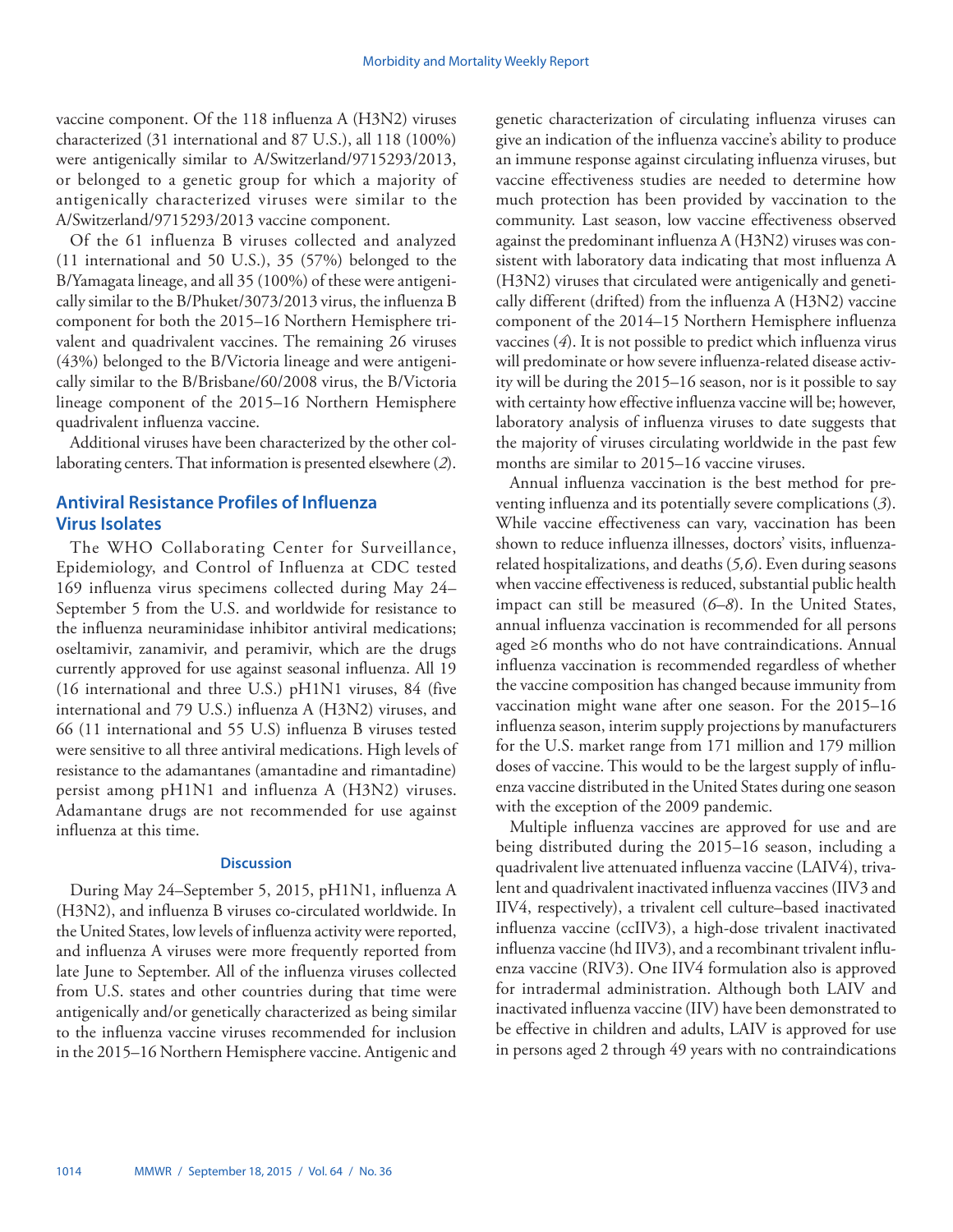vaccine component. Of the 118 influenza A (H3N2) viruses characterized (31 international and 87 U.S.), all 118 (100%) were antigenically similar to A/Switzerland/9715293/2013, or belonged to a genetic group for which a majority of antigenically characterized viruses were similar to the A/Switzerland/9715293/2013 vaccine component.

Of the 61 influenza B viruses collected and analyzed (11 international and 50 U.S.), 35 (57%) belonged to the B/Yamagata lineage, and all 35 (100%) of these were antigenically similar to the B/Phuket/3073/2013 virus, the influenza B component for both the 2015–16 Northern Hemisphere trivalent and quadrivalent vaccines. The remaining 26 viruses (43%) belonged to the B/Victoria lineage and were antigenically similar to the B/Brisbane/60/2008 virus, the B/Victoria lineage component of the 2015–16 Northern Hemisphere quadrivalent influenza vaccine.

Additional viruses have been characterized by the other collaborating centers. That information is presented elsewhere (*2*).

## Antiviral Resistance Profiles of Influenza Virus Isolates

The WHO Collaborating Center for Surveillance, Epidemiology, and Control of Influenza at CDC tested 169 influenza virus specimens collected during May 24–September 5 from the U.S. and worldwide for resistance to the influenza neuraminidase inhibitor antiviral medications; oseltamivir, zanamivir, and peramivir, which are the drugs currently approved for use against seasonal influenza. All 19 (16 international and three U.S.) pH1N1 viruses, 84 (five international and 79 U.S.) influenza A (H3N2) viruses, and 66 (11 international and 55 U.S) influenza B viruses tested were sensitive to all three antiviral medications. High levels of resistance to the adamantanes (amantadine and rimantadine) persist among pH1N1 and influenza A (H3N2) viruses. Adamantane drugs are not recommended for use against influenza at this time.

### Discussion

During May 24–September 5, 2015, pH1N1, influenza A (H3N2), and influenza B viruses co-circulated worldwide. In the United States, low levels of influenza activity were reported, and influenza A viruses were more frequently reported from late June to September. All of the influenza viruses collected from U.S. states and other countries during that time were antigenically and/or genetically characterized as being similar to the influenza vaccine viruses recommended for inclusion in the 2015–16 Northern Hemisphere vaccine. Antigenic and genetic characterization of circulating influenza viruses can give an indication of the influenza vaccine's ability to produce an immune response against circulating influenza viruses, but vaccine effectiveness studies are needed to determine how much protection has been provided by vaccination to the community. Last season, low vaccine effectiveness observed against the predominant influenza A (H3N2) viruses was consistent with laboratory data indicating that most influenza A (H3N2) viruses that circulated were antigenically and genetically different (drifted) from the influenza A (H3N2) vaccine component of the 2014–15 Northern Hemisphere influenza vaccines (*4*). It is not possible to predict which influenza virus will predominate or how severe influenza-related disease activity will be during the 2015–16 season, nor is it possible to say with certainty how effective influenza vaccine will be; however, laboratory analysis of influenza viruses to date suggests that the majority of viruses circulating worldwide in the past few months are similar to 2015–16 vaccine viruses.

Annual influenza vaccination is the best method for preventing influenza and its potentially severe complications (*3*). While vaccine effectiveness can vary, vaccination has been shown to reduce influenza illnesses, doctors' visits, influenza-related hospitalizations, and deaths (*5,6*). Even during seasons when vaccine effectiveness is reduced, substantial public health impact can still be measured (*6–8*). In the United States, annual influenza vaccination is recommended for all persons aged ≥6 months who do not have contraindications. Annual influenza vaccination is recommended regardless of whether the vaccine composition has changed because immunity from vaccination might wane after one season. For the 2015–16 influenza season, interim supply projections by manufacturers for the U.S. market range from 171 million and 179 million doses of vaccine. This would to be the largest supply of influenza vaccine distributed in the United States during one season with the exception of the 2009 pandemic.

Multiple influenza vaccines are approved for use and are being distributed during the 2015–16 season, including a quadrivalent live attenuated influenza vaccine (LAIV4), trivalent and quadrivalent inactivated influenza vaccines (IIV3 and IIV4, respectively), a trivalent cell culture–based inactivated influenza vaccine (ccIIV3), a high-dose trivalent inactivated influenza vaccine (hd IIV3), and a recombinant trivalent influenza vaccine (RIV3). One IIV4 formulation also is approved for intradermal administration. Although both LAIV and inactivated influenza vaccine (IIV) have been demonstrated to be effective in children and adults, LAIV is approved for use in persons aged 2 through 49 years with no contraindications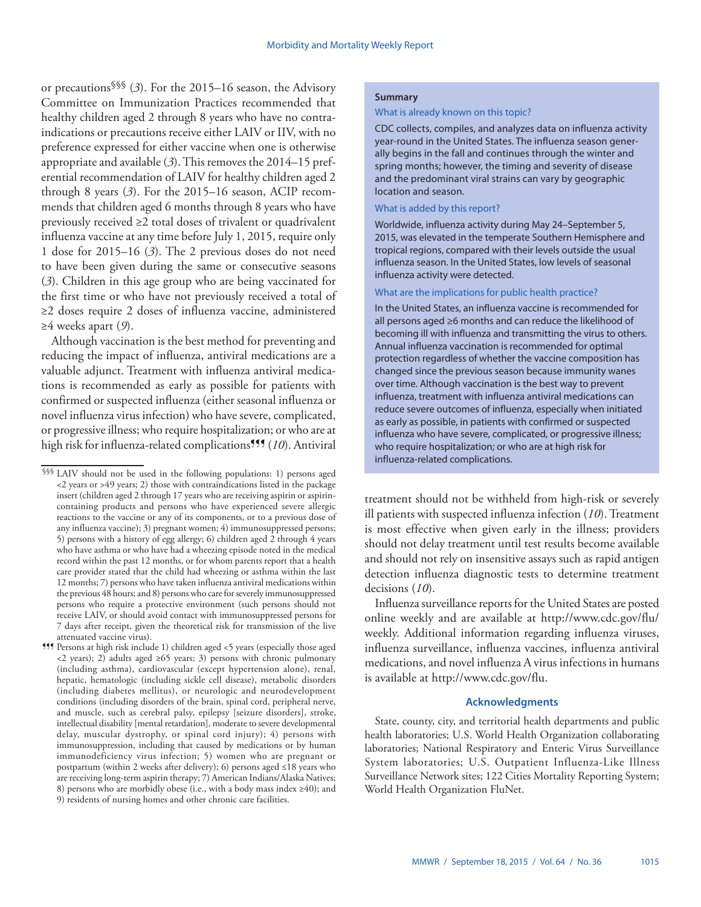or precautions[§§§] (*3*). For the 2015–16 season, the Advisory Committee on Immunization Practices recommended that healthy children aged 2 through 8 years who have no contraindications or precautions receive either LAIV or IIV, with no preference expressed for either vaccine when one is otherwise appropriate and available (*3*). This removes the 2014–15 preferential recommendation of LAIV for healthy children aged 2 through 8 years (*3*). For the 2015–16 season, ACIP recommends that children aged 6 months through 8 years who have previously received ≥2 total doses of trivalent or quadrivalent influenza vaccine at any time before July 1, 2015, require only 1 dose for 2015–16 (*3*). The 2 previous doses do not need to have been given during the same or consecutive seasons (*3*). Children in this age group who are being vaccinated for the first time or who have not previously received a total of ≥2 doses require 2 doses of influenza vaccine, administered ≥4 weeks apart (*9*).

Although vaccination is the best method for preventing and reducing the impact of influenza, antiviral medications are a valuable adjunct. Treatment with influenza antiviral medications is recommended as early as possible for patients with confirmed or suspected influenza (either seasonal influenza or novel influenza virus infection) who have severe, complicated, or progressive illness; who require hospitalization; or who are at high risk for influenza-related complications[¶¶¶] (*10*). Antiviral treatment should not be withheld from high-risk or severely ill patients with suspected influenza infection (*10*). Treatment is most effective when given early in the illness; providers should not delay treatment until test results become available and should not rely on insensitive assays such as rapid antigen detection influenza diagnostic tests to determine treatment decisions (*10*).

Influenza surveillance reports for the United States are posted online weekly and are available at http://www.cdc.gov/flu/weekly. Additional information regarding influenza viruses, influenza surveillance, influenza vaccines, influenza antiviral medications, and novel influenza A virus infections in humans is available at http://www.cdc.gov/flu.

**Summary**

What is already known on this topic?

CDC collects, compiles, and analyzes data on influenza activity year-round in the United States. The influenza season generally begins in the fall and continues through the winter and spring months; however, the timing and severity of disease and the predominant viral strains can vary by geographic location and season.

What is added by this report?

Worldwide, influenza activity during May 24–September 5, 2015, was elevated in the temperate Southern Hemisphere and tropical regions, compared with their levels outside the usual influenza season. In the United States, low levels of seasonal influenza activity were detected.

What are the implications for public health practice?

In the United States, an influenza vaccine is recommended for all persons aged ≥6 months and can reduce the likelihood of becoming ill with influenza and transmitting the virus to others. Annual influenza vaccination is recommended for optimal protection regardless of whether the vaccine composition has changed since the previous season because immunity wanes over time. Although vaccination is the best way to prevent influenza, treatment with influenza antiviral medications can reduce severe outcomes of influenza, especially when initiated as early as possible, in patients with confirmed or suspected influenza who have severe, complicated, or progressive illness; who require hospitalization; or who are at high risk for influenza-related complications.

## Acknowledgments

State, county, city, and territorial health departments and public health laboratories; U.S. World Health Organization collaborating laboratories; National Respiratory and Enteric Virus Surveillance System laboratories; U.S. Outpatient Influenza-Like Illness Surveillance Network sites; 122 Cities Mortality Reporting System; World Health Organization FluNet.

---

[§§§] LAIV should not be used in the following populations: 1) persons aged <2 years or >49 years; 2) those with contraindications listed in the package insert (children aged 2 through 17 years who are receiving aspirin or aspirin-containing products and persons who have experienced severe allergic reactions to the vaccine or any of its components, or to a previous dose of any influenza vaccine); 3) pregnant women; 4) immunosuppressed persons; 5) persons with a history of egg allergy; 6) children aged 2 through 4 years who have asthma or who have had a wheezing episode noted in the medical record within the past 12 months, or for whom parents report that a health care provider stated that the child had wheezing or asthma within the last 12 months; 7) persons who have taken influenza antiviral medications within the previous 48 hours; and 8) persons who care for severely immunosuppressed persons who require a protective environment (such persons should not receive LAIV, or should avoid contact with immunosuppressed persons for 7 days after receipt, given the theoretical risk for transmission of the live attenuated vaccine virus).

[¶¶¶] Persons at high risk include 1) children aged <5 years (especially those aged <2 years); 2) adults aged ≥65 years; 3) persons with chronic pulmonary (including asthma), cardiovascular (except hypertension alone), renal, hepatic, hematologic (including sickle cell disease), metabolic disorders (including diabetes mellitus), or neurologic and neurodevelopment conditions (including disorders of the brain, spinal cord, peripheral nerve, and muscle, such as cerebral palsy, epilepsy [seizure disorders], stroke, intellectual disability [mental retardation], moderate to severe developmental delay, muscular dystrophy, or spinal cord injury); 4) persons with immunosuppression, including that caused by medications or by human immunodeficiency virus infection; 5) women who are pregnant or postpartum (within 2 weeks after delivery); 6) persons aged ≤18 years who are receiving long-term aspirin therapy; 7) American Indians/Alaska Natives; 8) persons who are morbidly obese (i.e., with a body mass index ≥40); and 9) residents of nursing homes and other chronic care facilities.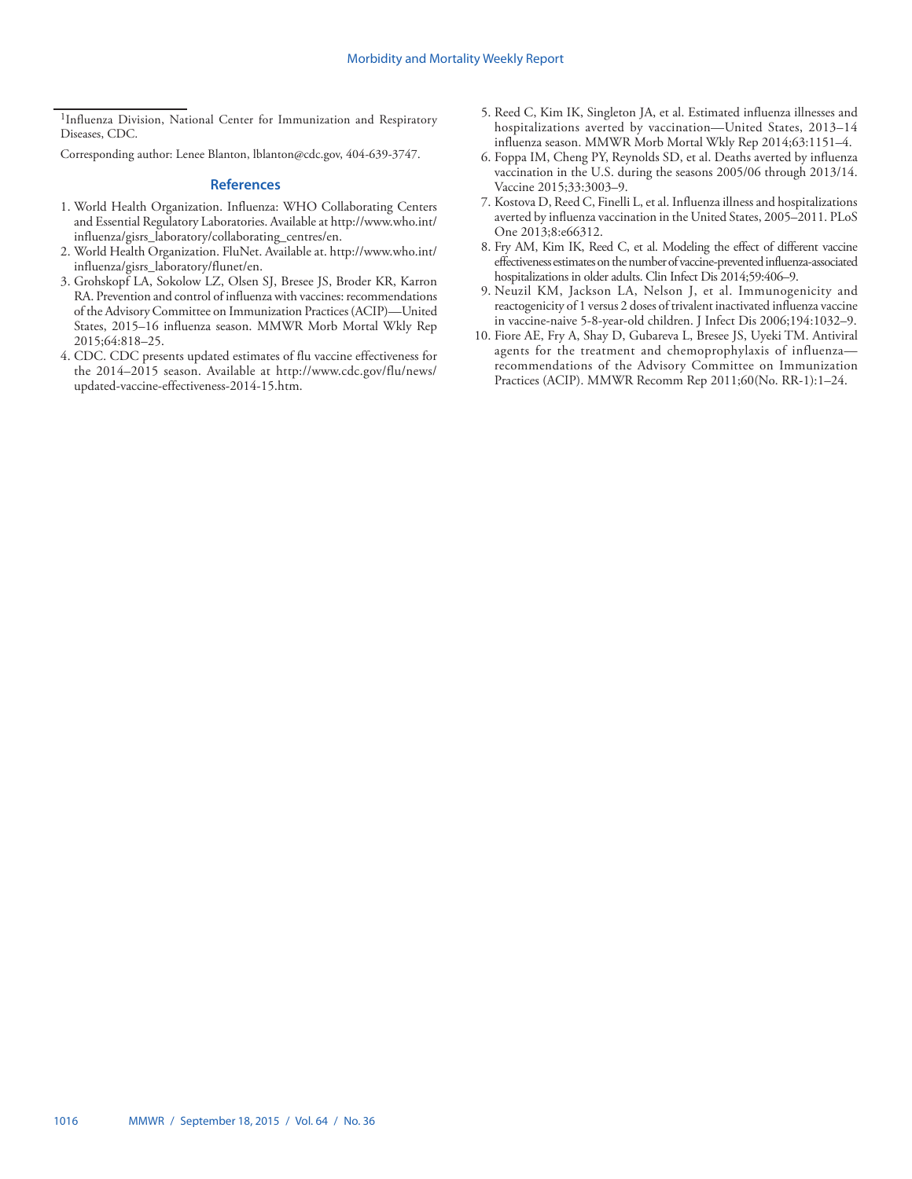[1]Influenza Division, National Center for Immunization and Respiratory Diseases, CDC.

Corresponding author: Lenee Blanton, lblanton@cdc.gov, 404-639-3747.

## References

1. World Health Organization. Influenza: WHO Collaborating Centers and Essential Regulatory Laboratories. Available at http://www.who.int/influenza/gisrs_laboratory/collaborating_centres/en.
2. World Health Organization. FluNet. Available at. http://www.who.int/influenza/gisrs_laboratory/flunet/en.
3. Grohskopf LA, Sokolow LZ, Olsen SJ, Bresee JS, Broder KR, Karron RA. Prevention and control of influenza with vaccines: recommendations of the Advisory Committee on Immunization Practices (ACIP)—United States, 2015–16 influenza season. MMWR Morb Mortal Wkly Rep 2015;64:818–25.
4. CDC. CDC presents updated estimates of flu vaccine effectiveness for the 2014–2015 season. Available at http://www.cdc.gov/flu/news/updated-vaccine-effectiveness-2014-15.htm.
5. Reed C, Kim IK, Singleton JA, et al. Estimated influenza illnesses and hospitalizations averted by vaccination—United States, 2013–14 influenza season. MMWR Morb Mortal Wkly Rep 2014;63:1151–4.
6. Foppa IM, Cheng PY, Reynolds SD, et al. Deaths averted by influenza vaccination in the U.S. during the seasons 2005/06 through 2013/14. Vaccine 2015;33:3003–9.
7. Kostova D, Reed C, Finelli L, et al. Influenza illness and hospitalizations averted by influenza vaccination in the United States, 2005–2011. PLoS One 2013;8:e66312.
8. Fry AM, Kim IK, Reed C, et al. Modeling the effect of different vaccine effectiveness estimates on the number of vaccine-prevented influenza-associated hospitalizations in older adults. Clin Infect Dis 2014;59:406–9.
9. Neuzil KM, Jackson LA, Nelson J, et al. Immunogenicity and reactogenicity of 1 versus 2 doses of trivalent inactivated influenza vaccine in vaccine-naive 5-8-year-old children. J Infect Dis 2006;194:1032–9.
10. Fiore AE, Fry A, Shay D, Gubareva L, Bresee JS, Uyeki TM. Antiviral agents for the treatment and chemoprophylaxis of influenza—recommendations of the Advisory Committee on Immunization Practices (ACIP). MMWR Recomm Rep 2011;60(No. RR-1):1–24.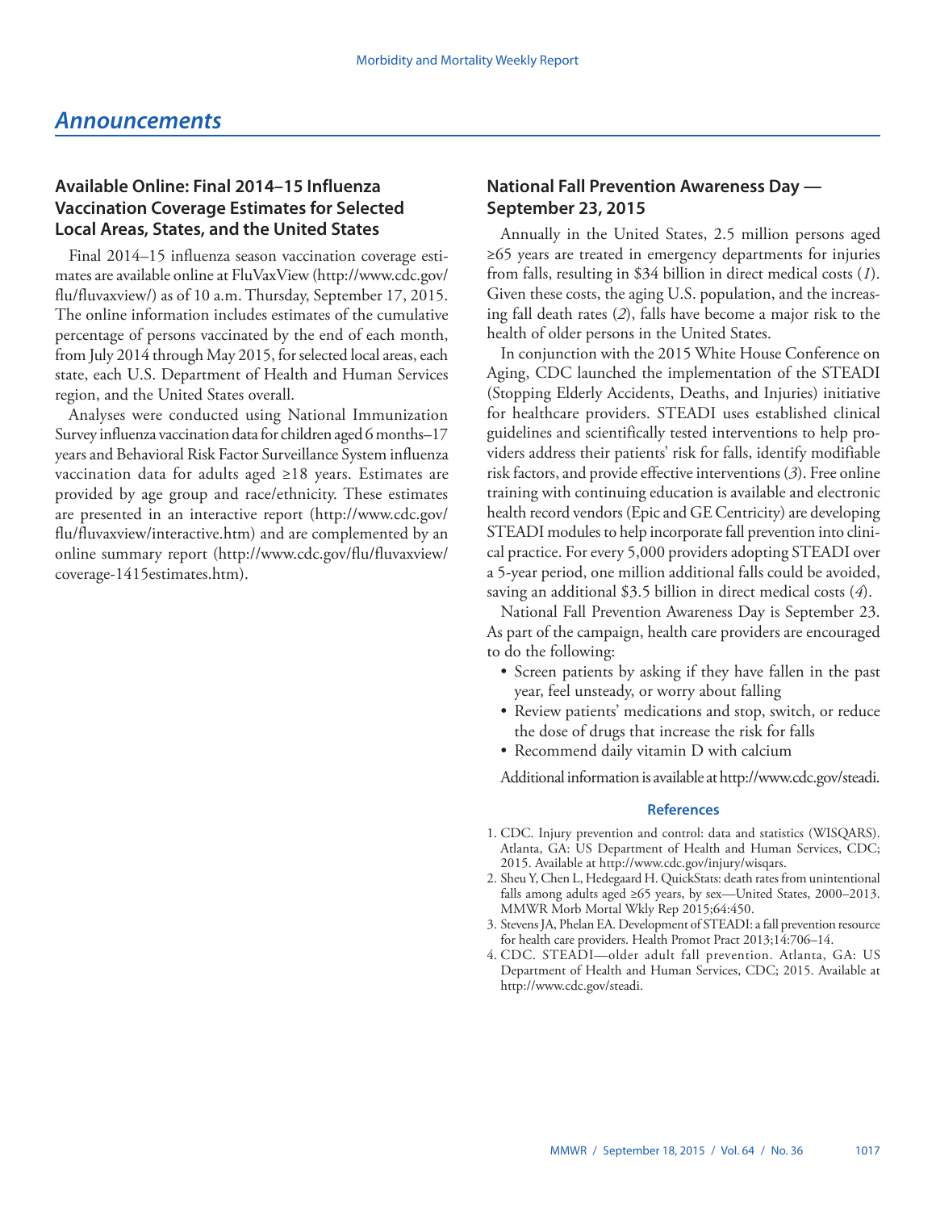# Announcements

## Available Online: Final 2014–15 Influenza Vaccination Coverage Estimates for Selected Local Areas, States, and the United States

Final 2014–15 influenza season vaccination coverage estimates are available online at FluVaxView (http://www.cdc.gov/flu/fluvaxview/) as of 10 a.m. Thursday, September 17, 2015. The online information includes estimates of the cumulative percentage of persons vaccinated by the end of each month, from July 2014 through May 2015, for selected local areas, each state, each U.S. Department of Health and Human Services region, and the United States overall.

Analyses were conducted using National Immunization Survey influenza vaccination data for children aged 6 months–17 years and Behavioral Risk Factor Surveillance System influenza vaccination data for adults aged ≥18 years. Estimates are provided by age group and race/ethnicity. These estimates are presented in an interactive report (http://www.cdc.gov/flu/fluvaxview/interactive.htm) and are complemented by an online summary report (http://www.cdc.gov/flu/fluvaxview/coverage-1415estimates.htm).

## National Fall Prevention Awareness Day — September 23, 2015

Annually in the United States, 2.5 million persons aged ≥65 years are treated in emergency departments for injuries from falls, resulting in $34 billion in direct medical costs (*1*). Given these costs, the aging U.S. population, and the increasing fall death rates (*2*), falls have become a major risk to the health of older persons in the United States.

In conjunction with the 2015 White House Conference on Aging, CDC launched the implementation of the STEADI (Stopping Elderly Accidents, Deaths, and Injuries) initiative for healthcare providers. STEADI uses established clinical guidelines and scientifically tested interventions to help providers address their patients' risk for falls, identify modifiable risk factors, and provide effective interventions (*3*). Free online training with continuing education is available and electronic health record vendors (Epic and GE Centricity) are developing STEADI modules to help incorporate fall prevention into clinical practice. For every 5,000 providers adopting STEADI over a 5-year period, one million additional falls could be avoided, saving an additional $3.5 billion in direct medical costs (*4*).

National Fall Prevention Awareness Day is September 23. As part of the campaign, health care providers are encouraged to do the following:

- Screen patients by asking if they have fallen in the past year, feel unsteady, or worry about falling
- Review patients' medications and stop, switch, or reduce the dose of drugs that increase the risk for falls
- Recommend daily vitamin D with calcium

Additional information is available at http://www.cdc.gov/steadi.

### References

1. CDC. Injury prevention and control: data and statistics (WISQARS). Atlanta, GA: US Department of Health and Human Services, CDC; 2015. Available at http://www.cdc.gov/injury/wisqars.
2. Sheu Y, Chen L, Hedegaard H. QuickStats: death rates from unintentional falls among adults aged ≥65 years, by sex—United States, 2000–2013. MMWR Morb Mortal Wkly Rep 2015;64:450.
3. Stevens JA, Phelan EA. Development of STEADI: a fall prevention resource for health care providers. Health Promot Pract 2013;14:706–14.
4. CDC. STEADI—older adult fall prevention. Atlanta, GA: US Department of Health and Human Services, CDC; 2015. Available at http://www.cdc.gov/steadi.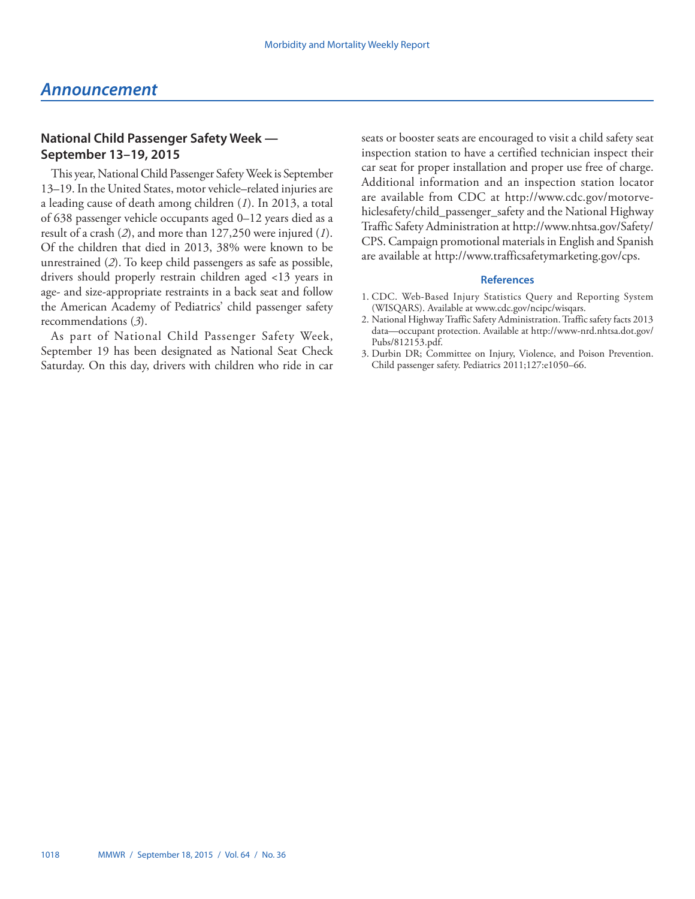# Announcement

## National Child Passenger Safety Week — September 13–19, 2015

This year, National Child Passenger Safety Week is September 13–19. In the United States, motor vehicle–related injuries are a leading cause of death among children (*1*). In 2013, a total of 638 passenger vehicle occupants aged 0–12 years died as a result of a crash (*2*), and more than 127,250 were injured (*1*). Of the children that died in 2013, 38% were known to be unrestrained (*2*). To keep child passengers as safe as possible, drivers should properly restrain children aged <13 years in age- and size-appropriate restraints in a back seat and follow the American Academy of Pediatrics' child passenger safety recommendations (*3*).

As part of National Child Passenger Safety Week, September 19 has been designated as National Seat Check Saturday. On this day, drivers with children who ride in car seats or booster seats are encouraged to visit a child safety seat inspection station to have a certified technician inspect their car seat for proper installation and proper use free of charge. Additional information and an inspection station locator are available from CDC at http://www.cdc.gov/motorvehiclesafety/child_passenger_safety and the National Highway Traffic Safety Administration at http://www.nhtsa.gov/Safety/CPS. Campaign promotional materials in English and Spanish are available at http://www.trafficsafetymarketing.gov/cps.

### References

1. CDC. Web-Based Injury Statistics Query and Reporting System (WISQARS). Available at www.cdc.gov/ncipc/wisqars.
2. National Highway Traffic Safety Administration. Traffic safety facts 2013 data—occupant protection. Available at http://www-nrd.nhtsa.dot.gov/Pubs/812153.pdf.
3. Durbin DR; Committee on Injury, Violence, and Poison Prevention. Child passenger safety. Pediatrics 2011;127:e1050–66.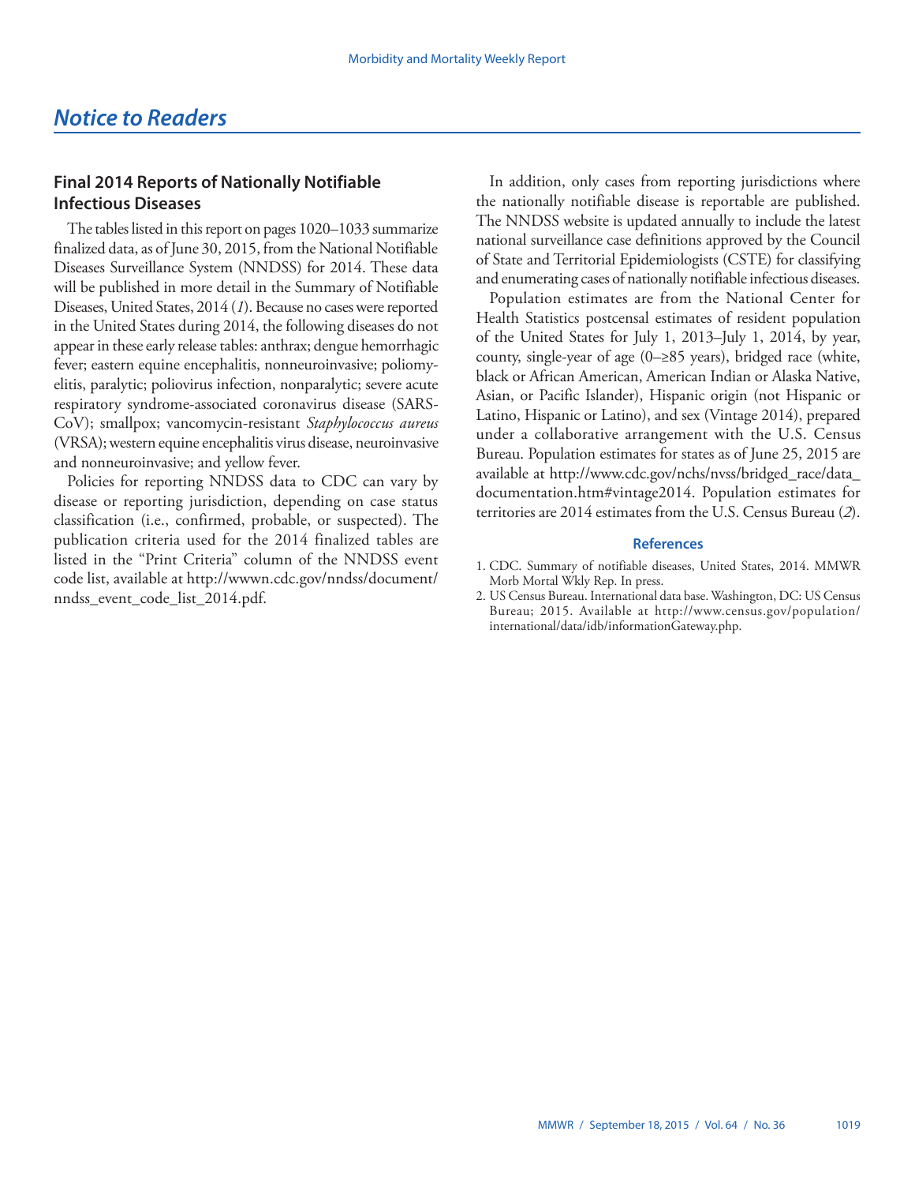# Notice to Readers

## Final 2014 Reports of Nationally Notifiable Infectious Diseases

The tables listed in this report on pages 1020–1033 summarize finalized data, as of June 30, 2015, from the National Notifiable Diseases Surveillance System (NNDSS) for 2014. These data will be published in more detail in the Summary of Notifiable Diseases, United States, 2014 (*1*). Because no cases were reported in the United States during 2014, the following diseases do not appear in these early release tables: anthrax; dengue hemorrhagic fever; eastern equine encephalitis, nonneuroinvasive; poliomyelitis, paralytic; poliovirus infection, nonparalytic; severe acute respiratory syndrome-associated coronavirus disease (SARS-CoV); smallpox; vancomycin-resistant *Staphylococcus aureus* (VRSA); western equine encephalitis virus disease, neuroinvasive and nonneuroinvasive; and yellow fever.

Policies for reporting NNDSS data to CDC can vary by disease or reporting jurisdiction, depending on case status classification (i.e., confirmed, probable, or suspected). The publication criteria used for the 2014 finalized tables are listed in the "Print Criteria" column of the NNDSS event code list, available at http://wwwn.cdc.gov/nndss/document/nndss_event_code_list_2014.pdf.

In addition, only cases from reporting jurisdictions where the nationally notifiable disease is reportable are published. The NNDSS website is updated annually to include the latest national surveillance case definitions approved by the Council of State and Territorial Epidemiologists (CSTE) for classifying and enumerating cases of nationally notifiable infectious diseases.

Population estimates are from the National Center for Health Statistics postcensal estimates of resident population of the United States for July 1, 2013–July 1, 2014, by year, county, single-year of age (0–≥85 years), bridged race (white, black or African American, American Indian or Alaska Native, Asian, or Pacific Islander), Hispanic origin (not Hispanic or Latino, Hispanic or Latino), and sex (Vintage 2014), prepared under a collaborative arrangement with the U.S. Census Bureau. Population estimates for states as of June 25, 2015 are available at http://www.cdc.gov/nchs/nvss/bridged_race/data_documentation.htm#vintage2014. Population estimates for territories are 2014 estimates from the U.S. Census Bureau (*2*).

### References

1. CDC. Summary of notifiable diseases, United States, 2014. MMWR Morb Mortal Wkly Rep. In press.
2. US Census Bureau. International data base. Washington, DC: US Census Bureau; 2015. Available at http://www.census.gov/population/international/data/idb/informationGateway.php.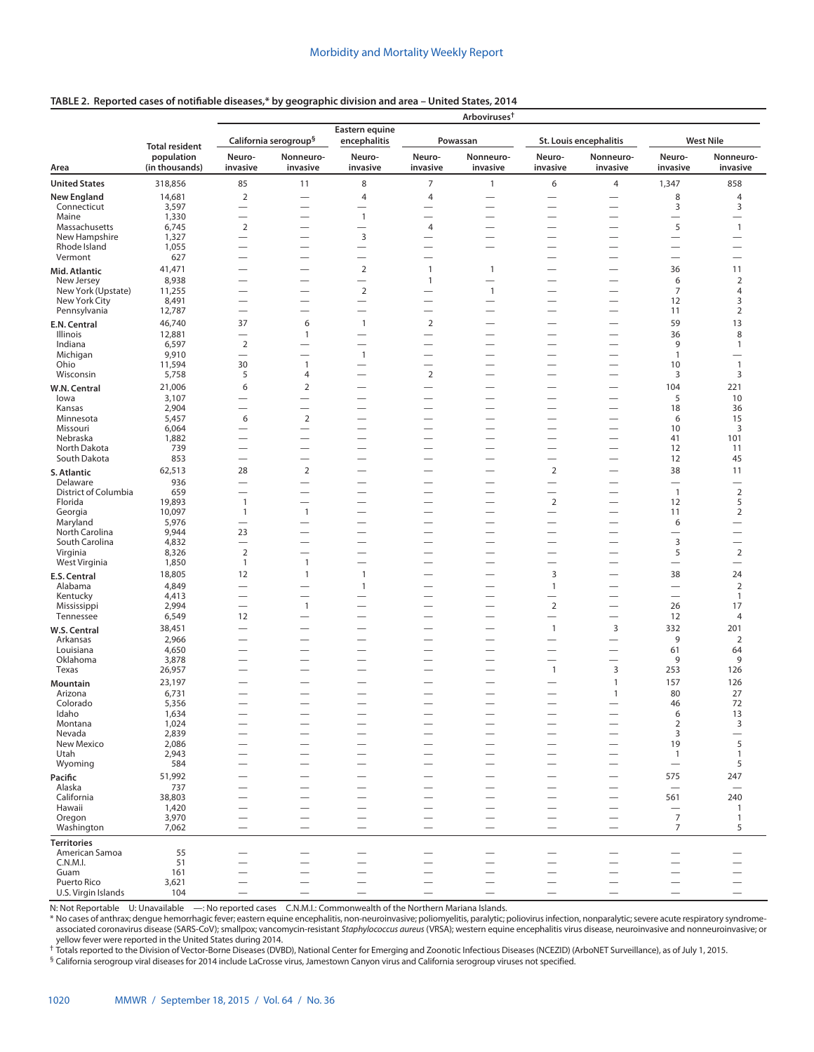**TABLE 2. Reported cases of notifiable diseases,* by geographic division and area – United States, 2014**

| Area | Total resident population (in thousands) | Arboviruses† California serogroup§ Neuro-invasive | Arboviruses† California serogroup§ Nonneuro-invasive | Arboviruses† Eastern equine encephalitis Neuro-invasive | Arboviruses† Powassan Neuro-invasive | Arboviruses† Powassan Nonneuro-invasive | Arboviruses† St. Louis encephalitis Neuro-invasive | Arboviruses† St. Louis encephalitis Nonneuro-invasive | Arboviruses† West Nile Neuro-invasive | Arboviruses† West Nile Nonneuro-invasive |
|---|---|---|---|---|---|---|---|---|---|---|
| **United States** | 318,856 | 85 | 11 | 8 | 7 | 1 | 6 | 4 | 1,347 | 858 |
| **New England** | 14,681 | 2 | — | 4 | 4 | — | — | — | 8 | 4 |
| Connecticut | 3,597 | — | — | — | — | — | — | — | 3 | 3 |
| Maine | 1,330 | — | — | 1 | — | — | — | — | — | — |
| Massachusetts | 6,745 | 2 | — | — | 4 | — | — | — | 5 | 1 |
| New Hampshire | 1,327 | — | — | 3 | — | — | — | — | — | — |
| Rhode Island | 1,055 | — | — | — | — | — | — | — | — | — |
| Vermont | 627 | — | — | — | — | | — | — | — | — |
| **Mid. Atlantic** | 41,471 | — | — | 2 | 1 | 1 | — | — | 36 | 11 |
| New Jersey | 8,938 | — | — | — | 1 | — | — | — | 6 | 2 |
| New York (Upstate) | 11,255 | — | — | 2 | — | 1 | — | — | 7 | 4 |
| New York City | 8,491 | — | — | — | — | — | — | — | 12 | 3 |
| Pennsylvania | 12,787 | — | — | — | — | — | — | — | 11 | 2 |
| **E.N. Central** | 46,740 | 37 | 6 | 1 | 2 | — | — | — | 59 | 13 |
| Illinois | 12,881 | — | 1 | — | — | — | — | — | 36 | 8 |
| Indiana | 6,597 | 2 | — | — | — | — | — | — | 9 | 1 |
| Michigan | 9,910 | — | — | 1 | — | — | — | — | 1 | — |
| Ohio | 11,594 | 30 | 1 | — | — | — | — | — | 10 | 1 |
| Wisconsin | 5,758 | 5 | 4 | — | 2 | — | — | — | 3 | 3 |
| **W.N. Central** | 21,006 | 6 | 2 | — | — | — | — | — | 104 | 221 |
| Iowa | 3,107 | — | — | — | — | — | — | — | 5 | 10 |
| Kansas | 2,904 | — | — | — | — | — | — | — | 18 | 36 |
| Minnesota | 5,457 | 6 | 2 | — | — | — | — | — | 6 | 15 |
| Missouri | 6,064 | — | — | — | — | — | — | — | 10 | 3 |
| Nebraska | 1,882 | — | — | — | — | — | — | — | 41 | 101 |
| North Dakota | 739 | — | — | — | — | — | — | — | 12 | 11 |
| South Dakota | 853 | — | — | — | — | — | — | — | 12 | 45 |
| **S. Atlantic** | 62,513 | 28 | 2 | — | — | — | 2 | — | 38 | 11 |
| Delaware | 936 | — | — | — | — | — | — | — | — | — |
| District of Columbia | 659 | — | — | — | — | — | — | — | 1 | 2 |
| Florida | 19,893 | 1 | — | — | — | — | 2 | — | 12 | 5 |
| Georgia | 10,097 | 1 | 1 | — | — | — | — | — | 11 | 2 |
| Maryland | 5,976 | — | — | — | — | — | — | — | 6 | — |
| North Carolina | 9,944 | 23 | — | — | — | — | — | — | — | — |
| South Carolina | 4,832 | — | — | — | — | — | — | — | 3 | — |
| Virginia | 8,326 | 2 | — | — | — | — | — | — | 5 | 2 |
| West Virginia | 1,850 | 1 | 1 | — | — | — | — | — | — | — |
| **E.S. Central** | 18,805 | 12 | 1 | 1 | — | — | 3 | — | 38 | 24 |
| Alabama | 4,849 | — | — | 1 | — | — | 1 | — | — | 2 |
| Kentucky | 4,413 | — | — | — | — | — | — | — | — | 1 |
| Mississippi | 2,994 | — | 1 | — | — | — | 2 | — | 26 | 17 |
| Tennessee | 6,549 | 12 | — | — | — | — | — | — | 12 | 4 |
| **W.S. Central** | 38,451 | — | — | — | — | — | 1 | 3 | 332 | 201 |
| Arkansas | 2,966 | — | — | — | — | — | — | — | 9 | 2 |
| Louisiana | 4,650 | — | — | — | — | — | — | — | 61 | 64 |
| Oklahoma | 3,878 | — | — | — | — | — | — | — | 9 | 9 |
| Texas | 26,957 | — | — | — | — | — | 1 | 3 | 253 | 126 |
| **Mountain** | 23,197 | — | — | — | — | — | — | 1 | 157 | 126 |
| Arizona | 6,731 | — | — | — | — | — | — | 1 | 80 | 27 |
| Colorado | 5,356 | — | — | — | — | — | — | — | 46 | 72 |
| Idaho | 1,634 | — | — | — | — | — | — | — | 6 | 13 |
| Montana | 1,024 | — | — | — | — | — | — | — | 2 | 3 |
| Nevada | 2,839 | — | — | — | — | — | — | — | 3 | — |
| New Mexico | 2,086 | — | — | — | — | — | — | — | 19 | 5 |
| Utah | 2,943 | — | — | — | — | — | — | — | 1 | 1 |
| Wyoming | 584 | — | — | — | — | — | — | — | — | 5 |
| **Pacific** | 51,992 | — | — | — | — | — | — | — | 575 | 247 |
| Alaska | 737 | — | — | — | — | — | — | — | — | — |
| California | 38,803 | — | — | — | — | — | — | — | 561 | 240 |
| Hawaii | 1,420 | — | — | — | — | — | — | — | — | 1 |
| Oregon | 3,970 | — | — | — | — | — | — | — | 7 | 1 |
| Washington | 7,062 | — | — | — | — | — | — | — | 7 | 5 |
| **Territories** | | | | | | | | | | |
| American Samoa | 55 | — | — | — | — | — | — | — | — | — |
| C.N.M.I. | 51 | — | — | — | — | — | — | — | — | — |
| Guam | 161 | — | — | — | — | — | — | — | — | — |
| Puerto Rico | 3,621 | — | — | — | — | — | — | — | — | — |
| U.S. Virgin Islands | 104 | — | — | — | — | — | — | — | — | — |

N: Not Reportable U: Unavailable —: No reported cases C.N.M.I.: Commonwealth of the Northern Mariana Islands.

\* No cases of anthrax; dengue hemorrhagic fever; eastern equine encephalitis, non-neuroinvasive; poliomyelitis, paralytic; poliovirus infection, nonparalytic; severe acute respiratory syndrome-associated coronavirus disease (SARS-CoV); smallpox; vancomycin-resistant *Staphylococcus aureus* (VRSA); western equine encephalitis virus disease, neuroinvasive and nonneuroinvasive; or yellow fever were reported in the United States during 2014.

† Totals reported to the Division of Vector-Borne Diseases (DVBD), National Center for Emerging and Zoonotic Infectious Diseases (NCEZID) (ArboNET Surveillance), as of July 1, 2015.

§ California serogroup viral diseases for 2014 include LaCrosse virus, Jamestown Canyon virus and California serogroup viruses not specified.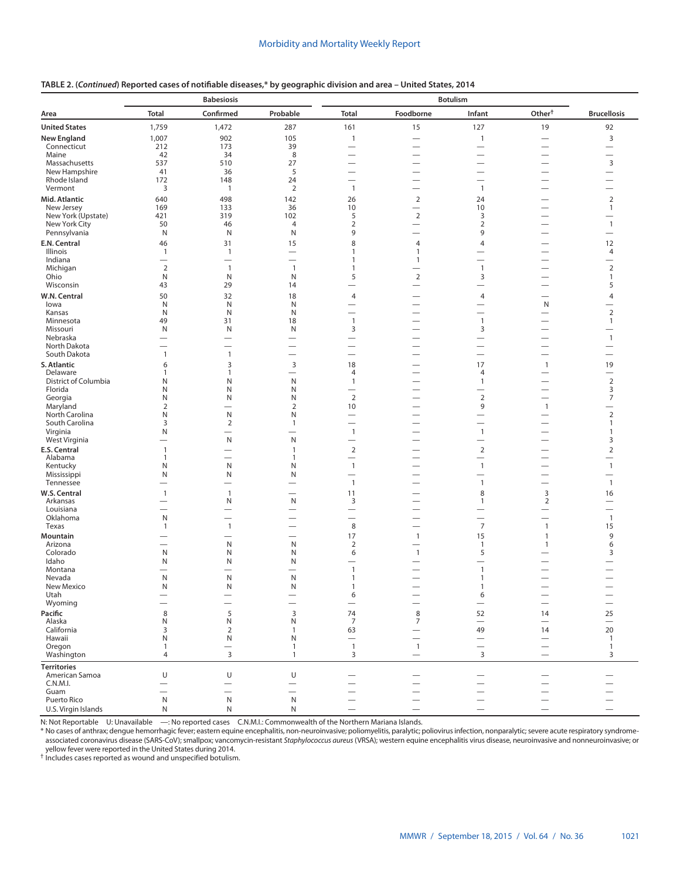**TABLE 2. (*Continued*) Reported cases of notifiable diseases,* by geographic division and area – United States, 2014**

| Area | Babesiosis | | | Botulism | | | | Brucellosis |
|---|---|---|---|---|---|---|---|---|
| | Total | Confirmed | Probable | Total | Foodborne | Infant | Other† | |
| **United States** | 1,759 | 1,472 | 287 | 161 | 15 | 127 | 19 | 92 |
| **New England** | 1,007 | 902 | 105 | 1 | — | 1 | — | 3 |
| Connecticut | 212 | 173 | 39 | — | — | — | — | — |
| Maine | 42 | 34 | 8 | — | — | — | — | — |
| Massachusetts | 537 | 510 | 27 | — | — | — | — | 3 |
| New Hampshire | 41 | 36 | 5 | — | — | — | — | — |
| Rhode Island | 172 | 148 | 24 | — | — | — | — | — |
| Vermont | 3 | 1 | 2 | 1 | — | 1 | — | — |
| **Mid. Atlantic** | 640 | 498 | 142 | 26 | 2 | 24 | — | 2 |
| New Jersey | 169 | 133 | 36 | 10 | — | 10 | — | 1 |
| New York (Upstate) | 421 | 319 | 102 | 5 | 2 | 3 | — | — |
| New York City | 50 | 46 | 4 | 2 | — | 2 | — | 1 |
| Pennsylvania | N | N | N | 9 | — | 9 | — | — |
| **E.N. Central** | 46 | 31 | 15 | 8 | 4 | 4 | — | 12 |
| Illinois | 1 | 1 | — | 1 | 1 | — | — | 4 |
| Indiana | — | — | — | 1 | 1 | — | — | — |
| Michigan | 2 | 1 | 1 | 1 | — | 1 | — | 2 |
| Ohio | N | N | N | 5 | 2 | 3 | — | 1 |
| Wisconsin | 43 | 29 | 14 | — | — | — | — | 5 |
| **W.N. Central** | 50 | 32 | 18 | 4 | — | 4 | — | 4 |
| Iowa | N | N | N | — | — | — | N | — |
| Kansas | N | N | N | — | — | — | — | 2 |
| Minnesota | 49 | 31 | 18 | 1 | — | 1 | — | 1 |
| Missouri | N | N | N | 3 | — | 3 | — | — |
| Nebraska | — | — | — | — | — | — | — | 1 |
| North Dakota | — | — | — | — | — | — | — | — |
| South Dakota | 1 | 1 | — | — | — | — | — | — |
| **S. Atlantic** | 6 | 3 | 3 | 18 | — | 17 | 1 | 19 |
| Delaware | 1 | 1 | — | 4 | — | 4 | — | — |
| District of Columbia | N | N | N | 1 | — | 1 | — | 2 |
| Florida | N | N | N | — | — | — | — | 3 |
| Georgia | N | N | N | 2 | — | 2 | — | 7 |
| Maryland | 2 | — | 2 | 10 | — | 9 | 1 | — |
| North Carolina | N | N | N | — | — | — | — | 2 |
| South Carolina | 3 | 2 | 1 | — | — | — | — | 1 |
| Virginia | N | — | — | 1 | — | 1 | — | 1 |
| West Virginia | — | N | N | — | — | — | — | 3 |
| **E.S. Central** | 1 | — | 1 | 2 | — | 2 | — | 2 |
| Alabama | 1 | — | 1 | — | — | — | — | — |
| Kentucky | N | N | N | 1 | — | 1 | — | 1 |
| Mississippi | N | N | N | — | — | — | — | — |
| Tennessee | — | — | — | 1 | — | 1 | — | 1 |
| **W.S. Central** | 1 | 1 | — | 11 | — | 8 | 3 | 16 |
| Arkansas | — | N | N | 3 | — | 1 | 2 | — |
| Louisiana | — | — | — | — | — | — | — | — |
| Oklahoma | N | — | — | — | — | — | — | 1 |
| Texas | 1 | 1 | — | 8 | — | 7 | 1 | 15 |
| **Mountain** | — | — | — | 17 | 1 | 15 | 1 | 9 |
| Arizona | — | N | N | 2 | — | 1 | 1 | 6 |
| Colorado | N | N | N | 6 | 1 | 5 | — | 3 |
| Idaho | N | N | N | — | — | — | — | — |
| Montana | — | — | — | 1 | — | 1 | — | — |
| Nevada | N | N | N | 1 | — | 1 | — | — |
| New Mexico | N | N | N | 1 | — | 1 | — | — |
| Utah | — | — | — | 6 | — | 6 | — | — |
| Wyoming | — | — | — | — | — | — | — | — |
| **Pacific** | 8 | 5 | 3 | 74 | 8 | 52 | 14 | 25 |
| Alaska | N | N | N | 7 | 7 | — | — | — |
| California | 3 | 2 | 1 | 63 | — | 49 | 14 | 20 |
| Hawaii | N | N | N | — | — | — | — | 1 |
| Oregon | 1 | — | 1 | 1 | 1 | — | — | 1 |
| Washington | 4 | 3 | 1 | 3 | — | 3 | — | 3 |
| **Territories** | | | | | | | | |
| American Samoa | U | U | U | — | — | — | — | — |
| C.N.M.I. | — | — | — | — | — | — | — | — |
| Guam | — | — | — | — | — | — | — | — |
| Puerto Rico | N | N | N | — | — | — | — | — |
| U.S. Virgin Islands | N | N | N | — | — | — | — | — |

N: Not Reportable U: Unavailable —: No reported cases C.N.M.I.: Commonwealth of the Northern Mariana Islands.

\* No cases of anthrax; dengue hemorrhagic fever; eastern equine encephalitis, non-neuroinvasive; poliomyelitis, paralytic; poliovirus infection, nonparalytic; severe acute respiratory syndrome-associated coronavirus disease (SARS-CoV); smallpox; vancomycin-resistant *Staphylococcus aureus* (VRSA); western equine encephalitis virus disease, neuroinvasive and nonneuroinvasive; or yellow fever were reported in the United States during 2014.

† Includes cases reported as wound and unspecified botulism.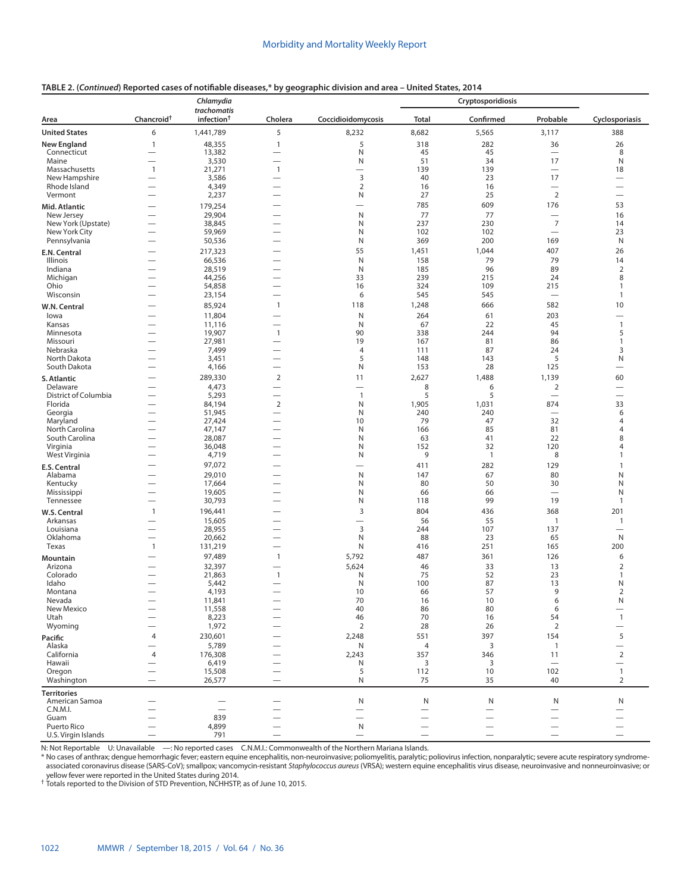**TABLE 2. (*Continued*) Reported cases of notifiable diseases,* by geographic division and area – United States, 2014**

| Area | Chancroid† | *Chlamydia trachomatis* infection† | Cholera | Coccidioidomycosis | Cryptosporidiosis | | | Cyclosporiasis |
|---|---|---|---|---|---|---|---|---|
| | | | | | Total | Confirmed | Probable | |
| **United States** | 6 | 1,441,789 | 5 | 8,232 | 8,682 | 5,565 | 3,117 | 388 |
| **New England** | 1 | 48,355 | 1 | 5 | 318 | 282 | 36 | 26 |
| Connecticut | — | 13,382 | — | N | 45 | 45 | — | 8 |
| Maine | — | 3,530 | — | N | 51 | 34 | 17 | N |
| Massachusetts | 1 | 21,271 | 1 | — | 139 | 139 | — | 18 |
| New Hampshire | — | 3,586 | — | 3 | 40 | 23 | 17 | — |
| Rhode Island | — | 4,349 | — | 2 | 16 | 16 | — | — |
| Vermont | — | 2,237 | — | N | 27 | 25 | 2 | — |
| **Mid. Atlantic** | — | 179,254 | — | — | 785 | 609 | 176 | 53 |
| New Jersey | — | 29,904 | — | N | 77 | 77 | — | 16 |
| New York (Upstate) | — | 38,845 | — | N | 237 | 230 | 7 | 14 |
| New York City | — | 59,969 | — | N | 102 | 102 | — | 23 |
| Pennsylvania | — | 50,536 | — | N | 369 | 200 | 169 | N |
| **E.N. Central** | — | 217,323 | — | 55 | 1,451 | 1,044 | 407 | 26 |
| Illinois | — | 66,536 | — | N | 158 | 79 | 79 | 14 |
| Indiana | — | 28,519 | — | N | 185 | 96 | 89 | 2 |
| Michigan | — | 44,256 | — | 33 | 239 | 215 | 24 | 8 |
| Ohio | — | 54,858 | — | 16 | 324 | 109 | 215 | 1 |
| Wisconsin | — | 23,154 | — | 6 | 545 | 545 | — | 1 |
| **W.N. Central** | — | 85,924 | 1 | 118 | 1,248 | 666 | 582 | 10 |
| Iowa | — | 11,804 | — | N | 264 | 61 | 203 | — |
| Kansas | — | 11,116 | — | N | 67 | 22 | 45 | 1 |
| Minnesota | — | 19,907 | 1 | 90 | 338 | 244 | 94 | 5 |
| Missouri | — | 27,981 | — | 19 | 167 | 81 | 86 | 1 |
| Nebraska | — | 7,499 | — | 4 | 111 | 87 | 24 | 3 |
| North Dakota | — | 3,451 | — | 5 | 148 | 143 | 5 | N |
| South Dakota | — | 4,166 | — | N | 153 | 28 | 125 | — |
| **S. Atlantic** | — | 289,330 | 2 | 11 | 2,627 | 1,488 | 1,139 | 60 |
| Delaware | — | 4,473 | — | — | 8 | 6 | 2 | — |
| District of Columbia | — | 5,293 | — | 1 | 5 | 5 | — | — |
| Florida | — | 84,194 | 2 | N | 1,905 | 1,031 | 874 | 33 |
| Georgia | — | 51,945 | — | N | 240 | 240 | — | 6 |
| Maryland | — | 27,424 | — | 10 | 79 | 47 | 32 | 4 |
| North Carolina | — | 47,147 | — | N | 166 | 85 | 81 | 4 |
| South Carolina | — | 28,087 | — | N | 63 | 41 | 22 | 8 |
| Virginia | — | 36,048 | — | N | 152 | 32 | 120 | 4 |
| West Virginia | — | 4,719 | — | N | 9 | 1 | 8 | 1 |
| **E.S. Central** | — | 97,072 | — | — | 411 | 282 | 129 | 1 |
| Alabama | — | 29,010 | — | N | 147 | 67 | 80 | N |
| Kentucky | — | 17,664 | — | N | 80 | 50 | 30 | N |
| Mississippi | — | 19,605 | — | N | 66 | 66 | — | N |
| Tennessee | — | 30,793 | — | N | 118 | 99 | 19 | 1 |
| **W.S. Central** | 1 | 196,441 | — | 3 | 804 | 436 | 368 | 201 |
| Arkansas | — | 15,605 | — | — | 56 | 55 | 1 | 1 |
| Louisiana | — | 28,955 | — | 3 | 244 | 107 | 137 | — |
| Oklahoma | — | 20,662 | — | N | 88 | 23 | 65 | N |
| Texas | 1 | 131,219 | — | N | 416 | 251 | 165 | 200 |
| **Mountain** | — | 97,489 | 1 | 5,792 | 487 | 361 | 126 | 6 |
| Arizona | — | 32,397 | — | 5,624 | 46 | 33 | 13 | 2 |
| Colorado | — | 21,863 | 1 | N | 75 | 52 | 23 | 1 |
| Idaho | — | 5,442 | — | N | 100 | 87 | 13 | N |
| Montana | — | 4,193 | — | 10 | 66 | 57 | 9 | 2 |
| Nevada | — | 11,841 | — | 70 | 16 | 10 | 6 | N |
| New Mexico | — | 11,558 | — | 40 | 86 | 80 | 6 | — |
| Utah | — | 8,223 | — | 46 | 70 | 16 | 54 | 1 |
| Wyoming | — | 1,972 | — | 2 | 28 | 26 | 2 | — |
| **Pacific** | 4 | 230,601 | — | 2,248 | 551 | 397 | 154 | 5 |
| Alaska | — | 5,789 | — | N | 4 | 3 | 1 | — |
| California | 4 | 176,308 | — | 2,243 | 357 | 346 | 11 | 2 |
| Hawaii | — | 6,419 | — | N | 3 | 3 | — | — |
| Oregon | — | 15,508 | — | 5 | 112 | 10 | 102 | 1 |
| Washington | — | 26,577 | — | N | 75 | 35 | 40 | 2 |
| **Territories** | | | | | | | | |
| American Samoa | — | — | — | N | N | N | N | N |
| C.N.M.I. | — | — | — | — | — | — | — | — |
| Guam | — | 839 | — | — | — | — | — | — |
| Puerto Rico | — | 4,899 | — | N | — | — | — | — |
| U.S. Virgin Islands | — | 791 | — | — | — | — | — | — |

N: Not Reportable U: Unavailable —: No reported cases C.N.M.I.: Commonwealth of the Northern Mariana Islands.

\* No cases of anthrax; dengue hemorrhagic fever; eastern equine encephalitis, non-neuroinvasive; poliomyelitis, paralytic; poliovirus infection, nonparalytic; severe acute respiratory syndrome-associated coronavirus disease (SARS-CoV); smallpox; vancomycin-resistant *Staphylococcus aureus* (VRSA); western equine encephalitis virus disease, neuroinvasive and nonneuroinvasive; or yellow fever were reported in the United States during 2014.

† Totals reported to the Division of STD Prevention, NCHHSTP, as of June 10, 2015.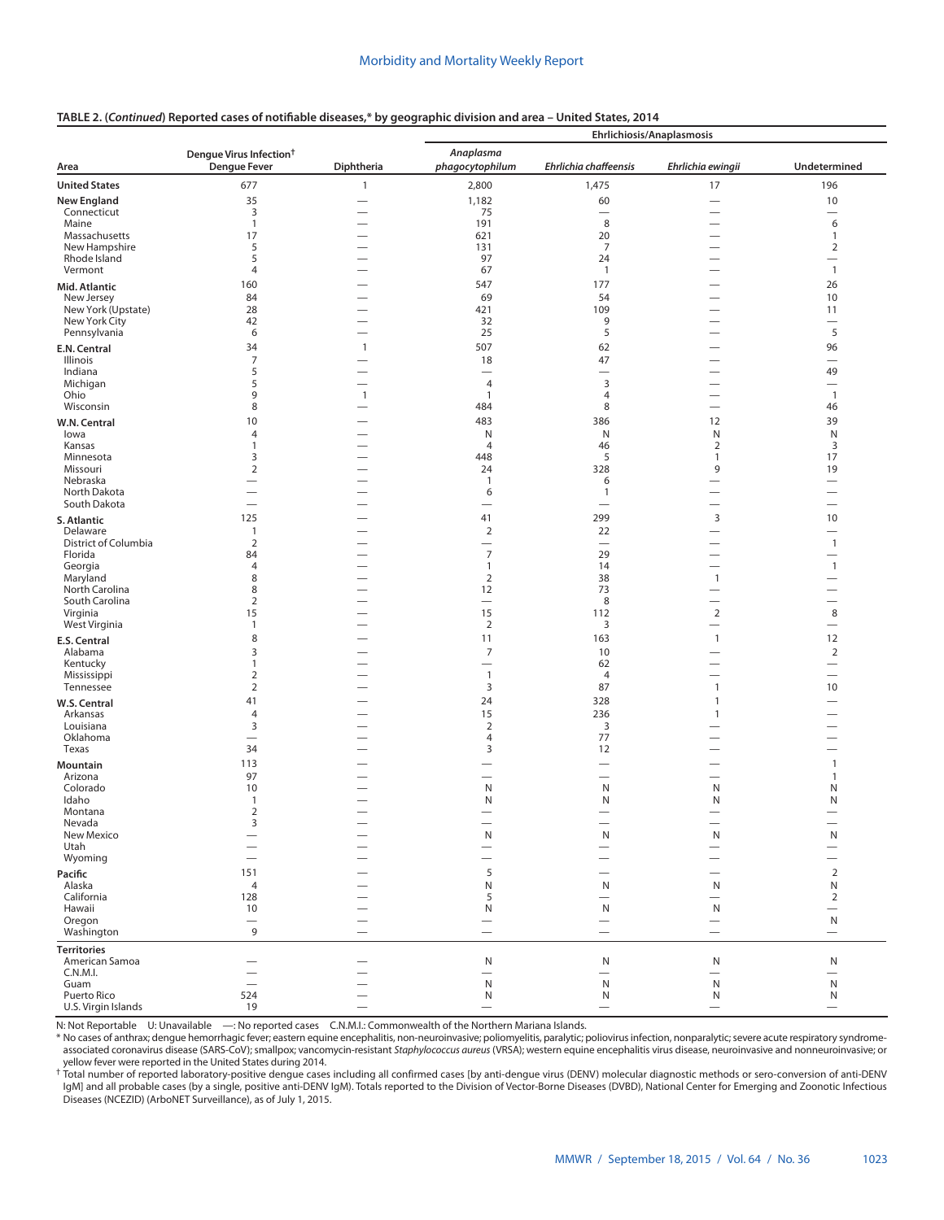**TABLE 2. (*Continued*) Reported cases of notifiable diseases,* by geographic division and area – United States, 2014**

| Area | Dengue Virus Infection† | Diphtheria | Ehrlichiosis/Anaplasmosis | | | |
|---|---|---|---|---|---|---|
| | Dengue Fever | | *Anaplasma phagocytophilum* | *Ehrlichia chaffeensis* | *Ehrlichia ewingii* | Undetermined |
| **United States** | 677 | 1 | 2,800 | 1,475 | 17 | 196 |
| **New England** | 35 | — | 1,182 | 60 | — | 10 |
| Connecticut | 3 | — | 75 | — | — | — |
| Maine | 1 | — | 191 | 8 | — | 6 |
| Massachusetts | 17 | — | 621 | 20 | — | 1 |
| New Hampshire | 5 | — | 131 | 7 | — | 2 |
| Rhode Island | 5 | — | 97 | 24 | — | — |
| Vermont | 4 | — | 67 | 1 | — | 1 |
| **Mid. Atlantic** | 160 | — | 547 | 177 | — | 26 |
| New Jersey | 84 | — | 69 | 54 | — | 10 |
| New York (Upstate) | 28 | — | 421 | 109 | — | 11 |
| New York City | 42 | — | 32 | 9 | — | — |
| Pennsylvania | 6 | — | 25 | 5 | — | 5 |
| **E.N. Central** | 34 | 1 | 507 | 62 | — | 96 |
| Illinois | 7 | — | 18 | 47 | — | — |
| Indiana | 5 | — | — | — | — | 49 |
| Michigan | 5 | — | 4 | 3 | — | — |
| Ohio | 9 | 1 | 1 | 4 | — | 1 |
| Wisconsin | 8 | — | 484 | 8 | — | 46 |
| **W.N. Central** | 10 | — | 483 | 386 | 12 | 39 |
| Iowa | 4 | — | N | N | N | N |
| Kansas | 1 | — | 4 | 46 | 2 | 3 |
| Minnesota | 3 | — | 448 | 5 | 1 | 17 |
| Missouri | 2 | — | 24 | 328 | 9 | 19 |
| Nebraska | — | — | 1 | 6 | — | — |
| North Dakota | — | — | 6 | 1 | — | — |
| South Dakota | — | — | — | — | — | — |
| **S. Atlantic** | 125 | — | 41 | 299 | 3 | 10 |
| Delaware | 1 | — | 2 | 22 | — | — |
| District of Columbia | 2 | — | — | — | — | 1 |
| Florida | 84 | — | 7 | 29 | — | — |
| Georgia | 4 | — | 1 | 14 | — | 1 |
| Maryland | 8 | — | 2 | 38 | 1 | — |
| North Carolina | 8 | — | 12 | 73 | — | — |
| South Carolina | 2 | — | — | 8 | — | — |
| Virginia | 15 | — | 15 | 112 | 2 | 8 |
| West Virginia | 1 | — | 2 | 3 | — | — |
| **E.S. Central** | 8 | — | 11 | 163 | 1 | 12 |
| Alabama | 3 | — | 7 | 10 | — | 2 |
| Kentucky | 1 | — | — | 62 | — | — |
| Mississippi | 2 | — | 1 | 4 | — | — |
| Tennessee | 2 | — | 3 | 87 | 1 | 10 |
| **W.S. Central** | 41 | — | 24 | 328 | 1 | — |
| Arkansas | 4 | — | 15 | 236 | 1 | — |
| Louisiana | 3 | — | 2 | 3 | — | — |
| Oklahoma | — | — | 4 | 77 | — | — |
| Texas | 34 | — | 3 | 12 | — | — |
| **Mountain** | 113 | — | — | — | — | 1 |
| Arizona | 97 | — | — | — | — | 1 |
| Colorado | 10 | — | N | N | N | N |
| Idaho | 1 | — | N | N | N | N |
| Montana | 2 | — | — | — | — | — |
| Nevada | 3 | — | — | — | — | — |
| New Mexico | — | — | N | N | N | N |
| Utah | — | — | — | — | — | — |
| Wyoming | — | — | — | — | — | — |
| **Pacific** | 151 | — | 5 | — | — | 2 |
| Alaska | 4 | — | N | N | N | N |
| California | 128 | — | 5 | — | — | 2 |
| Hawaii | 10 | — | N | N | N | — |
| Oregon | — | — | — | — | — | N |
| Washington | 9 | — | — | — | — | — |
| **Territories** | | | | | | |
| American Samoa | — | — | N | N | N | N |
| C.N.M.I. | — | — | — | — | — | — |
| Guam | — | — | N | N | N | N |
| Puerto Rico | 524 | — | N | N | N | N |
| U.S. Virgin Islands | 19 | — | — | — | — | — |

N: Not Reportable U: Unavailable —: No reported cases C.N.M.I.: Commonwealth of the Northern Mariana Islands.

\* No cases of anthrax; dengue hemorrhagic fever; eastern equine encephalitis, non-neuroinvasive; poliomyelitis, paralytic; poliovirus infection, nonparalytic; severe acute respiratory syndrome-associated coronavirus disease (SARS-CoV); smallpox; vancomycin-resistant *Staphylococcus aureus* (VRSA); western equine encephalitis virus disease, neuroinvasive and nonneuroinvasive; or yellow fever were reported in the United States during 2014.

† Total number of reported laboratory-positive dengue cases including all confirmed cases [by anti-dengue virus (DENV) molecular diagnostic methods or sero-conversion of anti-DENV IgM] and all probable cases (by a single, positive anti-DENV IgM). Totals reported to the Division of Vector-Borne Diseases (DVBD), National Center for Emerging and Zoonotic Infectious Diseases (NCEZID) (ArboNET Surveillance), as of July 1, 2015.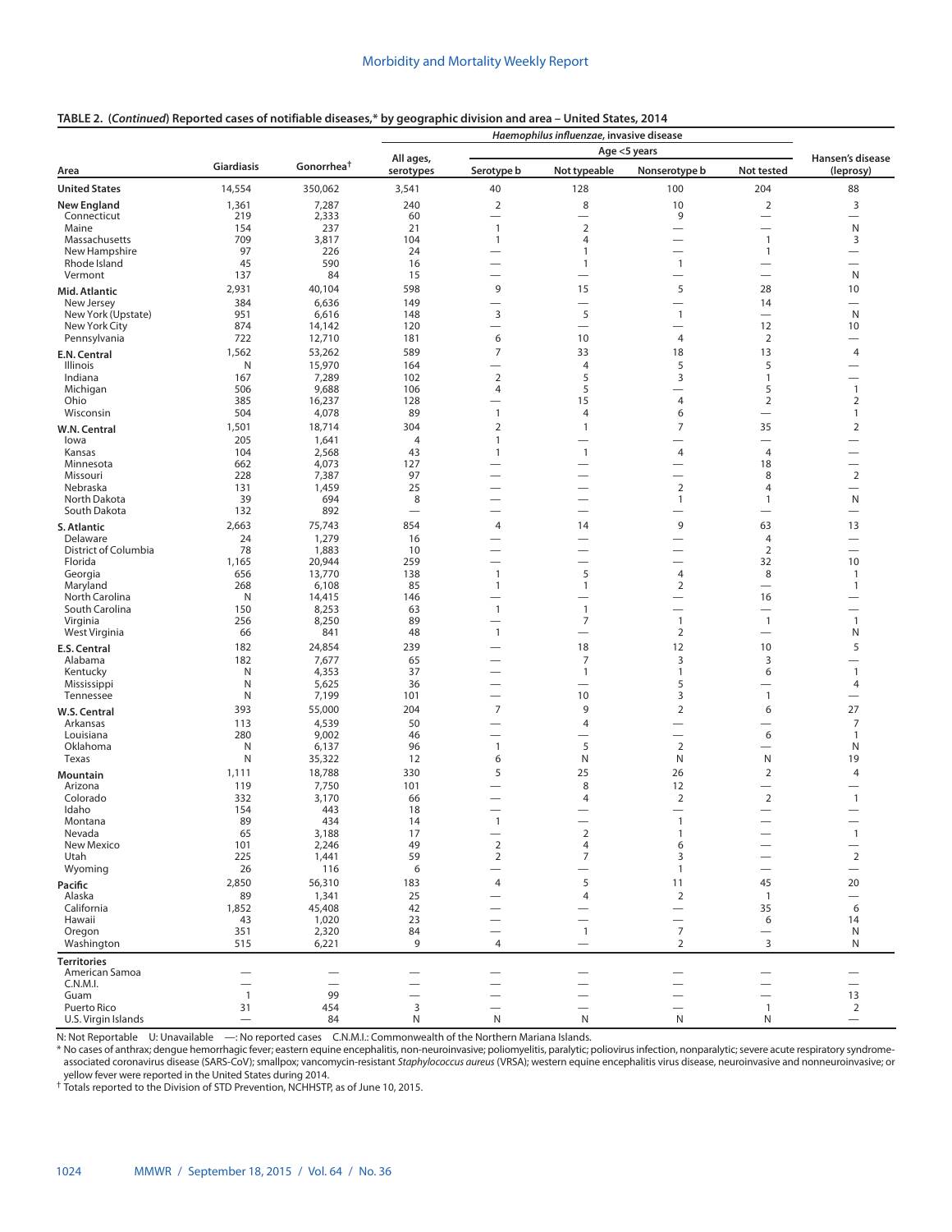**TABLE 2. (*Continued*) Reported cases of notifiable diseases,* by geographic division and area – United States, 2014**

| Area | Giardiasis | Gonorrhea† | *Haemophilus influenzae*, invasive disease | | | | | | Hansen's disease (leprosy) |
|---|---|---|---|---|---|---|---|---|---|
| | | | All ages, serotypes | Age <5 years | | | | | |
| | | | | Serotype b | Not typeable | Nonserotype b | Not tested | | |
| **United States** | 14,554 | 350,062 | 3,541 | 40 | 128 | 100 | 204 | | 88 |
| **New England** | 1,361 | 7,287 | 240 | 2 | 8 | 10 | 2 | | 3 |
| Connecticut | 219 | 2,333 | 60 | — | — | 9 | — | | — |
| Maine | 154 | 237 | 21 | 1 | 2 | — | — | | N |
| Massachusetts | 709 | 3,817 | 104 | 1 | 4 | — | 1 | | 3 |
| New Hampshire | 97 | 226 | 24 | — | 1 | — | 1 | | — |
| Rhode Island | 45 | 590 | 16 | — | 1 | 1 | — | | — |
| Vermont | 137 | 84 | 15 | — | — | — | — | | N |
| **Mid. Atlantic** | 2,931 | 40,104 | 598 | 9 | 15 | 5 | 28 | | 10 |
| New Jersey | 384 | 6,636 | 149 | — | — | — | 14 | | — |
| New York (Upstate) | 951 | 6,616 | 148 | 3 | 5 | 1 | — | | N |
| New York City | 874 | 14,142 | 120 | — | — | — | 12 | | 10 |
| Pennsylvania | 722 | 12,710 | 181 | 6 | 10 | 4 | 2 | | — |
| **E.N. Central** | 1,562 | 53,262 | 589 | 7 | 33 | 18 | 13 | | 4 |
| Illinois | N | 15,970 | 164 | — | 4 | 5 | 5 | | — |
| Indiana | 167 | 7,289 | 102 | 2 | 5 | 3 | 1 | | — |
| Michigan | 506 | 9,688 | 106 | 4 | 5 | — | 5 | | 1 |
| Ohio | 385 | 16,237 | 128 | — | 15 | 4 | 2 | | 2 |
| Wisconsin | 504 | 4,078 | 89 | 1 | 4 | 6 | — | | 1 |
| **W.N. Central** | 1,501 | 18,714 | 304 | 2 | 1 | 7 | 35 | | 2 |
| Iowa | 205 | 1,641 | 4 | 1 | — | — | — | | — |
| Kansas | 104 | 2,568 | 43 | 1 | 1 | 4 | 4 | | — |
| Minnesota | 662 | 4,073 | 127 | — | — | — | 18 | | — |
| Missouri | 228 | 7,387 | 97 | — | — | — | 8 | | 2 |
| Nebraska | 131 | 1,459 | 25 | — | — | 2 | 4 | | — |
| North Dakota | 39 | 694 | 8 | — | — | 1 | 1 | | N |
| South Dakota | 132 | 892 | — | — | — | — | — | | — |
| **S. Atlantic** | 2,663 | 75,743 | 854 | 4 | 14 | 9 | 63 | | 13 |
| Delaware | 24 | 1,279 | 16 | — | — | — | 4 | | — |
| District of Columbia | 78 | 1,883 | 10 | — | — | — | 2 | | — |
| Florida | 1,165 | 20,944 | 259 | — | — | — | 32 | | 10 |
| Georgia | 656 | 13,770 | 138 | 1 | 5 | 4 | 8 | | 1 |
| Maryland | 268 | 6,108 | 85 | 1 | 1 | 2 | — | | 1 |
| North Carolina | N | 14,415 | 146 | — | — | — | 16 | | — |
| South Carolina | 150 | 8,253 | 63 | 1 | 1 | — | — | | — |
| Virginia | 256 | 8,250 | 89 | — | 7 | 1 | 1 | | 1 |
| West Virginia | 66 | 841 | 48 | 1 | — | 2 | — | | N |
| **E.S. Central** | 182 | 24,854 | 239 | — | 18 | 12 | 10 | | 5 |
| Alabama | 182 | 7,677 | 65 | — | 7 | 3 | 3 | | — |
| Kentucky | N | 4,353 | 37 | — | 1 | 1 | 6 | | 1 |
| Mississippi | N | 5,625 | 36 | — | — | 5 | — | | 4 |
| Tennessee | N | 7,199 | 101 | — | 10 | 3 | 1 | | — |
| **W.S. Central** | 393 | 55,000 | 204 | 7 | 9 | 2 | 6 | | 27 |
| Arkansas | 113 | 4,539 | 50 | — | 4 | — | — | | 7 |
| Louisiana | 280 | 9,002 | 46 | — | — | — | 6 | | 1 |
| Oklahoma | N | 6,137 | 96 | 1 | 5 | 2 | — | | N |
| Texas | N | 35,322 | 12 | 6 | N | N | N | | 19 |
| **Mountain** | 1,111 | 18,788 | 330 | 5 | 25 | 26 | 2 | | 4 |
| Arizona | 119 | 7,750 | 101 | — | 8 | 12 | — | | — |
| Colorado | 332 | 3,170 | 66 | — | 4 | 2 | 2 | | 1 |
| Idaho | 154 | 443 | 18 | — | — | — | — | | — |
| Montana | 89 | 434 | 14 | 1 | — | 1 | — | | — |
| Nevada | 65 | 3,188 | 17 | — | 2 | 1 | — | | 1 |
| New Mexico | 101 | 2,246 | 49 | 2 | 4 | 6 | — | | — |
| Utah | 225 | 1,441 | 59 | 2 | 7 | 3 | — | | 2 |
| Wyoming | 26 | 116 | 6 | — | — | 1 | — | | — |
| **Pacific** | 2,850 | 56,310 | 183 | 4 | 5 | 11 | 45 | | 20 |
| Alaska | 89 | 1,341 | 25 | — | 4 | 2 | 1 | | — |
| California | 1,852 | 45,408 | 42 | — | — | — | 35 | | 6 |
| Hawaii | 43 | 1,020 | 23 | — | — | — | 6 | | 14 |
| Oregon | 351 | 2,320 | 84 | — | 1 | 7 | — | | N |
| Washington | 515 | 6,221 | 9 | 4 | — | 2 | 3 | | N |
| **Territories** | | | | | | | | | |
| American Samoa | — | — | — | — | — | — | — | | — |
| C.N.M.I. | — | — | — | — | — | — | — | | — |
| Guam | 1 | 99 | — | — | — | — | — | | 13 |
| Puerto Rico | 31 | 454 | 3 | — | — | — | 1 | | 2 |
| U.S. Virgin Islands | — | 84 | N | N | N | N | N | | — |

N: Not Reportable U: Unavailable —: No reported cases C.N.M.I.: Commonwealth of the Northern Mariana Islands.

\* No cases of anthrax; dengue hemorrhagic fever; eastern equine encephalitis, non-neuroinvasive; poliomyelitis, paralytic; poliovirus infection, nonparalytic; severe acute respiratory syndrome-associated coronavirus disease (SARS-CoV); smallpox; vancomycin-resistant *Staphylococcus aureus* (VRSA); western equine encephalitis virus disease, neuroinvasive and nonneuroinvasive; or yellow fever were reported in the United States during 2014.

† Totals reported to the Division of STD Prevention, NCHHSTP, as of June 10, 2015.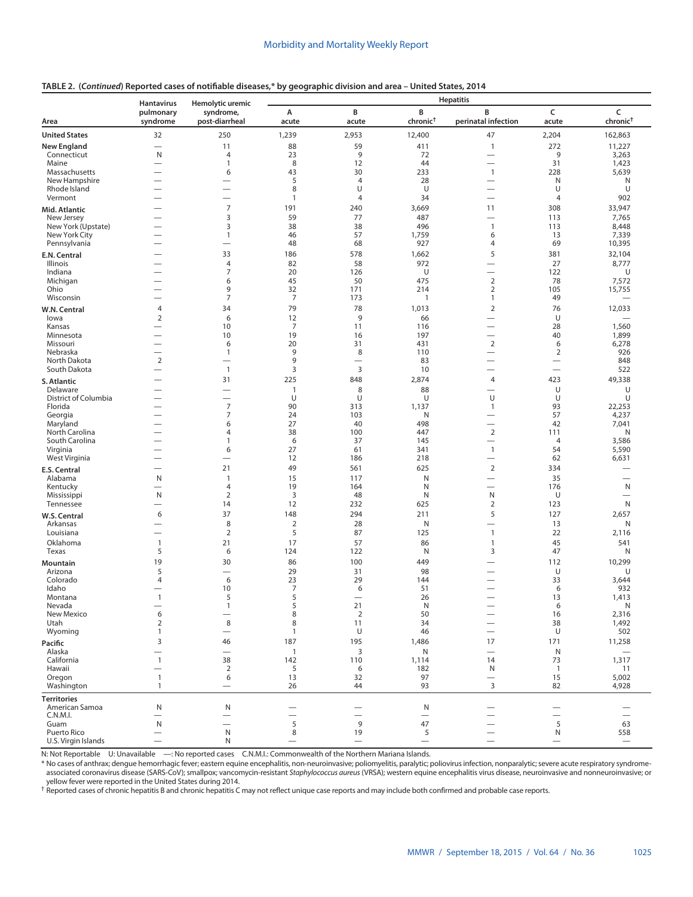**TABLE 2. (*Continued*) Reported cases of notifiable diseases,* by geographic division and area – United States, 2014**

| Area | Hantavirus pulmonary syndrome | Hemolytic uremic syndrome, post-diarrheal | Hepatitis A acute | Hepatitis B acute | Hepatitis B chronic[†] | Hepatitis B perinatal infection | Hepatitis C acute | Hepatitis C chronic[†] |
|---|---|---|---|---|---|---|---|---|
| **United States** | 32 | 250 | 1,239 | 2,953 | 12,400 | 47 | 2,204 | 162,863 |
| **New England** | — | 11 | 88 | 59 | 411 | 1 | 272 | 11,227 |
| Connecticut | N | 4 | 23 | 9 | 72 | — | 9 | 3,263 |
| Maine | — | 1 | 8 | 12 | 44 | — | 31 | 1,423 |
| Massachusetts | — | 6 | 43 | 30 | 233 | 1 | 228 | 5,639 |
| New Hampshire | — | — | 5 | 4 | 28 | — | N | N |
| Rhode Island | — | — | 8 | U | U | — | U | U |
| Vermont | — | — | 1 | 4 | 34 | — | 4 | 902 |
| **Mid. Atlantic** | — | 7 | 191 | 240 | 3,669 | 11 | 308 | 33,947 |
| New Jersey | — | 3 | 59 | 77 | 487 | — | 113 | 7,765 |
| New York (Upstate) | — | 3 | 38 | 38 | 496 | 1 | 113 | 8,448 |
| New York City | — | 1 | 46 | 57 | 1,759 | 6 | 13 | 7,339 |
| Pennsylvania | — | — | 48 | 68 | 927 | 4 | 69 | 10,395 |
| **E.N. Central** | — | 33 | 186 | 578 | 1,662 | 5 | 381 | 32,104 |
| Illinois | — | 4 | 82 | 58 | 972 | — | 27 | 8,777 |
| Indiana | — | 7 | 20 | 126 | U | — | 122 | U |
| Michigan | — | 6 | 45 | 50 | 475 | 2 | 78 | 7,572 |
| Ohio | — | 9 | 32 | 171 | 214 | 2 | 105 | 15,755 |
| Wisconsin | — | 7 | 7 | 173 | 1 | 1 | 49 | — |
| **W.N. Central** | 4 | 34 | 79 | 78 | 1,013 | 2 | 76 | 12,033 |
| Iowa | 2 | 6 | 12 | 9 | 66 | — | U | — |
| Kansas | — | 10 | 7 | 11 | 116 | — | 28 | 1,560 |
| Minnesota | — | 10 | 19 | 16 | 197 | — | 40 | 1,899 |
| Missouri | — | 6 | 20 | 31 | 431 | 2 | 6 | 6,278 |
| Nebraska | — | 1 | 9 | 8 | 110 | — | 2 | 926 |
| North Dakota | 2 | — | 9 | — | 83 | — | — | 848 |
| South Dakota | — | 1 | 3 | 3 | 10 | — | — | 522 |
| **S. Atlantic** | — | 31 | 225 | 848 | 2,874 | 4 | 423 | 49,338 |
| Delaware | — | — | 1 | 8 | 88 | — | U | U |
| District of Columbia | — | — | U | U | U | U | U | U |
| Florida | — | 7 | 90 | 313 | 1,137 | 1 | 93 | 22,253 |
| Georgia | — | 7 | 24 | 103 | N | — | 57 | 4,237 |
| Maryland | — | 6 | 27 | 40 | 498 | — | 42 | 7,041 |
| North Carolina | — | 4 | 38 | 100 | 447 | 2 | 111 | N |
| South Carolina | — | 1 | 6 | 37 | 145 | — | 4 | 3,586 |
| Virginia | — | 6 | 27 | 61 | 341 | 1 | 54 | 5,590 |
| West Virginia | — | — | 12 | 186 | 218 | — | 62 | 6,631 |
| **E.S. Central** | — | 21 | 49 | 561 | 625 | 2 | 334 | — |
| Alabama | N | 1 | 15 | 117 | N | — | 35 | — |
| Kentucky | — | 4 | 19 | 164 | N | — | 176 | N |
| Mississippi | N | 2 | 3 | 48 | N | N | U | — |
| Tennessee | — | 14 | 12 | 232 | 625 | 2 | 123 | N |
| **W.S. Central** | 6 | 37 | 148 | 294 | 211 | 5 | 127 | 2,657 |
| Arkansas | — | 8 | 2 | 28 | N | — | 13 | N |
| Louisiana | — | 2 | 5 | 87 | 125 | 1 | 22 | 2,116 |
| Oklahoma | 1 | 21 | 17 | 57 | 86 | 1 | 45 | 541 |
| Texas | 5 | 6 | 124 | 122 | N | 3 | 47 | N |
| **Mountain** | 19 | 30 | 86 | 100 | 449 | — | 112 | 10,299 |
| Arizona | 5 | — | 29 | 31 | 98 | — | U | U |
| Colorado | 4 | 6 | 23 | 29 | 144 | — | 33 | 3,644 |
| Idaho | — | 10 | 7 | 6 | 51 | — | 6 | 932 |
| Montana | 1 | 5 | 5 | — | 26 | — | 13 | 1,413 |
| Nevada | — | 1 | 5 | 21 | N | — | 6 | N |
| New Mexico | 6 | — | 8 | 2 | 50 | — | 16 | 2,316 |
| Utah | 2 | 8 | 8 | 11 | 34 | — | 38 | 1,492 |
| Wyoming | 1 | — | 1 | U | 46 | — | U | 502 |
| **Pacific** | 3 | 46 | 187 | 195 | 1,486 | 17 | 171 | 11,258 |
| Alaska | — | — | 1 | 3 | N | — | N | — |
| California | 1 | 38 | 142 | 110 | 1,114 | 14 | 73 | 1,317 |
| Hawaii | — | 2 | 5 | 6 | 182 | N | 1 | 11 |
| Oregon | 1 | 6 | 13 | 32 | 97 | — | 15 | 5,002 |
| Washington | 1 | — | 26 | 44 | 93 | 3 | 82 | 4,928 |
| **Territories** | | | | | | | | |
| American Samoa | N | N | — | — | N | — | — | — |
| C.N.M.I. | — | — | — | — | — | — | — | — |
| Guam | N | — | 5 | 9 | 47 | — | 5 | 63 |
| Puerto Rico | — | N | 8 | 19 | 5 | — | N | 558 |
| U.S. Virgin Islands | — | N | — | — | — | — | — | — |

N: Not Reportable U: Unavailable —: No reported cases C.N.M.I.: Commonwealth of the Northern Mariana Islands.

\* No cases of anthrax; dengue hemorrhagic fever; eastern equine encephalitis, non-neuroinvasive; poliomyelitis, paralytic; poliovirus infection, nonparalytic; severe acute respiratory syndrome-associated coronavirus disease (SARS-CoV); smallpox; vancomycin-resistant *Staphylococcus aureus* (VRSA); western equine encephalitis virus disease, neuroinvasive and nonneuroinvasive; or yellow fever were reported in the United States during 2014.

† Reported cases of chronic hepatitis B and chronic hepatitis C may not reflect unique case reports and may include both confirmed and probable case reports.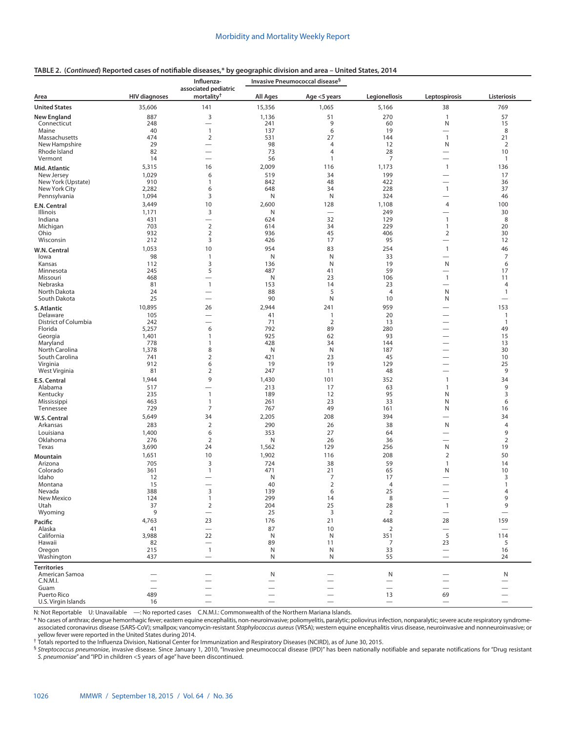**TABLE 2. (*Continued*) Reported cases of notifiable diseases,* by geographic division and area – United States, 2014**

| Area | HIV diagnoses | Influenza-associated pediatric mortality† | Invasive Pneumococcal disease§ | | Legionellosis | Leptospirosis | Listeriosis |
|---|---|---|---|---|---|---|---|
| | | | All Ages | Age <5 years | | | |
| **United States** | 35,606 | 141 | 15,356 | 1,065 | 5,166 | 38 | 769 |
| **New England** | 887 | 3 | 1,136 | 51 | 270 | 1 | 57 |
| Connecticut | 248 | — | 241 | 9 | 60 | N | 15 |
| Maine | 40 | 1 | 137 | 6 | 19 | — | 8 |
| Massachusetts | 474 | 2 | 531 | 27 | 144 | 1 | 21 |
| New Hampshire | 29 | — | 98 | 4 | 12 | N | 2 |
| Rhode Island | 82 | — | 73 | 4 | 28 | — | 10 |
| Vermont | 14 | — | 56 | 1 | 7 | — | 1 |
| **Mid. Atlantic** | 5,315 | 16 | 2,009 | 116 | 1,173 | 1 | 136 |
| New Jersey | 1,029 | 6 | 519 | 34 | 199 | — | 17 |
| New York (Upstate) | 910 | 1 | 842 | 48 | 422 | — | 36 |
| New York City | 2,282 | 6 | 648 | 34 | 228 | 1 | 37 |
| Pennsylvania | 1,094 | 3 | N | N | 324 | — | 46 |
| **E.N. Central** | 3,449 | 10 | 2,600 | 128 | 1,108 | 4 | 100 |
| Illinois | 1,171 | 3 | N | — | 249 | — | 30 |
| Indiana | 431 | — | 624 | 32 | 129 | 1 | 8 |
| Michigan | 703 | 2 | 614 | 34 | 229 | 1 | 20 |
| Ohio | 932 | 2 | 936 | 45 | 406 | 2 | 30 |
| Wisconsin | 212 | 3 | 426 | 17 | 95 | — | 12 |
| **W.N. Central** | 1,053 | 10 | 954 | 83 | 254 | 1 | 46 |
| Iowa | 98 | 1 | N | N | 33 | — | 7 |
| Kansas | 112 | 3 | 136 | N | 19 | N | 6 |
| Minnesota | 245 | 5 | 487 | 41 | 59 | — | 17 |
| Missouri | 468 | — | N | 23 | 106 | 1 | 11 |
| Nebraska | 81 | 1 | 153 | 14 | 23 | — | 4 |
| North Dakota | 24 | — | 88 | 5 | 4 | N | 1 |
| South Dakota | 25 | — | 90 | N | 10 | N | — |
| **S. Atlantic** | 10,895 | 26 | 2,944 | 241 | 959 | — | 153 |
| Delaware | 105 | — | 41 | 1 | 20 | — | 1 |
| District of Columbia | 242 | — | 71 | 2 | 13 | — | 1 |
| Florida | 5,257 | 6 | 792 | 89 | 280 | — | 49 |
| Georgia | 1,401 | 1 | 925 | 62 | 93 | — | 15 |
| Maryland | 778 | 1 | 428 | 34 | 144 | — | 13 |
| North Carolina | 1,378 | 8 | N | N | 187 | — | 30 |
| South Carolina | 741 | 2 | 421 | 23 | 45 | — | 10 |
| Virginia | 912 | 6 | 19 | 19 | 129 | — | 25 |
| West Virginia | 81 | 2 | 247 | 11 | 48 | — | 9 |
| **E.S. Central** | 1,944 | 9 | 1,430 | 101 | 352 | 1 | 34 |
| Alabama | 517 | — | 213 | 17 | 63 | 1 | 9 |
| Kentucky | 235 | 1 | 189 | 12 | 95 | N | 3 |
| Mississippi | 463 | 1 | 261 | 23 | 33 | N | 6 |
| Tennessee | 729 | 7 | 767 | 49 | 161 | N | 16 |
| **W.S. Central** | 5,649 | 34 | 2,205 | 208 | 394 | — | 34 |
| Arkansas | 283 | 2 | 290 | 26 | 38 | N | 4 |
| Louisiana | 1,400 | 6 | 353 | 27 | 64 | — | 9 |
| Oklahoma | 276 | 2 | N | 26 | 36 | — | 2 |
| Texas | 3,690 | 24 | 1,562 | 129 | 256 | N | 19 |
| **Mountain** | 1,651 | 10 | 1,902 | 116 | 208 | 2 | 50 |
| Arizona | 705 | 3 | 724 | 38 | 59 | 1 | 14 |
| Colorado | 361 | 1 | 471 | 21 | 65 | N | 10 |
| Idaho | 12 | — | N | 7 | 17 | — | 3 |
| Montana | 15 | — | 40 | 2 | 4 | — | 1 |
| Nevada | 388 | 3 | 139 | 6 | 25 | — | 4 |
| New Mexico | 124 | 1 | 299 | 14 | 8 | — | 9 |
| Utah | 37 | 2 | 204 | 25 | 28 | 1 | 9 |
| Wyoming | 9 | — | 25 | 3 | 2 | — | — |
| **Pacific** | 4,763 | 23 | 176 | 21 | 448 | 28 | 159 |
| Alaska | 41 | — | 87 | 10 | 2 | — | — |
| California | 3,988 | 22 | N | N | 351 | 5 | 114 |
| Hawaii | 82 | — | 89 | 11 | 7 | 23 | 5 |
| Oregon | 215 | 1 | N | N | 33 | — | 16 |
| Washington | 437 | — | N | N | 55 | — | 24 |
| **Territories** | | | | | | | |
| American Samoa | — | — | N | — | N | — | N |
| C.N.M.I. | — | — | — | — | — | — | — |
| Guam | — | — | — | — | — | — | — |
| Puerto Rico | 489 | — | — | — | 13 | 69 | — |
| U.S. Virgin Islands | 16 | — | — | — | — | — | — |

N: Not Reportable U: Unavailable —: No reported cases C.N.M.I.: Commonwealth of the Northern Mariana Islands.

\* No cases of anthrax; dengue hemorrhagic fever; eastern equine encephalitis, non-neuroinvasive; poliomyelitis, paralytic; poliovirus infection, nonparalytic; severe acute respiratory syndrome-associated coronavirus disease (SARS-CoV); smallpox; vancomycin-resistant *Staphylococcus aureus* (VRSA); western equine encephalitis virus disease, neuroinvasive and nonneuroinvasive; or yellow fever were reported in the United States during 2014.

† Totals reported to the Influenza Division, National Center for Immunization and Respiratory Diseases (NCIRD), as of June 30, 2015.

§ *Streptococcus pneumoniae*, invasive disease. Since January 1, 2010, "Invasive pneumococcal disease (IPD)" has been nationally notifiable and separate notifications for "Drug resistant *S. pneumoniae*" and "IPD in children <5 years of age" have been discontinued.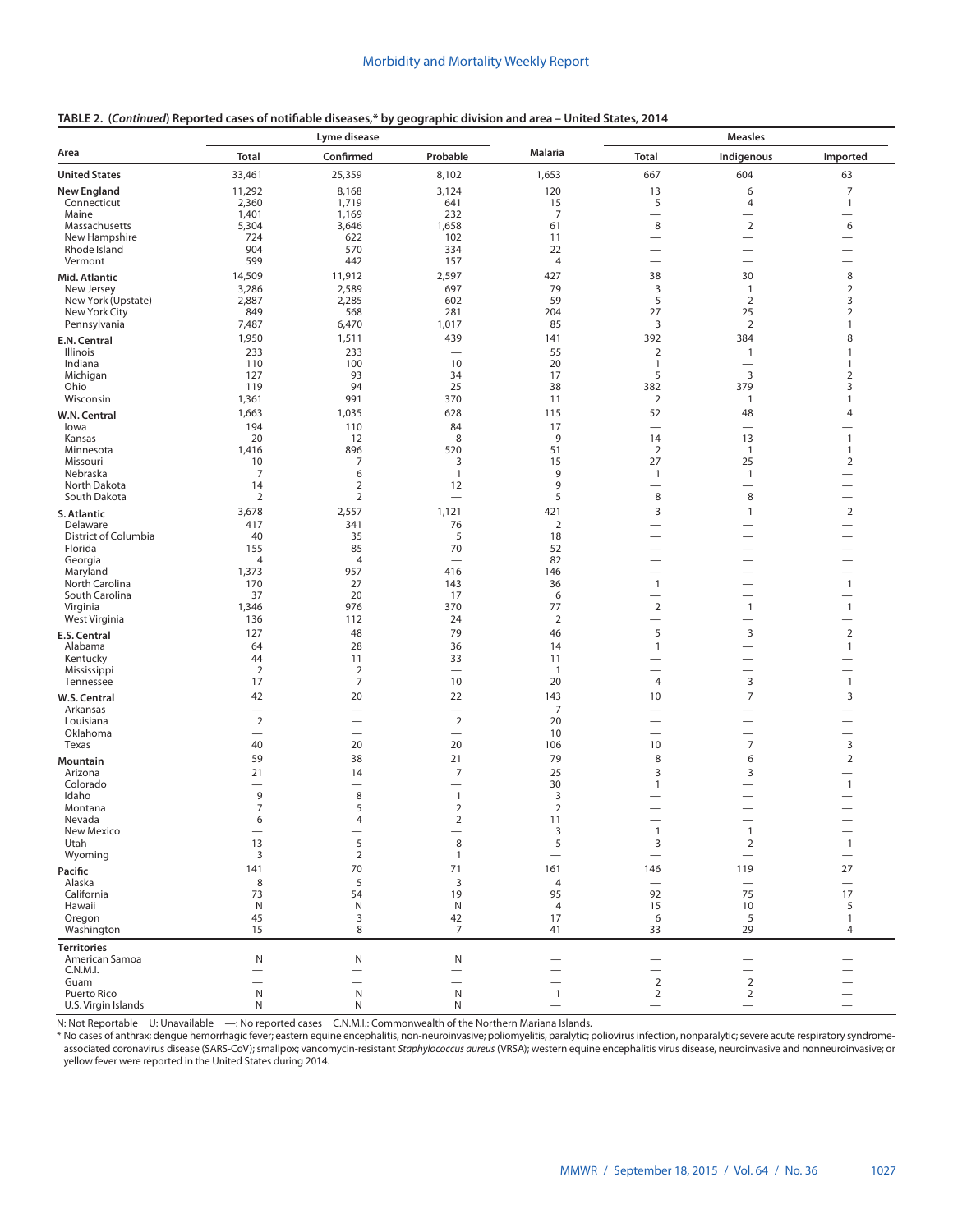**TABLE 2. (*Continued*) Reported cases of notifiable diseases,* by geographic division and area – United States, 2014**

| Area | Lyme disease | | | Malaria | Measles | | |
|---|---|---|---|---|---|---|---|
| | Total | Confirmed | Probable | | Total | Indigenous | Imported |
| **United States** | 33,461 | 25,359 | 8,102 | 1,653 | 667 | 604 | 63 |
| **New England** | 11,292 | 8,168 | 3,124 | 120 | 13 | 6 | 7 |
| Connecticut | 2,360 | 1,719 | 641 | 15 | 5 | 4 | 1 |
| Maine | 1,401 | 1,169 | 232 | 7 | — | — | — |
| Massachusetts | 5,304 | 3,646 | 1,658 | 61 | 8 | 2 | 6 |
| New Hampshire | 724 | 622 | 102 | 11 | — | — | — |
| Rhode Island | 904 | 570 | 334 | 22 | — | — | — |
| Vermont | 599 | 442 | 157 | 4 | — | — | — |
| **Mid. Atlantic** | 14,509 | 11,912 | 2,597 | 427 | 38 | 30 | 8 |
| New Jersey | 3,286 | 2,589 | 697 | 79 | 3 | 1 | 2 |
| New York (Upstate) | 2,887 | 2,285 | 602 | 59 | 5 | 2 | 3 |
| New York City | 849 | 568 | 281 | 204 | 27 | 25 | 2 |
| Pennsylvania | 7,487 | 6,470 | 1,017 | 85 | 3 | 2 | 1 |
| **E.N. Central** | 1,950 | 1,511 | 439 | 141 | 392 | 384 | 8 |
| Illinois | 233 | 233 | — | 55 | 2 | 1 | 1 |
| Indiana | 110 | 100 | 10 | 20 | 1 | — | 1 |
| Michigan | 127 | 93 | 34 | 17 | 5 | 3 | 2 |
| Ohio | 119 | 94 | 25 | 38 | 382 | 379 | 3 |
| Wisconsin | 1,361 | 991 | 370 | 11 | 2 | 1 | 1 |
| **W.N. Central** | 1,663 | 1,035 | 628 | 115 | 52 | 48 | 4 |
| Iowa | 194 | 110 | 84 | 17 | — | — | — |
| Kansas | 20 | 12 | 8 | 9 | 14 | 13 | 1 |
| Minnesota | 1,416 | 896 | 520 | 51 | 2 | 1 | 1 |
| Missouri | 10 | 7 | 3 | 15 | 27 | 25 | 2 |
| Nebraska | 7 | 6 | 1 | 9 | 1 | 1 | — |
| North Dakota | 14 | 2 | 12 | 9 | — | — | — |
| South Dakota | 2 | 2 | — | 5 | 8 | 8 | — |
| **S. Atlantic** | 3,678 | 2,557 | 1,121 | 421 | 3 | 1 | 2 |
| Delaware | 417 | 341 | 76 | 2 | — | — | — |
| District of Columbia | 40 | 35 | 5 | 18 | — | — | — |
| Florida | 155 | 85 | 70 | 52 | — | — | — |
| Georgia | 4 | 4 | — | 82 | — | — | — |
| Maryland | 1,373 | 957 | 416 | 146 | — | — | — |
| North Carolina | 170 | 27 | 143 | 36 | 1 | — | 1 |
| South Carolina | 37 | 20 | 17 | 6 | — | — | — |
| Virginia | 1,346 | 976 | 370 | 77 | 2 | 1 | 1 |
| West Virginia | 136 | 112 | 24 | 2 | — | — | — |
| **E.S. Central** | 127 | 48 | 79 | 46 | 5 | 3 | 2 |
| Alabama | 64 | 28 | 36 | 14 | 1 | — | 1 |
| Kentucky | 44 | 11 | 33 | 11 | — | — | — |
| Mississippi | 2 | 2 | — | 1 | — | — | — |
| Tennessee | 17 | 7 | 10 | 20 | 4 | 3 | 1 |
| **W.S. Central** | 42 | 20 | 22 | 143 | 10 | 7 | 3 |
| Arkansas | — | — | — | 7 | — | — | — |
| Louisiana | 2 | — | 2 | 20 | — | — | — |
| Oklahoma | — | — | — | 10 | — | — | — |
| Texas | 40 | 20 | 20 | 106 | 10 | 7 | 3 |
| **Mountain** | 59 | 38 | 21 | 79 | 8 | 6 | 2 |
| Arizona | 21 | 14 | 7 | 25 | 3 | 3 | — |
| Colorado | — | — | — | 30 | 1 | — | 1 |
| Idaho | 9 | 8 | 1 | 3 | — | — | — |
| Montana | 7 | 5 | 2 | 2 | — | — | — |
| Nevada | 6 | 4 | 2 | 11 | — | — | — |
| New Mexico | — | — | — | 3 | 1 | 1 | — |
| Utah | 13 | 5 | 8 | 5 | 3 | 2 | 1 |
| Wyoming | 3 | 2 | 1 | — | — | — | — |
| **Pacific** | 141 | 70 | 71 | 161 | 146 | 119 | 27 |
| Alaska | 8 | 5 | 3 | 4 | — | — | — |
| California | 73 | 54 | 19 | 95 | 92 | 75 | 17 |
| Hawaii | N | N | N | 4 | 15 | 10 | 5 |
| Oregon | 45 | 3 | 42 | 17 | 6 | 5 | 1 |
| Washington | 15 | 8 | 7 | 41 | 33 | 29 | 4 |
| **Territories** | | | | | | | |
| American Samoa | N | N | N | — | — | — | — |
| C.N.M.I. | — | — | — | — | — | — | — |
| Guam | — | — | — | — | 2 | 2 | — |
| Puerto Rico | N | N | N | 1 | 2 | 2 | — |
| U.S. Virgin Islands | N | N | N | — | — | — | — |

N: Not Reportable U: Unavailable —: No reported cases C.N.M.I.: Commonwealth of the Northern Mariana Islands.

* No cases of anthrax; dengue hemorrhagic fever; eastern equine encephalitis, non-neuroinvasive; poliomyelitis, paralytic; poliovirus infection, nonparalytic; severe acute respiratory syndrome-associated coronavirus disease (SARS-CoV); smallpox; vancomycin-resistant *Staphylococcus aureus* (VRSA); western equine encephalitis virus disease, neuroinvasive and nonneuroinvasive; or yellow fever were reported in the United States during 2014.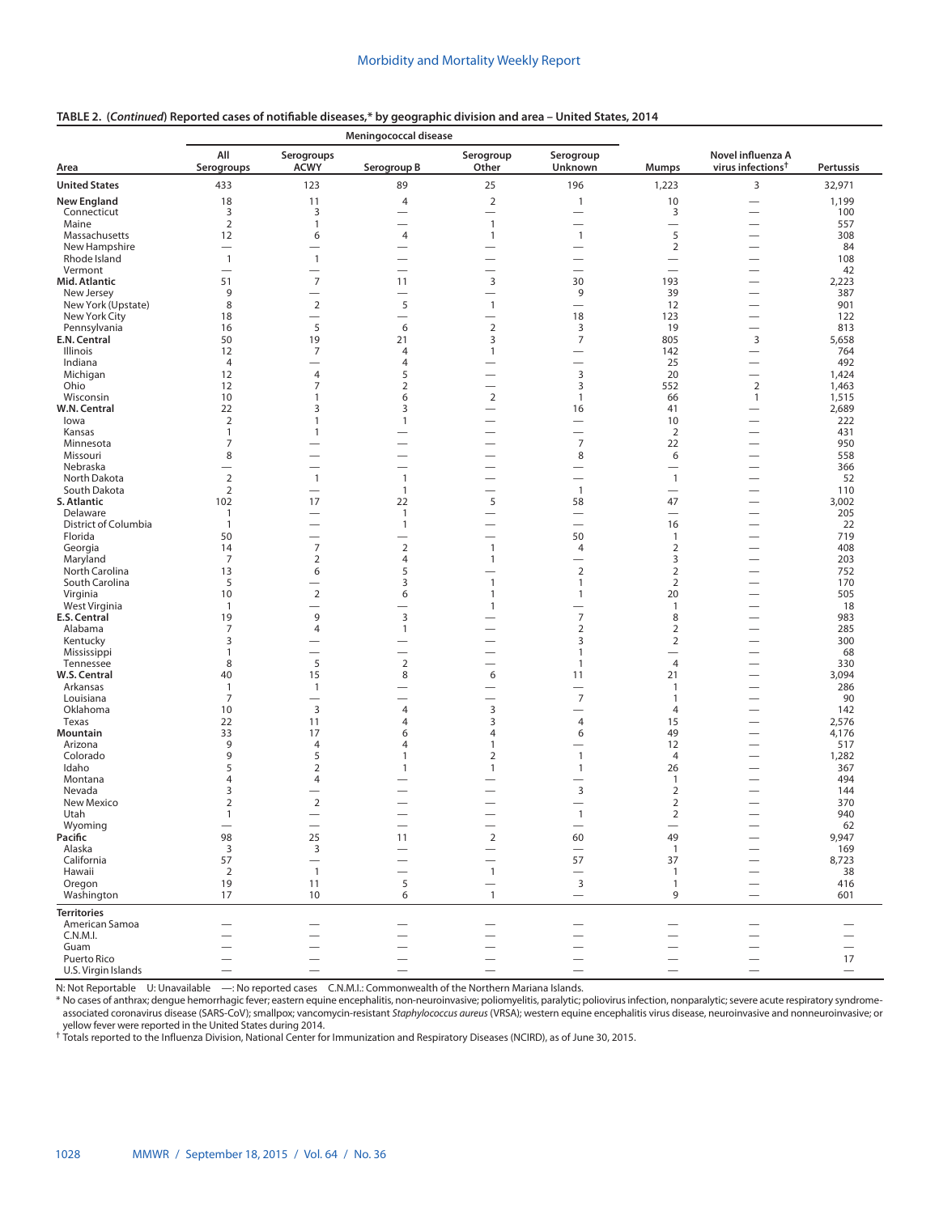**TABLE 2. (*Continued*) Reported cases of notifiable diseases,* by geographic division and area – United States, 2014**

| Area | Meningococcal disease | | | | | Mumps | Novel influenza A virus infections† | Pertussis |
|---|---|---|---|---|---|---|---|---|
| | All Serogroups | Serogroups ACWY | Serogroup B | Serogroup Other | Serogroup Unknown | | | |
| **United States** | 433 | 123 | 89 | 25 | 196 | 1,223 | 3 | 32,971 |
| **New England** | 18 | 11 | 4 | 2 | 1 | 10 | — | 1,199 |
| Connecticut | 3 | 3 | — | — | — | 3 | — | 100 |
| Maine | 2 | 1 | — | 1 | — | — | — | 557 |
| Massachusetts | 12 | 6 | 4 | 1 | 1 | 5 | — | 308 |
| New Hampshire | — | — | — | — | — | 2 | — | 84 |
| Rhode Island | 1 | 1 | — | — | — | — | — | 108 |
| Vermont | — | — | — | — | — | — | — | 42 |
| **Mid. Atlantic** | 51 | 7 | 11 | 3 | 30 | 193 | — | 2,223 |
| New Jersey | 9 | — | — | — | 9 | 39 | — | 387 |
| New York (Upstate) | 8 | 2 | 5 | 1 | — | 12 | — | 901 |
| New York City | 18 | — | — | — | 18 | 123 | — | 122 |
| Pennsylvania | 16 | 5 | 6 | 2 | 3 | 19 | — | 813 |
| **E.N. Central** | 50 | 19 | 21 | 3 | 7 | 805 | 3 | 5,658 |
| Illinois | 12 | 7 | 4 | 1 | — | 142 | — | 764 |
| Indiana | 4 | — | 4 | — | — | 25 | — | 492 |
| Michigan | 12 | 4 | 5 | — | 3 | 20 | — | 1,424 |
| Ohio | 12 | 7 | 2 | — | 3 | 552 | 2 | 1,463 |
| Wisconsin | 10 | 1 | 6 | 2 | 1 | 66 | 1 | 1,515 |
| **W.N. Central** | 22 | 3 | 3 | — | 16 | 41 | — | 2,689 |
| Iowa | 2 | 1 | 1 | — | — | 10 | — | 222 |
| Kansas | 1 | 1 | — | — | — | 2 | — | 431 |
| Minnesota | 7 | — | — | — | 7 | 22 | — | 950 |
| Missouri | 8 | — | — | — | 8 | 6 | — | 558 |
| Nebraska | — | — | — | — | — | — | — | 366 |
| North Dakota | 2 | 1 | 1 | — | — | 1 | — | 52 |
| South Dakota | 2 | — | 1 | — | 1 | — | — | 110 |
| **S. Atlantic** | 102 | 17 | 22 | 5 | 58 | 47 | — | 3,002 |
| Delaware | 1 | — | 1 | — | — | — | — | 205 |
| District of Columbia | 1 | — | 1 | — | — | 16 | — | 22 |
| Florida | 50 | — | — | — | 50 | 1 | — | 719 |
| Georgia | 14 | 7 | 2 | 1 | 4 | 2 | — | 408 |
| Maryland | 7 | 2 | 4 | 1 | — | 3 | — | 203 |
| North Carolina | 13 | 6 | 5 | — | 2 | 2 | — | 752 |
| South Carolina | 5 | — | 3 | 1 | 1 | 2 | — | 170 |
| Virginia | 10 | 2 | 6 | 1 | 1 | 20 | — | 505 |
| West Virginia | 1 | — | — | 1 | — | 1 | — | 18 |
| **E.S. Central** | 19 | 9 | 3 | — | 7 | 8 | — | 983 |
| Alabama | 7 | 4 | 1 | — | 2 | 2 | — | 285 |
| Kentucky | 3 | — | — | — | 3 | 2 | — | 300 |
| Mississippi | 1 | — | — | — | 1 | — | — | 68 |
| Tennessee | 8 | 5 | 2 | — | 1 | 4 | — | 330 |
| **W.S. Central** | 40 | 15 | 8 | 6 | 11 | 21 | — | 3,094 |
| Arkansas | 1 | 1 | — | — | — | 1 | — | 286 |
| Louisiana | 7 | — | — | — | 7 | 1 | — | 90 |
| Oklahoma | 10 | 3 | 4 | 3 | — | 4 | — | 142 |
| Texas | 22 | 11 | 4 | 3 | 4 | 15 | — | 2,576 |
| **Mountain** | 33 | 17 | 6 | 4 | 6 | 49 | — | 4,176 |
| Arizona | 9 | 4 | 4 | 1 | — | 12 | — | 517 |
| Colorado | 9 | 5 | 1 | 2 | 1 | 4 | — | 1,282 |
| Idaho | 5 | 2 | 1 | 1 | 1 | 26 | — | 367 |
| Montana | 4 | 4 | — | — | — | 1 | — | 494 |
| Nevada | 3 | — | — | — | 3 | 2 | — | 144 |
| New Mexico | 2 | 2 | — | — | — | 2 | — | 370 |
| Utah | 1 | — | — | — | 1 | 2 | — | 940 |
| Wyoming | — | — | — | — | — | — | — | 62 |
| **Pacific** | 98 | 25 | 11 | 2 | 60 | 49 | — | 9,947 |
| Alaska | 3 | 3 | — | — | — | 1 | — | 169 |
| California | 57 | — | — | — | 57 | 37 | — | 8,723 |
| Hawaii | 2 | 1 | — | 1 | — | 1 | — | 38 |
| Oregon | 19 | 11 | 5 | — | 3 | 1 | — | 416 |
| Washington | 17 | 10 | 6 | 1 | — | 9 | — | 601 |
| **Territories** | | | | | | | | |
| American Samoa | — | — | — | — | — | — | — | — |
| C.N.M.I. | — | — | — | — | — | — | — | — |
| Guam | — | — | — | — | — | — | — | — |
| Puerto Rico | — | — | — | — | — | — | — | 17 |
| U.S. Virgin Islands | — | — | — | — | — | — | — | — |

N: Not Reportable U: Unavailable —: No reported cases C.N.M.I.: Commonwealth of the Northern Mariana Islands.

* No cases of anthrax; dengue hemorrhagic fever; eastern equine encephalitis, non-neuroinvasive; poliomyelitis, paralytic; poliovirus infection, nonparalytic; severe acute respiratory syndrome-associated coronavirus disease (SARS-CoV); smallpox; vancomycin-resistant *Staphylococcus aureus* (VRSA); western equine encephalitis virus disease, neuroinvasive and nonneuroinvasive; or yellow fever were reported in the United States during 2014.

† Totals reported to the Influenza Division, National Center for Immunization and Respiratory Diseases (NCIRD), as of June 30, 2015.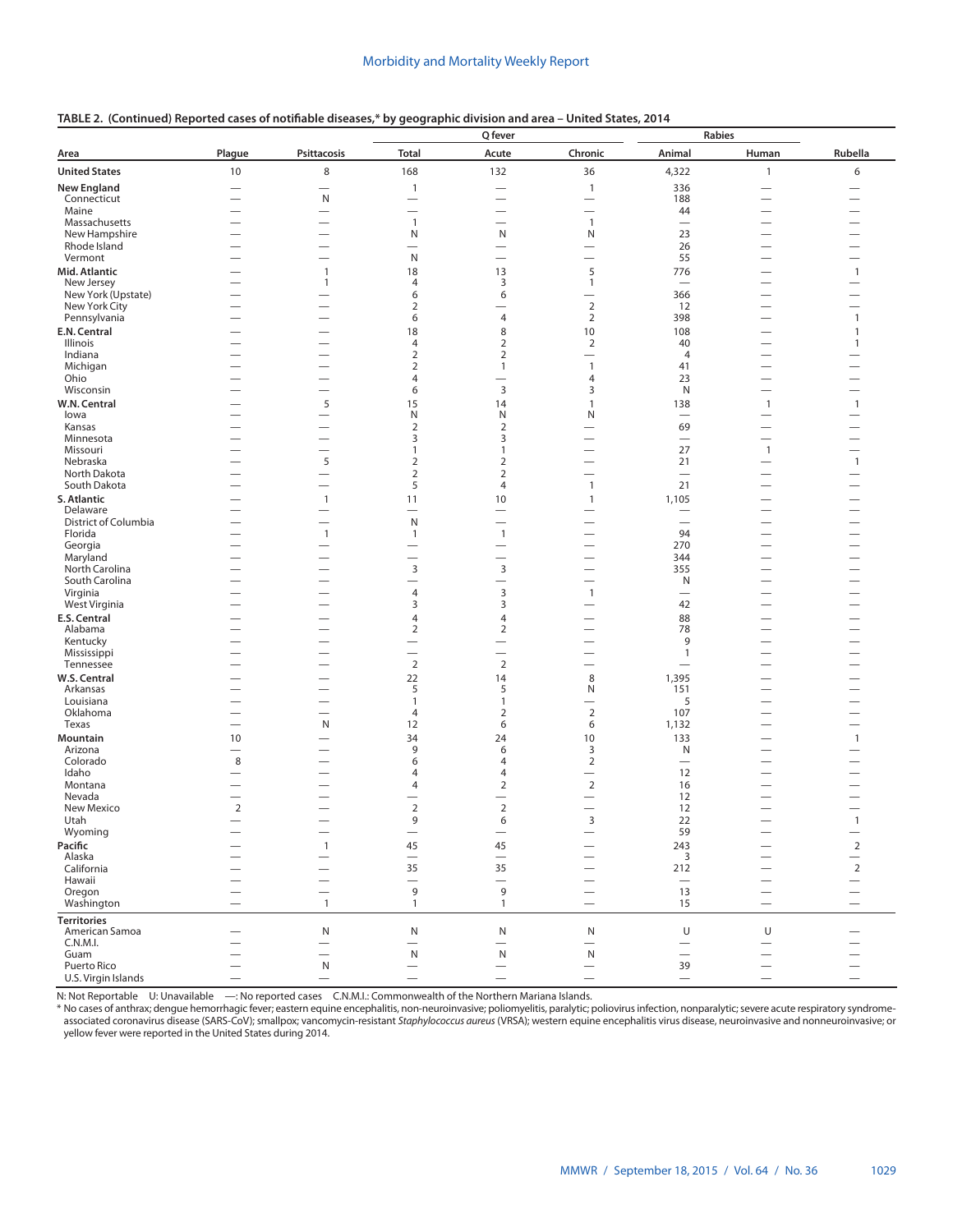**TABLE 2. (Continued) Reported cases of notifiable diseases,* by geographic division and area – United States, 2014**

| Area | Plague | Psittacosis | Q fever | | | Rabies | | Rubella |
|---|---|---|---|---|---|---|---|---|
| | | | Total | Acute | Chronic | Animal | Human | |
| **United States** | 10 | 8 | 168 | 132 | 36 | 4,322 | 1 | 6 |
| **New England** | — | — | 1 | — | 1 | 336 | — | — |
| Connecticut | — | N | — | — | — | 188 | — | — |
| Maine | — | — | — | — | — | 44 | — | — |
| Massachusetts | — | — | 1 | — | 1 | — | — | — |
| New Hampshire | — | — | N | N | N | 23 | — | — |
| Rhode Island | — | — | — | — | — | 26 | — | — |
| Vermont | — | — | N | — | — | 55 | — | — |
| **Mid. Atlantic** | — | 1 | 18 | 13 | 5 | 776 | — | 1 |
| New Jersey | — | 1 | 4 | 3 | 1 | — | — | — |
| New York (Upstate) | — | — | 6 | 6 | — | 366 | — | — |
| New York City | — | — | 2 | — | 2 | 12 | — | — |
| Pennsylvania | — | — | 6 | 4 | 2 | 398 | — | 1 |
| **E.N. Central** | — | — | 18 | 8 | 10 | 108 | — | 1 |
| Illinois | — | — | 4 | 2 | 2 | 40 | — | 1 |
| Indiana | — | — | 2 | 2 | — | 4 | — | — |
| Michigan | — | — | 2 | 1 | 1 | 41 | — | — |
| Ohio | — | — | 4 | — | 4 | 23 | — | — |
| Wisconsin | — | — | 6 | 3 | 3 | N | — | — |
| **W.N. Central** | — | 5 | 15 | 14 | 1 | 138 | 1 | 1 |
| Iowa | — | — | N | N | N | — | — | — |
| Kansas | — | — | 2 | 2 | — | 69 | — | — |
| Minnesota | — | — | 3 | 3 | — | — | — | — |
| Missouri | — | — | 1 | 1 | — | 27 | 1 | — |
| Nebraska | — | 5 | 2 | 2 | — | 21 | — | 1 |
| North Dakota | — | — | 2 | 2 | — | — | — | — |
| South Dakota | — | — | 5 | 4 | 1 | 21 | — | — |
| **S. Atlantic** | — | 1 | 11 | 10 | 1 | 1,105 | — | — |
| Delaware | — | — | — | — | — | — | — | — |
| District of Columbia | — | — | N | — | — | — | — | — |
| Florida | — | 1 | 1 | 1 | — | 94 | — | — |
| Georgia | — | — | — | — | — | 270 | — | — |
| Maryland | — | — | — | — | — | 344 | — | — |
| North Carolina | — | — | 3 | 3 | — | 355 | — | — |
| South Carolina | — | — | — | — | — | N | — | — |
| Virginia | — | — | 4 | 3 | 1 | — | — | — |
| West Virginia | — | — | 3 | 3 | — | 42 | — | — |
| **E.S. Central** | — | — | 4 | 4 | — | 88 | — | — |
| Alabama | — | — | 2 | 2 | — | 78 | — | — |
| Kentucky | — | — | — | — | — | 9 | — | — |
| Mississippi | — | — | — | — | — | 1 | — | — |
| Tennessee | — | — | 2 | 2 | — | — | — | — |
| **W.S. Central** | — | — | 22 | 14 | 8 | 1,395 | — | — |
| Arkansas | — | — | 5 | 5 | N | 151 | — | — |
| Louisiana | — | — | 1 | 1 | — | 5 | — | — |
| Oklahoma | — | — | 4 | 2 | 2 | 107 | — | — |
| Texas | — | N | 12 | 6 | 6 | 1,132 | — | — |
| **Mountain** | 10 | — | 34 | 24 | 10 | 133 | — | 1 |
| Arizona | — | — | 9 | 6 | 3 | N | — | — |
| Colorado | 8 | — | 6 | 4 | 2 | — | — | — |
| Idaho | — | — | 4 | 4 | — | 12 | — | — |
| Montana | — | — | 4 | 2 | 2 | 16 | — | — |
| Nevada | — | — | — | — | — | 12 | — | — |
| New Mexico | 2 | — | 2 | 2 | — | 12 | — | — |
| Utah | — | — | 9 | 6 | 3 | 22 | — | 1 |
| Wyoming | — | — | — | — | — | 59 | — | — |
| **Pacific** | — | 1 | 45 | 45 | — | 243 | — | 2 |
| Alaska | — | — | — | — | — | 3 | — | — |
| California | — | — | 35 | 35 | — | 212 | — | 2 |
| Hawaii | — | — | — | — | — | — | — | — |
| Oregon | — | — | 9 | 9 | — | 13 | — | — |
| Washington | — | 1 | 1 | 1 | — | 15 | — | — |
| **Territories** | | | | | | | | |
| American Samoa | — | N | N | N | N | U | U | — |
| C.N.M.I. | — | — | — | — | — | — | — | — |
| Guam | — | — | N | N | N | — | — | — |
| Puerto Rico | — | N | — | — | — | 39 | — | — |
| U.S. Virgin Islands | — | — | — | — | — | — | — | — |

N: Not Reportable U: Unavailable —: No reported cases C.N.M.I.: Commonwealth of the Northern Mariana Islands.

\* No cases of anthrax; dengue hemorrhagic fever; eastern equine encephalitis, non-neuroinvasive; poliomyelitis, paralytic; poliovirus infection, nonparalytic; severe acute respiratory syndrome-associated coronavirus disease (SARS-CoV); smallpox; vancomycin-resistant *Staphylococcus aureus* (VRSA); western equine encephalitis virus disease, neuroinvasive and nonneuroinvasive; or yellow fever were reported in the United States during 2014.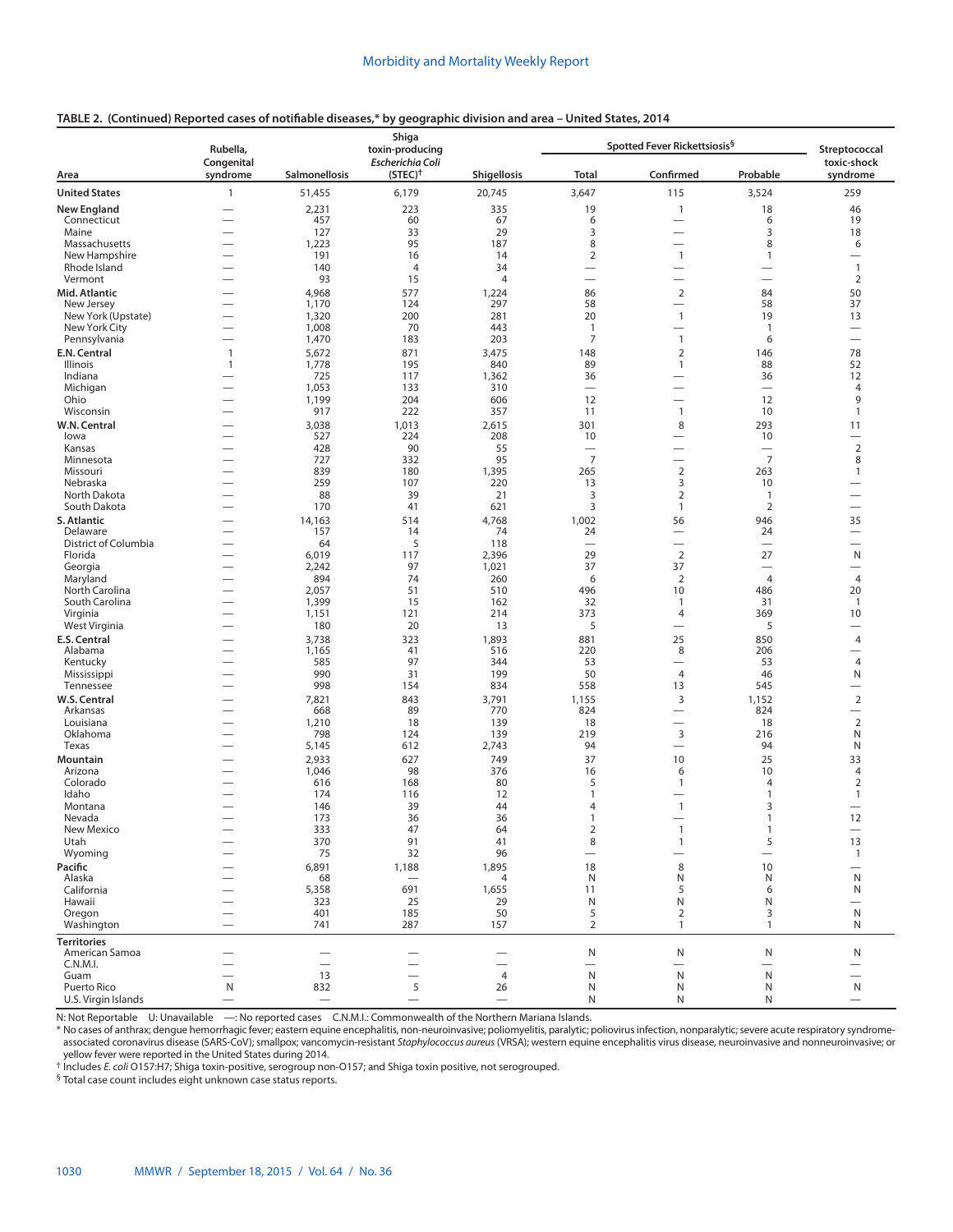**TABLE 2. (Continued) Reported cases of notifiable diseases,* by geographic division and area – United States, 2014**

| Area | Rubella, Congenital syndrome | Salmonellosis | Shiga toxin-producing *Escherichia Coli* (STEC)[†] | Shigellosis | Spotted Fever Rickettsiosis[§] Total | Confirmed | Probable | Streptococcal toxic-shock syndrome |
|---|---|---|---|---|---|---|---|---|
| **United States** | 1 | 51,455 | 6,179 | 20,745 | 3,647 | 115 | 3,524 | 259 |
| **New England** | — | 2,231 | 223 | 335 | 19 | 1 | 18 | 46 |
| Connecticut | — | 457 | 60 | 67 | 6 | — | 6 | 19 |
| Maine | — | 127 | 33 | 29 | 3 | — | 3 | 18 |
| Massachusetts | — | 1,223 | 95 | 187 | 8 | — | 8 | 6 |
| New Hampshire | — | 191 | 16 | 14 | 2 | 1 | 1 | — |
| Rhode Island | — | 140 | 4 | 34 | — | — | — | 1 |
| Vermont | — | 93 | 15 | 4 | — | — | — | 2 |
| **Mid. Atlantic** | — | 4,968 | 577 | 1,224 | 86 | 2 | 84 | 50 |
| New Jersey | — | 1,170 | 124 | 297 | 58 | — | 58 | 37 |
| New York (Upstate) | — | 1,320 | 200 | 281 | 20 | 1 | 19 | 13 |
| New York City | — | 1,008 | 70 | 443 | 1 | — | 1 | — |
| Pennsylvania | — | 1,470 | 183 | 203 | 7 | 1 | 6 | — |
| **E.N. Central** | 1 | 5,672 | 871 | 3,475 | 148 | 2 | 146 | 78 |
| Illinois | 1 | 1,778 | 195 | 840 | 89 | 1 | 88 | 52 |
| Indiana | — | 725 | 117 | 1,362 | 36 | — | 36 | 12 |
| Michigan | — | 1,053 | 133 | 310 | — | — | — | 4 |
| Ohio | — | 1,199 | 204 | 606 | 12 | — | 12 | 9 |
| Wisconsin | — | 917 | 222 | 357 | 11 | 1 | 10 | 1 |
| **W.N. Central** | — | 3,038 | 1,013 | 2,615 | 301 | 8 | 293 | 11 |
| Iowa | — | 527 | 224 | 208 | 10 | — | 10 | — |
| Kansas | — | 428 | 90 | 55 | — | — | — | 2 |
| Minnesota | — | 727 | 332 | 95 | 7 | — | 7 | 8 |
| Missouri | — | 839 | 180 | 1,395 | 265 | 2 | 263 | 1 |
| Nebraska | — | 259 | 107 | 220 | 13 | 3 | 10 | — |
| North Dakota | — | 88 | 39 | 21 | 3 | 2 | 1 | — |
| South Dakota | — | 170 | 41 | 621 | 3 | 1 | 2 | — |
| **S. Atlantic** | — | 14,163 | 514 | 4,768 | 1,002 | 56 | 946 | 35 |
| Delaware | — | 157 | 14 | 74 | 24 | — | 24 | — |
| District of Columbia | — | 64 | 5 | 118 | — | — | — | — |
| Florida | — | 6,019 | 117 | 2,396 | 29 | 2 | 27 | N |
| Georgia | — | 2,242 | 97 | 1,021 | 37 | 37 | — | — |
| Maryland | — | 894 | 74 | 260 | 6 | 2 | 4 | 4 |
| North Carolina | — | 2,057 | 51 | 510 | 496 | 10 | 486 | 20 |
| South Carolina | — | 1,399 | 15 | 162 | 32 | 1 | 31 | 1 |
| Virginia | — | 1,151 | 121 | 214 | 373 | 4 | 369 | 10 |
| West Virginia | — | 180 | 20 | 13 | 5 | — | 5 | — |
| **E.S. Central** | — | 3,738 | 323 | 1,893 | 881 | 25 | 850 | 4 |
| Alabama | — | 1,165 | 41 | 516 | 220 | 8 | 206 | — |
| Kentucky | — | 585 | 97 | 344 | 53 | — | 53 | 4 |
| Mississippi | — | 990 | 31 | 199 | 50 | 4 | 46 | N |
| Tennessee | — | 998 | 154 | 834 | 558 | 13 | 545 | — |
| **W.S. Central** | — | 7,821 | 843 | 3,791 | 1,155 | 3 | 1,152 | 2 |
| Arkansas | — | 668 | 89 | 770 | 824 | — | 824 | — |
| Louisiana | — | 1,210 | 18 | 139 | 18 | — | 18 | 2 |
| Oklahoma | — | 798 | 124 | 139 | 219 | 3 | 216 | N |
| Texas | — | 5,145 | 612 | 2,743 | 94 | — | 94 | N |
| **Mountain** | — | 2,933 | 627 | 749 | 37 | 10 | 25 | 33 |
| Arizona | — | 1,046 | 98 | 376 | 16 | 6 | 10 | 4 |
| Colorado | — | 616 | 168 | 80 | 5 | 1 | 4 | 2 |
| Idaho | — | 174 | 116 | 12 | 1 | — | 1 | 1 |
| Montana | — | 146 | 39 | 44 | 4 | 1 | 3 | — |
| Nevada | — | 173 | 36 | 36 | 1 | — | 1 | 12 |
| New Mexico | — | 333 | 47 | 64 | 2 | 1 | 1 | — |
| Utah | — | 370 | 91 | 41 | 8 | 1 | 5 | 13 |
| Wyoming | — | 75 | 32 | 96 | — | — | — | 1 |
| **Pacific** | — | 6,891 | 1,188 | 1,895 | 18 | 8 | 10 | — |
| Alaska | — | 68 | — | 4 | N | N | N | N |
| California | — | 5,358 | 691 | 1,655 | 11 | 5 | 6 | N |
| Hawaii | — | 323 | 25 | 29 | N | N | N | — |
| Oregon | — | 401 | 185 | 50 | 5 | 2 | 3 | N |
| Washington | — | 741 | 287 | 157 | 2 | 1 | 1 | N |
| **Territories** | | | | | | | | |
| American Samoa | — | — | — | — | N | N | N | N |
| C.N.M.I. | — | — | — | — | — | — | — | — |
| Guam | — | 13 | — | 4 | N | N | N | — |
| Puerto Rico | N | 832 | 5 | 26 | N | N | N | N |
| U.S. Virgin Islands | — | — | — | — | N | N | N | — |

N: Not Reportable U: Unavailable —: No reported cases C.N.M.I.: Commonwealth of the Northern Mariana Islands.

\* No cases of anthrax; dengue hemorrhagic fever; eastern equine encephalitis, non-neuroinvasive; poliomyelitis, paralytic; poliovirus infection, nonparalytic; severe acute respiratory syndrome-associated coronavirus disease (SARS-CoV); smallpox; vancomycin-resistant *Staphylococcus aureus* (VRSA); western equine encephalitis virus disease, neuroinvasive and nonneuroinvasive; or yellow fever were reported in the United States during 2014.

† Includes *E. coli* O157:H7; Shiga toxin-positive, serogroup non-O157; and Shiga toxin positive, not serogrouped.

§ Total case count includes eight unknown case status reports.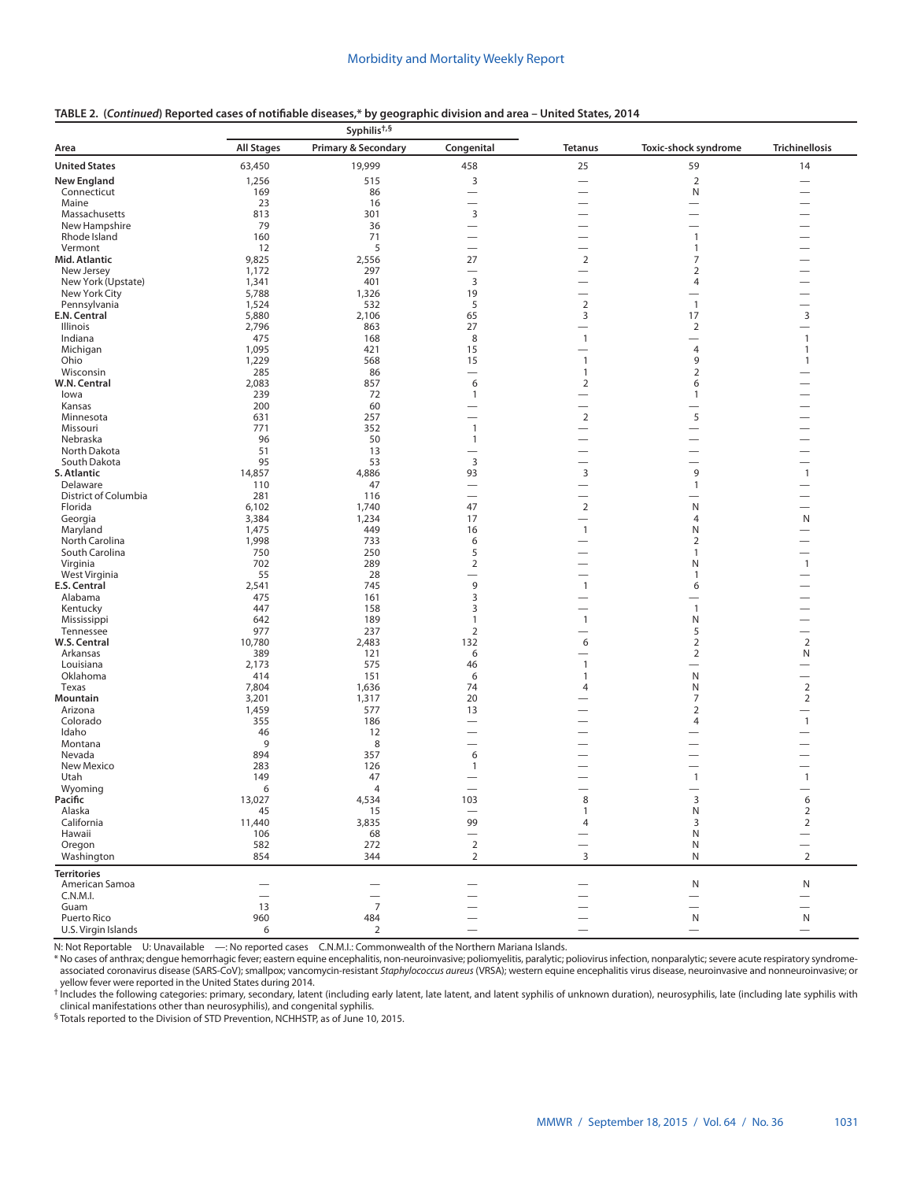**TABLE 2. (*Continued*) Reported cases of notifiable diseases,* by geographic division and area – United States, 2014**

| Area | Syphilis[†,§] | | | Tetanus | Toxic-shock syndrome | Trichinellosis |
|---|---|---|---|---|---|---|
| | All Stages | Primary & Secondary | Congenital | | | |
| **United States** | 63,450 | 19,999 | 458 | 25 | 59 | 14 |
| **New England** | 1,256 | 515 | 3 | — | 2 | — |
| Connecticut | 169 | 86 | — | — | N | — |
| Maine | 23 | 16 | — | — | — | — |
| Massachusetts | 813 | 301 | 3 | — | — | — |
| New Hampshire | 79 | 36 | — | — | — | — |
| Rhode Island | 160 | 71 | — | — | 1 | — |
| Vermont | 12 | 5 | — | — | 1 | — |
| **Mid. Atlantic** | 9,825 | 2,556 | 27 | 2 | 7 | — |
| New Jersey | 1,172 | 297 | — | — | 2 | — |
| New York (Upstate) | 1,341 | 401 | 3 | — | 4 | — |
| New York City | 5,788 | 1,326 | 19 | — | — | — |
| Pennsylvania | 1,524 | 532 | 5 | 2 | 1 | — |
| **E.N. Central** | 5,880 | 2,106 | 65 | 3 | 17 | 3 |
| Illinois | 2,796 | 863 | 27 | — | 2 | — |
| Indiana | 475 | 168 | 8 | 1 | — | 1 |
| Michigan | 1,095 | 421 | 15 | — | 4 | 1 |
| Ohio | 1,229 | 568 | 15 | 1 | 9 | 1 |
| Wisconsin | 285 | 86 | — | 1 | 2 | — |
| **W.N. Central** | 2,083 | 857 | 6 | 2 | 6 | — |
| Iowa | 239 | 72 | 1 | — | 1 | — |
| Kansas | 200 | 60 | — | — | — | — |
| Minnesota | 631 | 257 | — | 2 | 5 | — |
| Missouri | 771 | 352 | 1 | — | — | — |
| Nebraska | 96 | 50 | 1 | — | — | — |
| North Dakota | 51 | 13 | — | — | — | — |
| South Dakota | 95 | 53 | 3 | — | — | — |
| **S. Atlantic** | 14,857 | 4,886 | 93 | 3 | 9 | 1 |
| Delaware | 110 | 47 | — | — | 1 | — |
| District of Columbia | 281 | 116 | — | — | — | — |
| Florida | 6,102 | 1,740 | 47 | 2 | N | — |
| Georgia | 3,384 | 1,234 | 17 | — | 4 | N |
| Maryland | 1,475 | 449 | 16 | 1 | N | — |
| North Carolina | 1,998 | 733 | 6 | — | 2 | — |
| South Carolina | 750 | 250 | 5 | — | 1 | — |
| Virginia | 702 | 289 | 2 | — | N | 1 |
| West Virginia | 55 | 28 | — | — | 1 | — |
| **E.S. Central** | 2,541 | 745 | 9 | 1 | 6 | — |
| Alabama | 475 | 161 | 3 | — | — | — |
| Kentucky | 447 | 158 | 3 | — | 1 | — |
| Mississippi | 642 | 189 | 1 | 1 | N | — |
| Tennessee | 977 | 237 | 2 | — | 5 | — |
| **W.S. Central** | 10,780 | 2,483 | 132 | 6 | 2 | 2 |
| Arkansas | 389 | 121 | 6 | — | 2 | N |
| Louisiana | 2,173 | 575 | 46 | 1 | — | — |
| Oklahoma | 414 | 151 | 6 | 1 | N | — |
| Texas | 7,804 | 1,636 | 74 | 4 | N | 2 |
| **Mountain** | 3,201 | 1,317 | 20 | — | 7 | 2 |
| Arizona | 1,459 | 577 | 13 | — | 2 | — |
| Colorado | 355 | 186 | — | — | 4 | 1 |
| Idaho | 46 | 12 | — | — | — | — |
| Montana | 9 | 8 | — | — | — | — |
| Nevada | 894 | 357 | 6 | — | — | — |
| New Mexico | 283 | 126 | 1 | — | — | — |
| Utah | 149 | 47 | — | — | 1 | 1 |
| Wyoming | 6 | 4 | — | — | — | — |
| **Pacific** | 13,027 | 4,534 | 103 | 8 | 3 | 6 |
| Alaska | 45 | 15 | — | 1 | N | 2 |
| California | 11,440 | 3,835 | 99 | 4 | 3 | 2 |
| Hawaii | 106 | 68 | — | — | N | — |
| Oregon | 582 | 272 | 2 | — | N | — |
| Washington | 854 | 344 | 2 | 3 | N | 2 |
| **Territories** | | | | | | |
| American Samoa | — | — | — | — | N | N |
| C.N.M.I. | — | — | — | — | — | — |
| Guam | 13 | 7 | — | — | — | — |
| Puerto Rico | 960 | 484 | — | — | N | N |
| U.S. Virgin Islands | 6 | 2 | — | — | — | — |

N: Not Reportable U: Unavailable —: No reported cases C.N.M.I.: Commonwealth of the Northern Mariana Islands.

* No cases of anthrax; dengue hemorrhagic fever; eastern equine encephalitis, non-neuroinvasive; poliomyelitis, paralytic; poliovirus infection, nonparalytic; severe acute respiratory syndrome-associated coronavirus disease (SARS-CoV); smallpox; vancomycin-resistant *Staphylococcus aureus* (VRSA); western equine encephalitis virus disease, neuroinvasive and nonneuroinvasive; or yellow fever were reported in the United States during 2014.

† Includes the following categories: primary, secondary, latent (including early latent, late latent, and latent syphilis of unknown duration), neurosyphilis, late (including late syphilis with clinical manifestations other than neurosyphilis), and congenital syphilis.

§ Totals reported to the Division of STD Prevention, NCHHSTP, as of June 10, 2015.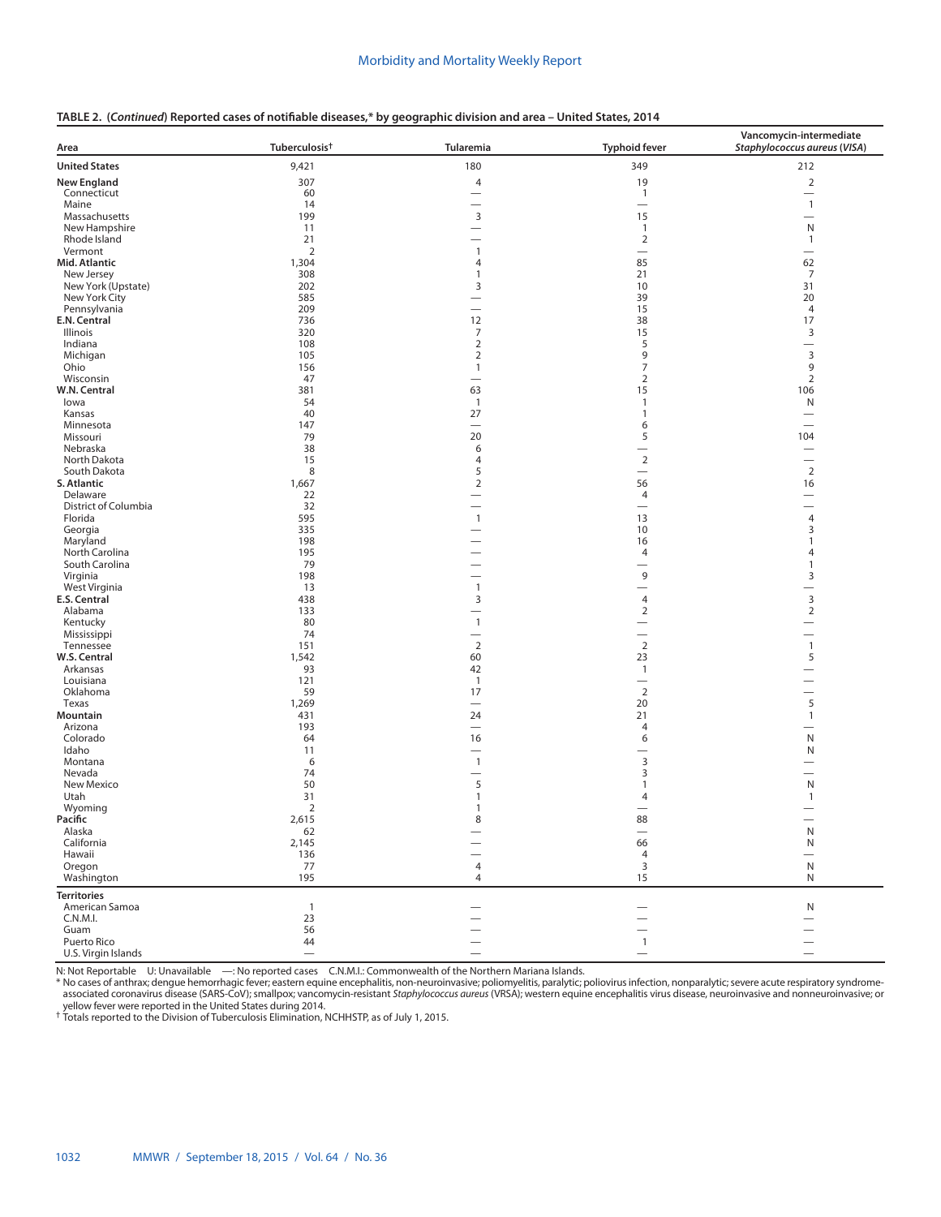**TABLE 2. (*Continued*) Reported cases of notifiable diseases,* by geographic division and area – United States, 2014**

| Area | Tuberculosis† | Tularemia | Typhoid fever | Vancomycin-intermediate *Staphylococcus aureus* (*VISA*) |
|---|---|---|---|---|
| **United States** | 9,421 | 180 | 349 | 212 |
| **New England** | 307 | 4 | 19 | 2 |
| Connecticut | 60 | — | 1 | — |
| Maine | 14 | — | — | 1 |
| Massachusetts | 199 | 3 | 15 | — |
| New Hampshire | 11 | — | 1 | N |
| Rhode Island | 21 | — | 2 | 1 |
| Vermont | 2 | 1 | — | — |
| **Mid. Atlantic** | 1,304 | 4 | 85 | 62 |
| New Jersey | 308 | 1 | 21 | 7 |
| New York (Upstate) | 202 | 3 | 10 | 31 |
| New York City | 585 | — | 39 | 20 |
| Pennsylvania | 209 | — | 15 | 4 |
| **E.N. Central** | 736 | 12 | 38 | 17 |
| Illinois | 320 | 7 | 15 | 3 |
| Indiana | 108 | 2 | 5 | — |
| Michigan | 105 | 2 | 9 | 3 |
| Ohio | 156 | 1 | 7 | 9 |
| Wisconsin | 47 | — | 2 | 2 |
| **W.N. Central** | 381 | 63 | 15 | 106 |
| Iowa | 54 | 1 | 1 | N |
| Kansas | 40 | 27 | 1 | — |
| Minnesota | 147 | — | 6 | — |
| Missouri | 79 | 20 | 5 | 104 |
| Nebraska | 38 | 6 | — | — |
| North Dakota | 15 | 4 | 2 | — |
| South Dakota | 8 | 5 | — | 2 |
| **S. Atlantic** | 1,667 | 2 | 56 | 16 |
| Delaware | 22 | — | 4 | — |
| District of Columbia | 32 | — | — | — |
| Florida | 595 | 1 | 13 | 4 |
| Georgia | 335 | — | 10 | 3 |
| Maryland | 198 | — | 16 | 1 |
| North Carolina | 195 | — | 4 | 4 |
| South Carolina | 79 | — | — | 1 |
| Virginia | 198 | — | 9 | 3 |
| West Virginia | 13 | 1 | — | — |
| **E.S. Central** | 438 | 3 | 4 | 3 |
| Alabama | 133 | — | 2 | 2 |
| Kentucky | 80 | 1 | — | — |
| Mississippi | 74 | — | — | — |
| Tennessee | 151 | 2 | 2 | 1 |
| **W.S. Central** | 1,542 | 60 | 23 | 5 |
| Arkansas | 93 | 42 | 1 | — |
| Louisiana | 121 | 1 | — | — |
| Oklahoma | 59 | 17 | 2 | — |
| Texas | 1,269 | — | 20 | 5 |
| **Mountain** | 431 | 24 | 21 | 1 |
| Arizona | 193 | — | 4 | — |
| Colorado | 64 | 16 | 6 | N |
| Idaho | 11 | — | — | N |
| Montana | 6 | 1 | 3 | — |
| Nevada | 74 | — | 3 | — |
| New Mexico | 50 | 5 | 1 | N |
| Utah | 31 | 1 | 4 | 1 |
| Wyoming | 2 | 1 | — | — |
| **Pacific** | 2,615 | 8 | 88 | — |
| Alaska | 62 | — | — | N |
| California | 2,145 | — | 66 | N |
| Hawaii | 136 | — | 4 | — |
| Oregon | 77 | 4 | 3 | N |
| Washington | 195 | 4 | 15 | N |
| **Territories** | | | | |
| American Samoa | 1 | — | — | N |
| C.N.M.I. | 23 | — | — | — |
| Guam | 56 | — | — | — |
| Puerto Rico | 44 | — | 1 | — |
| U.S. Virgin Islands | — | — | — | — |

N: Not Reportable U: Unavailable —: No reported cases C.N.M.I.: Commonwealth of the Northern Mariana Islands.

\* No cases of anthrax; dengue hemorrhagic fever; eastern equine encephalitis, non-neuroinvasive; poliomyelitis, paralytic; poliovirus infection, nonparalytic; severe acute respiratory syndrome-associated coronavirus disease (SARS-CoV); smallpox; vancomycin-resistant *Staphylococcus aureus* (VRSA); western equine encephalitis virus disease, neuroinvasive and nonneuroinvasive; or yellow fever were reported in the United States during 2014.

† Totals reported to the Division of Tuberculosis Elimination, NCHHSTP, as of July 1, 2015.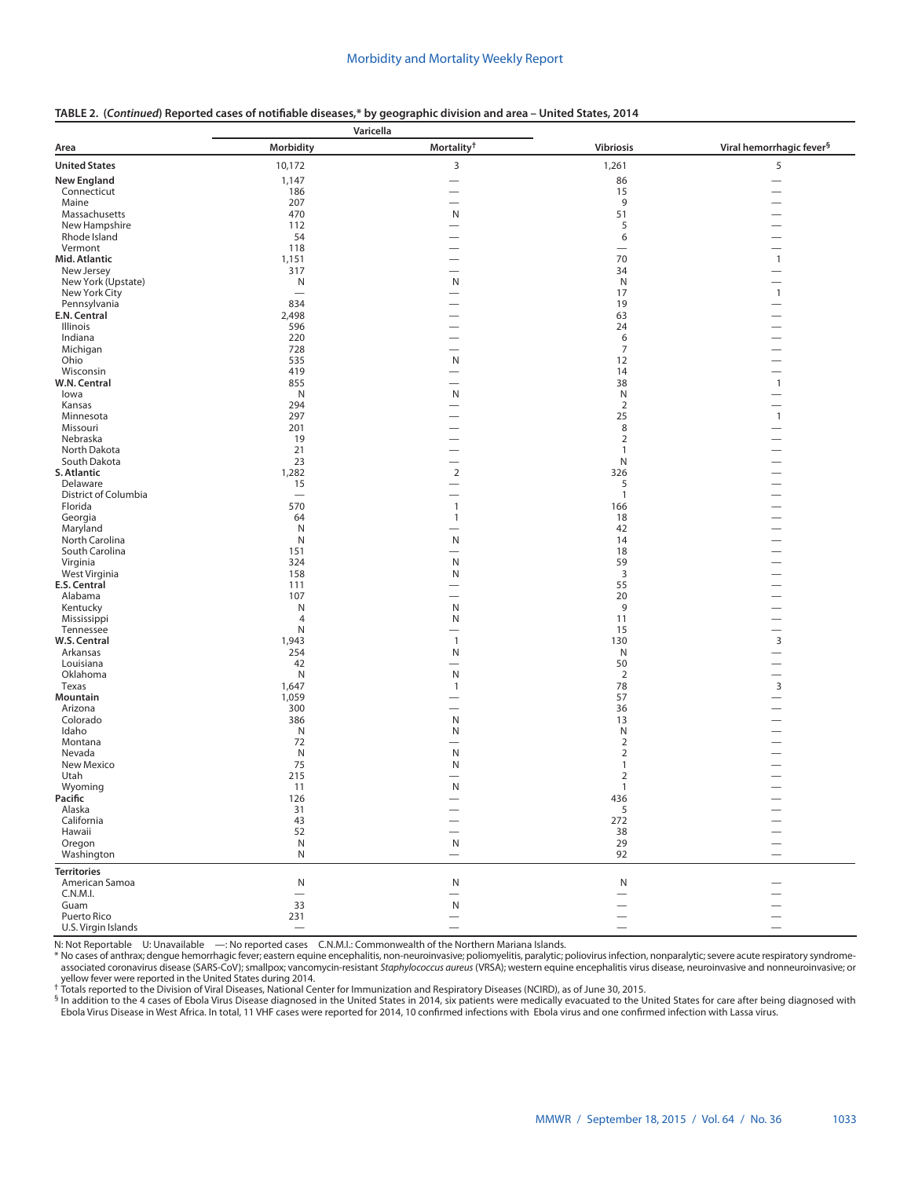**TABLE 2. (*Continued*) Reported cases of notifiable diseases,* by geographic division and area – United States, 2014**

| Area | Varicella | | Vibriosis | Viral hemorrhagic fever§ |
|---|---|---|---|---|
| | Morbidity | Mortality† | | |
| **United States** | 10,172 | 3 | 1,261 | 5 |
| **New England** | 1,147 | — | 86 | — |
| Connecticut | 186 | — | 15 | — |
| Maine | 207 | — | 9 | — |
| Massachusetts | 470 | N | 51 | — |
| New Hampshire | 112 | — | 5 | — |
| Rhode Island | 54 | — | 6 | — |
| Vermont | 118 | — | — | — |
| **Mid. Atlantic** | 1,151 | — | 70 | 1 |
| New Jersey | 317 | — | 34 | — |
| New York (Upstate) | N | N | N | — |
| New York City | — | — | 17 | 1 |
| Pennsylvania | 834 | — | 19 | — |
| **E.N. Central** | 2,498 | — | 63 | — |
| Illinois | 596 | — | 24 | — |
| Indiana | 220 | — | 6 | — |
| Michigan | 728 | — | 7 | — |
| Ohio | 535 | N | 12 | — |
| Wisconsin | 419 | — | 14 | — |
| **W.N. Central** | 855 | — | 38 | 1 |
| Iowa | N | N | N | — |
| Kansas | 294 | — | 2 | — |
| Minnesota | 297 | — | 25 | 1 |
| Missouri | 201 | — | 8 | — |
| Nebraska | 19 | — | 2 | — |
| North Dakota | 21 | — | 1 | — |
| South Dakota | 23 | — | N | — |
| **S. Atlantic** | 1,282 | 2 | 326 | — |
| Delaware | 15 | — | 5 | — |
| District of Columbia | — | — | 1 | — |
| Florida | 570 | 1 | 166 | — |
| Georgia | 64 | 1 | 18 | — |
| Maryland | N | — | 42 | — |
| North Carolina | N | N | 14 | — |
| South Carolina | 151 | — | 18 | — |
| Virginia | 324 | N | 59 | — |
| West Virginia | 158 | N | 3 | — |
| **E.S. Central** | 111 | — | 55 | — |
| Alabama | 107 | — | 20 | — |
| Kentucky | N | N | 9 | — |
| Mississippi | 4 | N | 11 | — |
| Tennessee | N | — | 15 | — |
| **W.S. Central** | 1,943 | 1 | 130 | 3 |
| Arkansas | 254 | N | N | — |
| Louisiana | 42 | — | 50 | — |
| Oklahoma | N | N | 2 | — |
| Texas | 1,647 | 1 | 78 | 3 |
| **Mountain** | 1,059 | — | 57 | — |
| Arizona | 300 | — | 36 | — |
| Colorado | 386 | N | 13 | — |
| Idaho | N | N | N | — |
| Montana | 72 | — | 2 | — |
| Nevada | N | N | 2 | — |
| New Mexico | 75 | N | 1 | — |
| Utah | 215 | — | 2 | — |
| Wyoming | 11 | N | 1 | — |
| **Pacific** | 126 | — | 436 | — |
| Alaska | 31 | — | 5 | — |
| California | 43 | — | 272 | — |
| Hawaii | 52 | — | 38 | — |
| Oregon | N | N | 29 | — |
| Washington | N | — | 92 | — |
| **Territories** | | | | |
| American Samoa | N | N | N | — |
| C.N.M.I. | — | — | — | — |
| Guam | 33 | N | — | — |
| Puerto Rico | 231 | — | — | — |
| U.S. Virgin Islands | — | — | — | — |

N: Not Reportable U: Unavailable —: No reported cases C.N.M.I.: Commonwealth of the Northern Mariana Islands.

\* No cases of anthrax; dengue hemorrhagic fever; eastern equine encephalitis, non-neuroinvasive; poliomyelitis, paralytic; poliovirus infection, nonparalytic; severe acute respiratory syndrome-associated coronavirus disease (SARS-CoV); smallpox; vancomycin-resistant *Staphylococcus aureus* (VRSA); western equine encephalitis virus disease, neuroinvasive and nonneuroinvasive; or yellow fever were reported in the United States during 2014.

† Totals reported to the Division of Viral Diseases, National Center for Immunization and Respiratory Diseases (NCIRD), as of June 30, 2015.

§ In addition to the 4 cases of Ebola Virus Disease diagnosed in the United States in 2014, six patients were medically evacuated to the United States for care after being diagnosed with Ebola Virus Disease in West Africa. In total, 11 VHF cases were reported for 2014, 10 confirmed infections with Ebola virus and one confirmed infection with Lassa virus.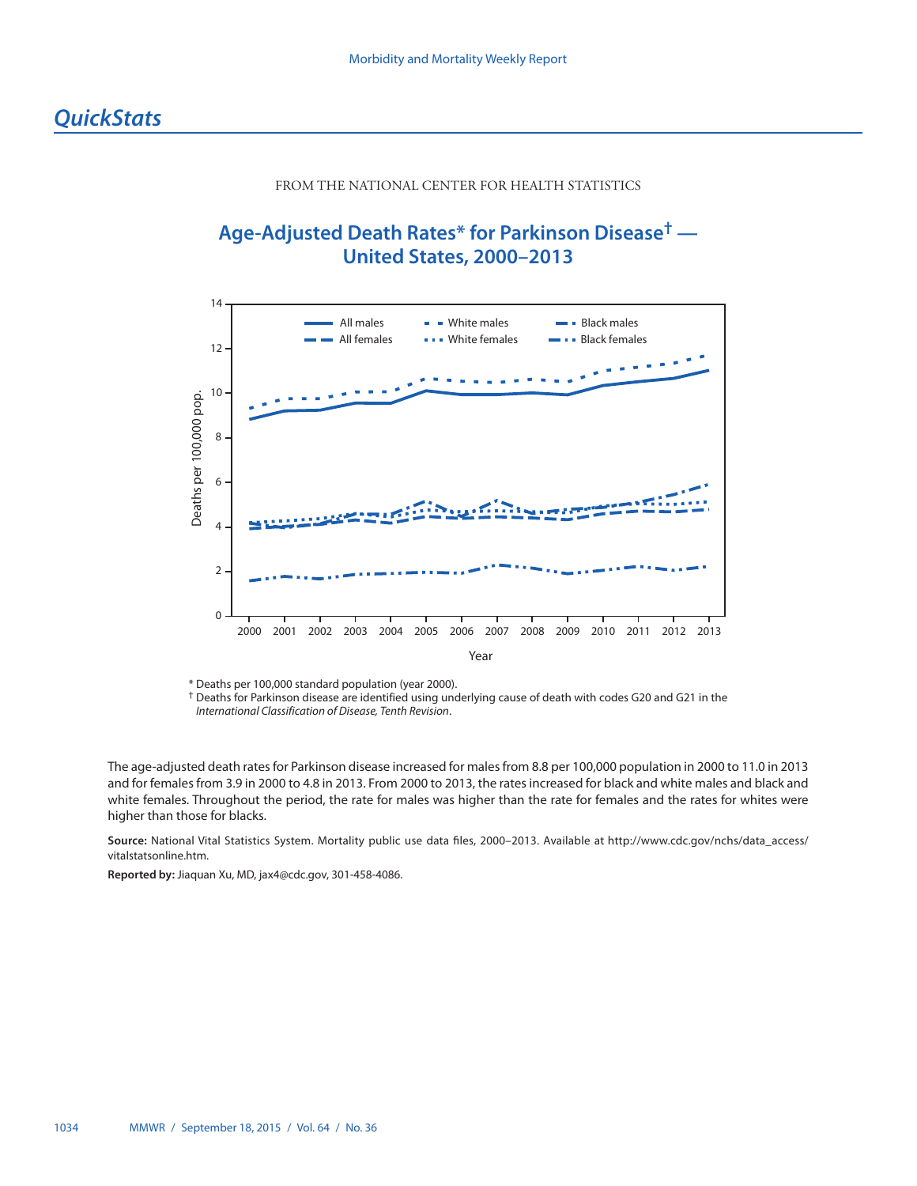# *QuickStats*

FROM THE NATIONAL CENTER FOR HEALTH STATISTICS

## Age-Adjusted Death Rates* for Parkinson Disease† — United States, 2000–2013

\* Deaths per 100,000 standard population (year 2000).

† Deaths for Parkinson disease are identified using underlying cause of death with codes G20 and G21 in the *International Classification of Disease, Tenth Revision*.

The age-adjusted death rates for Parkinson disease increased for males from 8.8 per 100,000 population in 2000 to 11.0 in 2013 and for females from 3.9 in 2000 to 4.8 in 2013. From 2000 to 2013, the rates increased for black and white males and black and white females. Throughout the period, the rate for males was higher than the rate for females and the rates for whites were higher than those for blacks.

**Source:** National Vital Statistics System. Mortality public use data files, 2000–2013. Available at http://www.cdc.gov/nchs/data_access/vitalstatsonline.htm.

**Reported by:** Jiaquan Xu, MD, jax4@cdc.gov, 301-458-4086.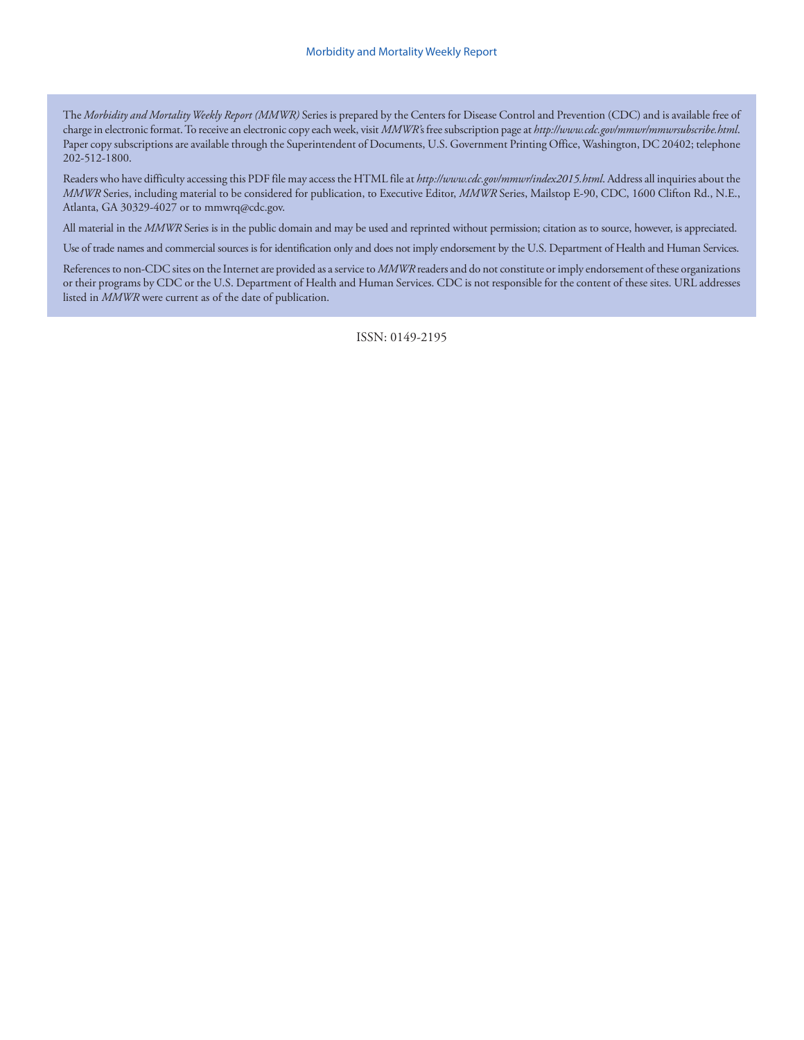The *Morbidity and Mortality Weekly Report (MMWR)* Series is prepared by the Centers for Disease Control and Prevention (CDC) and is available free of charge in electronic format. To receive an electronic copy each week, visit *MMWR*'s free subscription page at *http://www.cdc.gov/mmwr/mmwrsubscribe.html*. Paper copy subscriptions are available through the Superintendent of Documents, U.S. Government Printing Office, Washington, DC 20402; telephone 202-512-1800.

Readers who have difficulty accessing this PDF file may access the HTML file at *http://www.cdc.gov/mmwr/index2015.html*. Address all inquiries about the *MMWR* Series, including material to be considered for publication, to Executive Editor, *MMWR* Series, Mailstop E-90, CDC, 1600 Clifton Rd., N.E., Atlanta, GA 30329-4027 or to mmwrq@cdc.gov.

All material in the *MMWR* Series is in the public domain and may be used and reprinted without permission; citation as to source, however, is appreciated.

Use of trade names and commercial sources is for identification only and does not imply endorsement by the U.S. Department of Health and Human Services.

References to non-CDC sites on the Internet are provided as a service to *MMWR* readers and do not constitute or imply endorsement of these organizations or their programs by CDC or the U.S. Department of Health and Human Services. CDC is not responsible for the content of these sites. URL addresses listed in *MMWR* were current as of the date of publication.

ISSN: 0149-2195